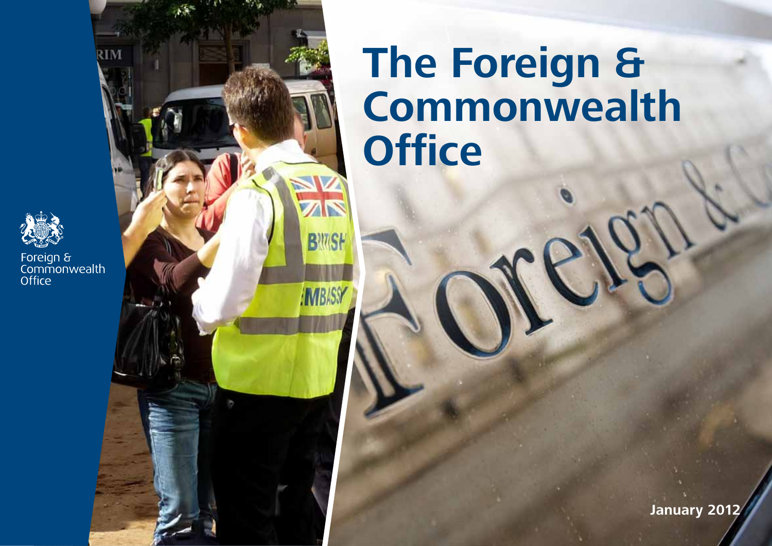Foreign & Commonwealth Office

# The Foreign & Commonwealth Office

January 2012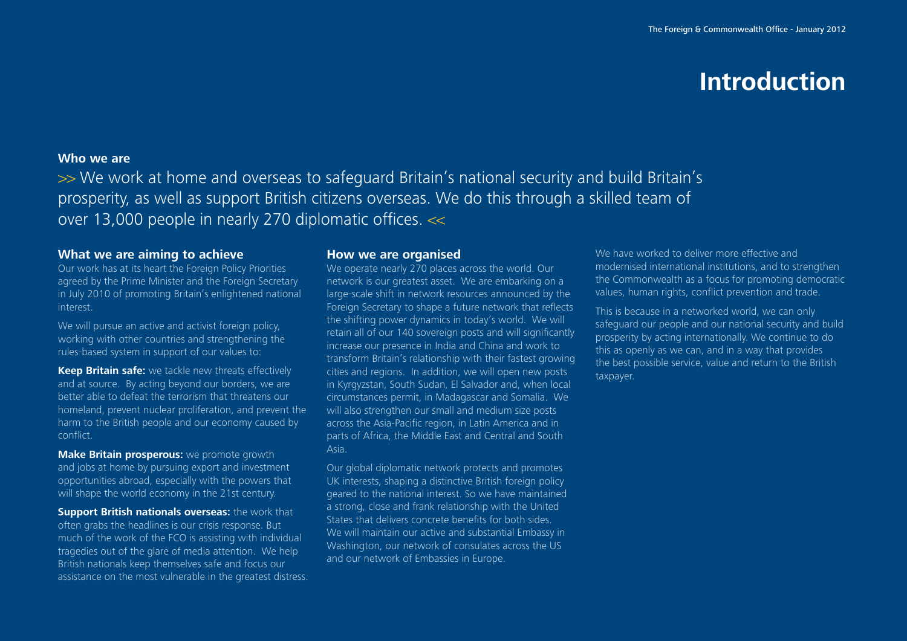# Introduction

### Who we are

>> We work at home and overseas to safeguard Britain's national security and build Britain's prosperity, as well as support British citizens overseas. We do this through a skilled team of over 13,000 people in nearly 270 diplomatic offices. <<

### What we are aiming to achieve

Our work has at its heart the Foreign Policy Priorities agreed by the Prime Minister and the Foreign Secretary in July 2010 of promoting Britain's enlightened national interest.

We will pursue an active and activist foreign policy, working with other countries and strengthening the rules-based system in support of our values to:

**Keep Britain safe:** we tackle new threats effectively and at source. By acting beyond our borders, we are better able to defeat the terrorism that threatens our homeland, prevent nuclear proliferation, and prevent the harm to the British people and our economy caused by conflict.

**Make Britain prosperous:** we promote growth and jobs at home by pursuing export and investment opportunities abroad, especially with the powers that will shape the world economy in the 21st century.

**Support British nationals overseas:** the work that often grabs the headlines is our crisis response. But much of the work of the FCO is assisting with individual tragedies out of the glare of media attention. We help British nationals keep themselves safe and focus our assistance on the most vulnerable in the greatest distress.

### How we are organised

We operate nearly 270 places across the world. Our network is our greatest asset. We are embarking on a large-scale shift in network resources announced by the Foreign Secretary to shape a future network that reflects the shifting power dynamics in today's world. We will retain all of our 140 sovereign posts and will significantly increase our presence in India and China and work to transform Britain's relationship with their fastest growing cities and regions. In addition, we will open new posts in Kyrgyzstan, South Sudan, El Salvador and, when local circumstances permit, in Madagascar and Somalia. We will also strengthen our small and medium size posts across the Asia-Pacific region, in Latin America and in parts of Africa, the Middle East and Central and South Asia.

Our global diplomatic network protects and promotes UK interests, shaping a distinctive British foreign policy geared to the national interest. So we have maintained a strong, close and frank relationship with the United States that delivers concrete benefits for both sides. We will maintain our active and substantial Embassy in Washington, our network of consulates across the US and our network of Embassies in Europe.

We have worked to deliver more effective and modernised international institutions, and to strengthen the Commonwealth as a focus for promoting democratic values, human rights, conflict prevention and trade.

This is because in a networked world, we can only safeguard our people and our national security and build prosperity by acting internationally. We continue to do this as openly as we can, and in a way that provides the best possible service, value and return to the British taxpayer.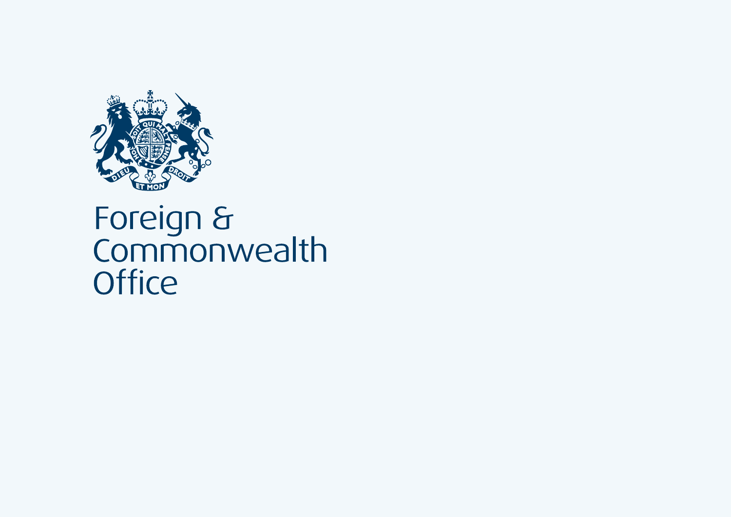Foreign & Commonwealth Office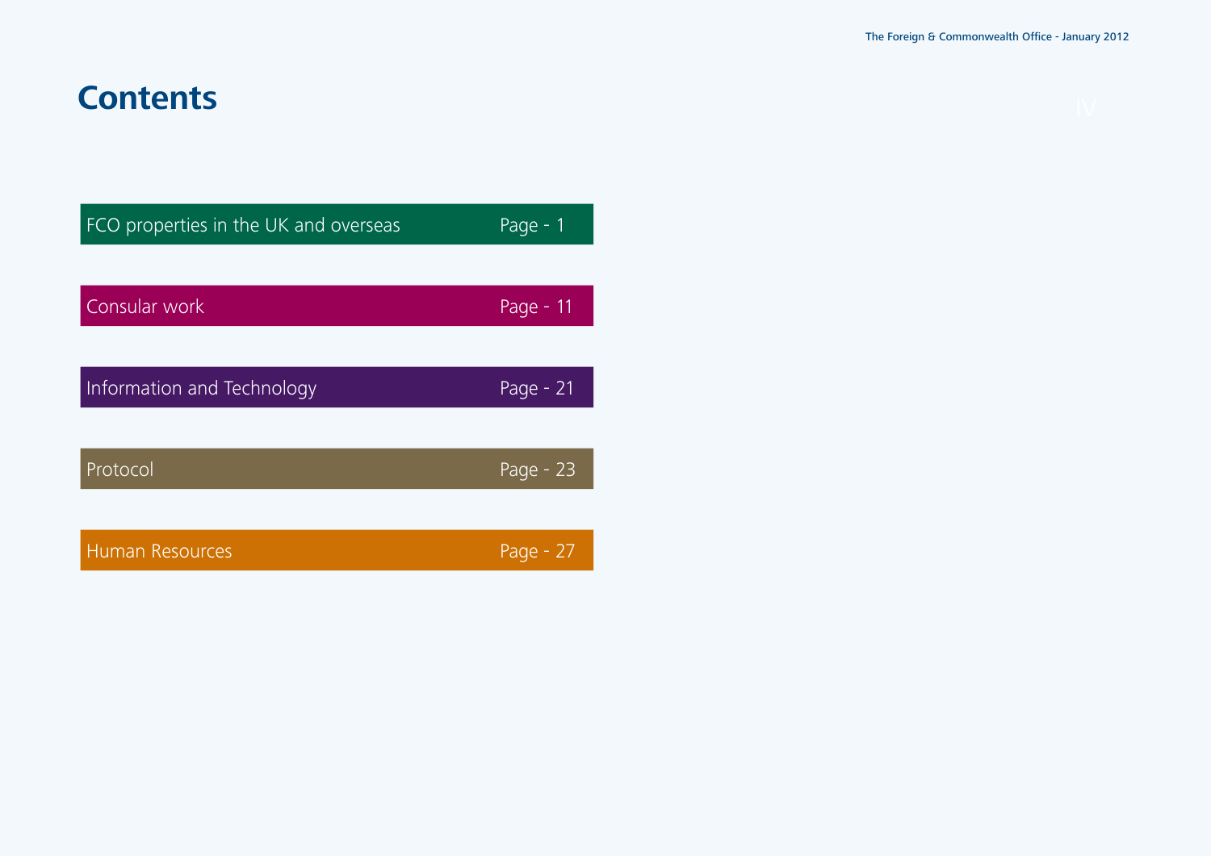# Contents

| | |
|---|---|
| FCO properties in the UK and overseas | Page - 1 |
| Consular work | Page - 11 |
| Information and Technology | Page - 21 |
| Protocol | Page - 23 |
| Human Resources | Page - 27 |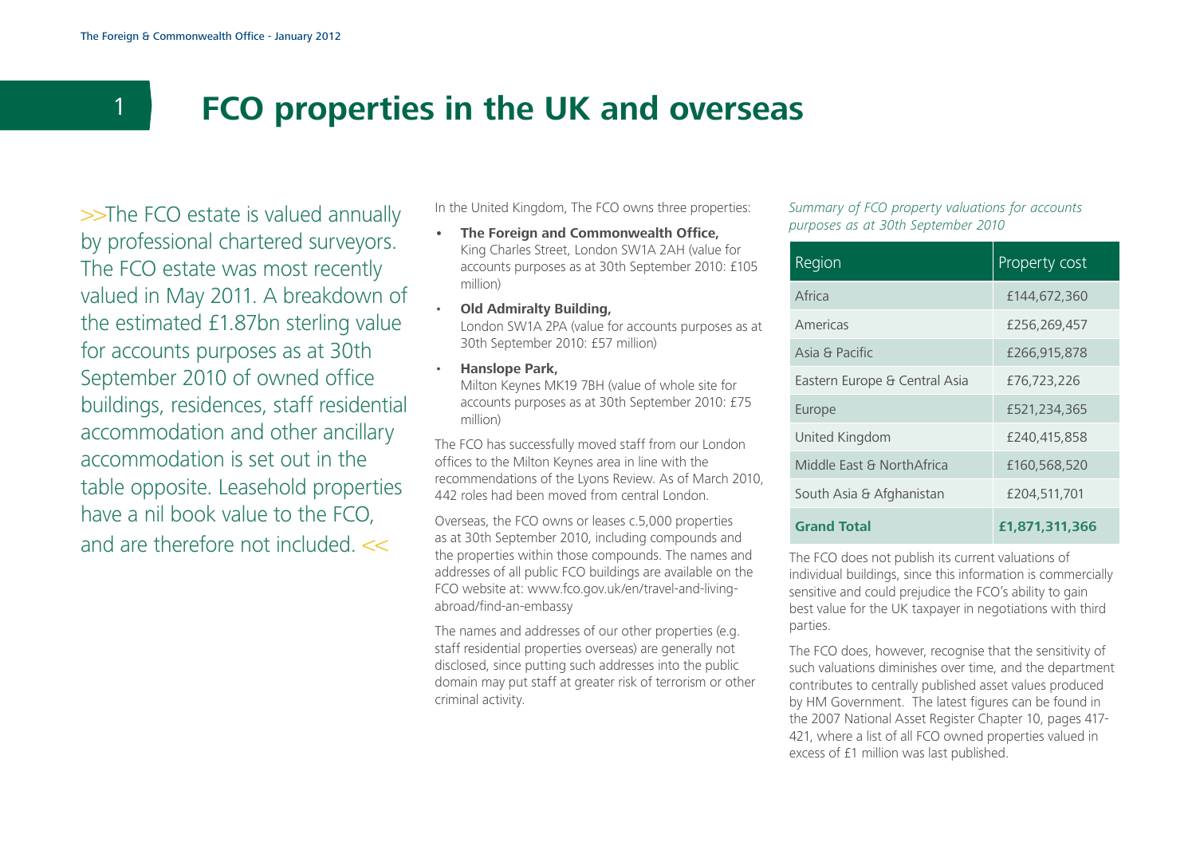# 1 FCO properties in the UK and overseas

>>The FCO estate is valued annually by professional chartered surveyors. The FCO estate was most recently valued in May 2011. A breakdown of the estimated £1.87bn sterling value for accounts purposes as at 30th September 2010 of owned office buildings, residences, staff residential accommodation and other ancillary accommodation is set out in the table opposite. Leasehold properties have a nil book value to the FCO, and are therefore not included. <<

In the United Kingdom, The FCO owns three properties:

- **The Foreign and Commonwealth Office,** King Charles Street, London SW1A 2AH (value for accounts purposes as at 30th September 2010: £105 million)
- **Old Admiralty Building,** London SW1A 2PA (value for accounts purposes as at 30th September 2010: £57 million)
- **Hanslope Park,** Milton Keynes MK19 7BH (value of whole site for accounts purposes as at 30th September 2010: £75 million)

The FCO has successfully moved staff from our London offices to the Milton Keynes area in line with the recommendations of the Lyons Review. As of March 2010, 442 roles had been moved from central London.

Overseas, the FCO owns or leases c.5,000 properties as at 30th September 2010, including compounds and the properties within those compounds. The names and addresses of all public FCO buildings are available on the FCO website at: www.fco.gov.uk/en/travel-and-living-abroad/find-an-embassy

The names and addresses of our other properties (e.g. staff residential properties overseas) are generally not disclosed, since putting such addresses into the public domain may put staff at greater risk of terrorism or other criminal activity.

*Summary of FCO property valuations for accounts purposes as at 30th September 2010*

| Region | Property cost |
|---|---|
| Africa | £144,672,360 |
| Americas | £256,269,457 |
| Asia & Pacific | £266,915,878 |
| Eastern Europe & Central Asia | £76,723,226 |
| Europe | £521,234,365 |
| United Kingdom | £240,415,858 |
| Middle East & NorthAfrica | £160,568,520 |
| South Asia & Afghanistan | £204,511,701 |
| **Grand Total** | **£1,871,311,366** |

The FCO does not publish its current valuations of individual buildings, since this information is commercially sensitive and could prejudice the FCO's ability to gain best value for the UK taxpayer in negotiations with third parties.

The FCO does, however, recognise that the sensitivity of such valuations diminishes over time, and the department contributes to centrally published asset values produced by HM Government. The latest figures can be found in the 2007 National Asset Register Chapter 10, pages 417-421, where a list of all FCO owned properties valued in excess of £1 million was last published.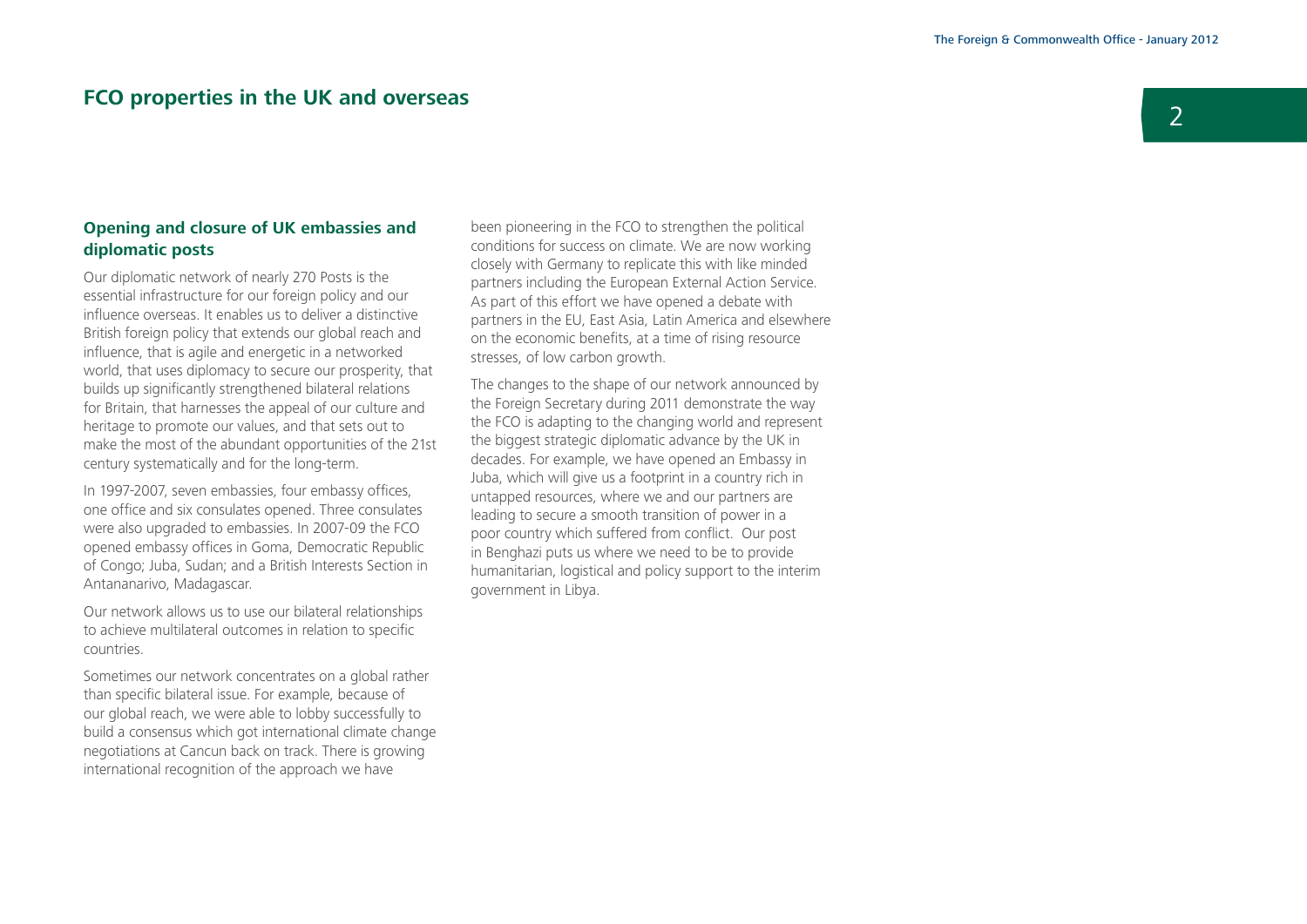# FCO properties in the UK and overseas

## Opening and closure of UK embassies and diplomatic posts

Our diplomatic network of nearly 270 Posts is the essential infrastructure for our foreign policy and our influence overseas. It enables us to deliver a distinctive British foreign policy that extends our global reach and influence, that is agile and energetic in a networked world, that uses diplomacy to secure our prosperity, that builds up significantly strengthened bilateral relations for Britain, that harnesses the appeal of our culture and heritage to promote our values, and that sets out to make the most of the abundant opportunities of the 21st century systematically and for the long-term.

In 1997-2007, seven embassies, four embassy offices, one office and six consulates opened. Three consulates were also upgraded to embassies. In 2007-09 the FCO opened embassy offices in Goma, Democratic Republic of Congo; Juba, Sudan; and a British Interests Section in Antananarivo, Madagascar.

Our network allows us to use our bilateral relationships to achieve multilateral outcomes in relation to specific countries.

Sometimes our network concentrates on a global rather than specific bilateral issue. For example, because of our global reach, we were able to lobby successfully to build a consensus which got international climate change negotiations at Cancun back on track. There is growing international recognition of the approach we have been pioneering in the FCO to strengthen the political conditions for success on climate. We are now working closely with Germany to replicate this with like minded partners including the European External Action Service. As part of this effort we have opened a debate with partners in the EU, East Asia, Latin America and elsewhere on the economic benefits, at a time of rising resource stresses, of low carbon growth.

The changes to the shape of our network announced by the Foreign Secretary during 2011 demonstrate the way the FCO is adapting to the changing world and represent the biggest strategic diplomatic advance by the UK in decades. For example, we have opened an Embassy in Juba, which will give us a footprint in a country rich in untapped resources, where we and our partners are leading to secure a smooth transition of power in a poor country which suffered from conflict. Our post in Benghazi puts us where we need to be to provide humanitarian, logistical and policy support to the interim government in Libya.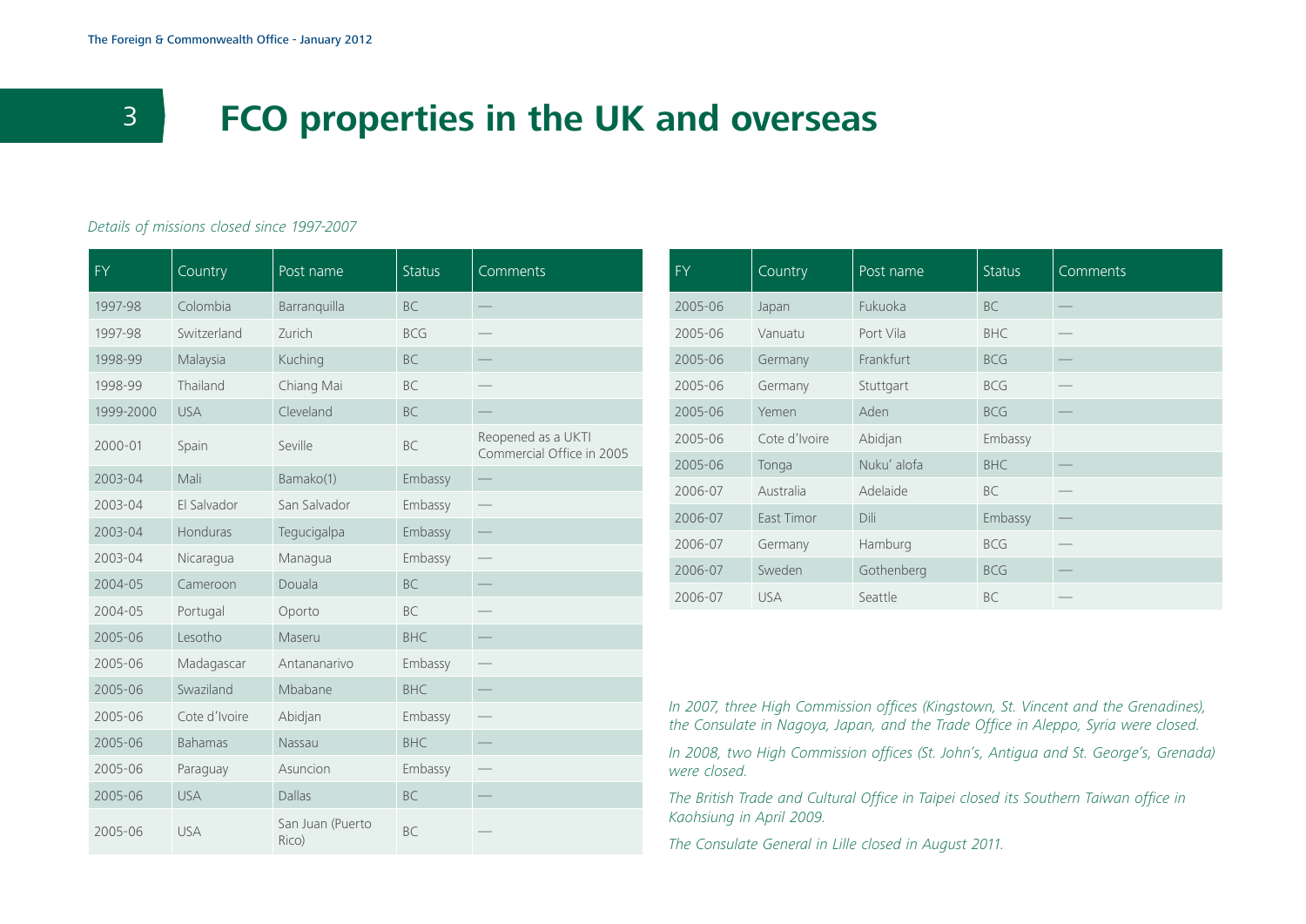# 3 FCO properties in the UK and overseas

*Details of missions closed since 1997-2007*

| FY | Country | Post name | Status | Comments |
|---|---|---|---|---|
| 1997-98 | Colombia | Barranquilla | BC | — |
| 1997-98 | Switzerland | Zurich | BCG | — |
| 1998-99 | Malaysia | Kuching | BC | — |
| 1998-99 | Thailand | Chiang Mai | BC | — |
| 1999-2000 | USA | Cleveland | BC | — |
| 2000-01 | Spain | Seville | BC | Reopened as a UKTI Commercial Office in 2005 |
| 2003-04 | Mali | Bamako(1) | Embassy | — |
| 2003-04 | El Salvador | San Salvador | Embassy | — |
| 2003-04 | Honduras | Tegucigalpa | Embassy | — |
| 2003-04 | Nicaragua | Managua | Embassy | — |
| 2004-05 | Cameroon | Douala | BC | — |
| 2004-05 | Portugal | Oporto | BC | — |
| 2005-06 | Lesotho | Maseru | BHC | — |
| 2005-06 | Madagascar | Antananarivo | Embassy | — |
| 2005-06 | Swaziland | Mbabane | BHC | — |
| 2005-06 | Cote d'Ivoire | Abidjan | Embassy | — |
| 2005-06 | Bahamas | Nassau | BHC | — |
| 2005-06 | Paraguay | Asuncion | Embassy | — |
| 2005-06 | USA | Dallas | BC | — |
| 2005-06 | USA | San Juan (Puerto Rico) | BC | — |
| 2005-06 | Japan | Fukuoka | BC | — |
| 2005-06 | Vanuatu | Port Vila | BHC | — |
| 2005-06 | Germany | Frankfurt | BCG | — |
| 2005-06 | Germany | Stuttgart | BCG | — |
| 2005-06 | Yemen | Aden | BCG | — |
| 2005-06 | Cote d'Ivoire | Abidjan | Embassy | |
| 2005-06 | Tonga | Nuku' alofa | BHC | — |
| 2006-07 | Australia | Adelaide | BC | — |
| 2006-07 | East Timor | Dili | Embassy | — |
| 2006-07 | Germany | Hamburg | BCG | — |
| 2006-07 | Sweden | Gothenberg | BCG | — |
| 2006-07 | USA | Seattle | BC | — |

*In 2007, three High Commission offices (Kingstown, St. Vincent and the Grenadines), the Consulate in Nagoya, Japan, and the Trade Office in Aleppo, Syria were closed.*

*In 2008, two High Commission offices (St. John's, Antigua and St. George's, Grenada) were closed.*

*The British Trade and Cultural Office in Taipei closed its Southern Taiwan office in Kaohsiung in April 2009.*

*The Consulate General in Lille closed in August 2011.*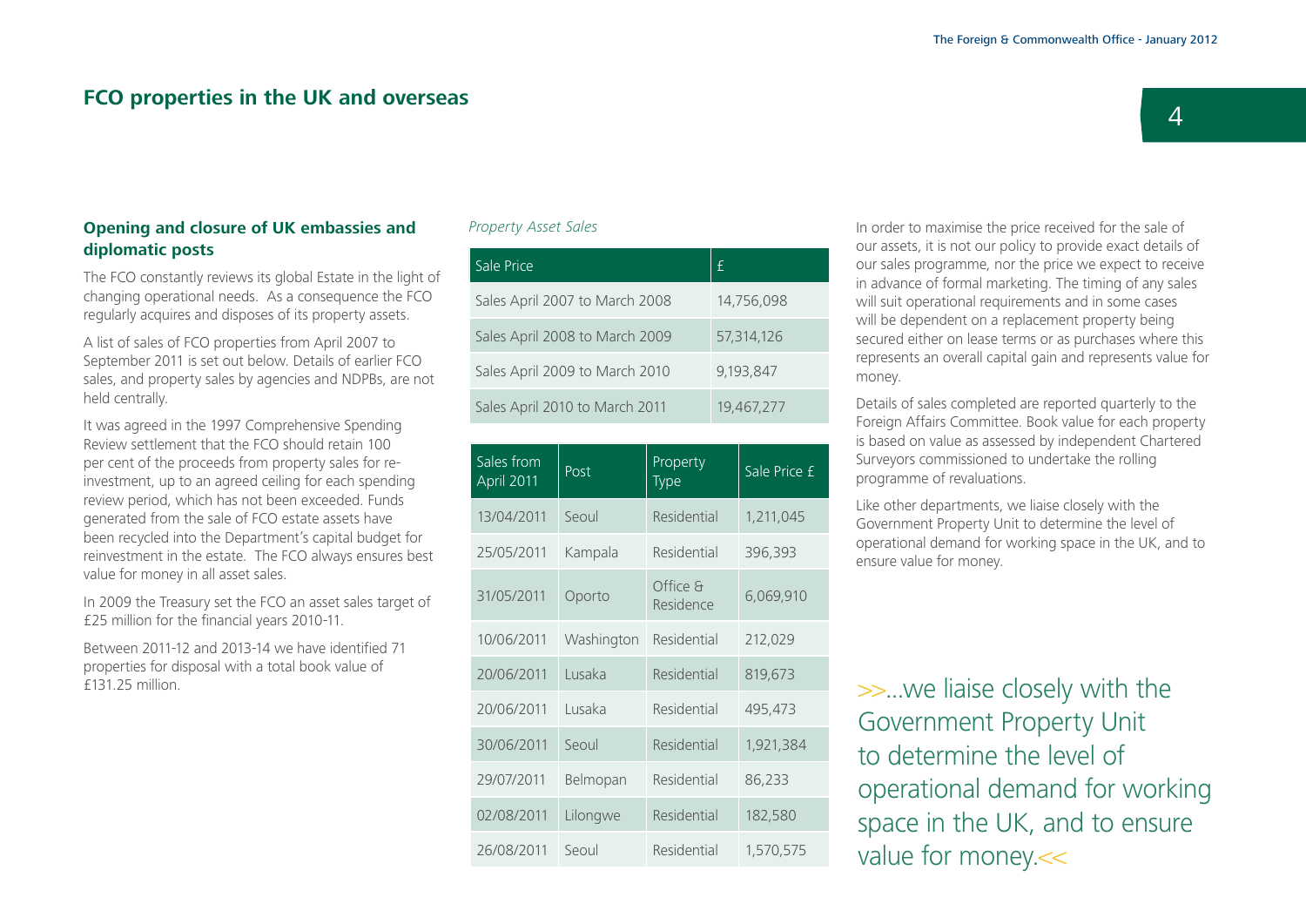## FCO properties in the UK and overseas

### Opening and closure of UK embassies and diplomatic posts

The FCO constantly reviews its global Estate in the light of changing operational needs. As a consequence the FCO regularly acquires and disposes of its property assets.

A list of sales of FCO properties from April 2007 to September 2011 is set out below. Details of earlier FCO sales, and property sales by agencies and NDPBs, are not held centrally.

It was agreed in the 1997 Comprehensive Spending Review settlement that the FCO should retain 100 per cent of the proceeds from property sales for re-investment, up to an agreed ceiling for each spending review period, which has not been exceeded. Funds generated from the sale of FCO estate assets have been recycled into the Department's capital budget for reinvestment in the estate. The FCO always ensures best value for money in all asset sales.

In 2009 the Treasury set the FCO an asset sales target of £25 million for the financial years 2010-11.

Between 2011-12 and 2013-14 we have identified 71 properties for disposal with a total book value of £131.25 million.

*Property Asset Sales*

| Sale Price | £ |
|---|---|
| Sales April 2007 to March 2008 | 14,756,098 |
| Sales April 2008 to March 2009 | 57,314,126 |
| Sales April 2009 to March 2010 | 9,193,847 |
| Sales April 2010 to March 2011 | 19,467,277 |

| Sales from April 2011 | Post | Property Type | Sale Price £ |
|---|---|---|---|
| 13/04/2011 | Seoul | Residential | 1,211,045 |
| 25/05/2011 | Kampala | Residential | 396,393 |
| 31/05/2011 | Oporto | Office & Residence | 6,069,910 |
| 10/06/2011 | Washington | Residential | 212,029 |
| 20/06/2011 | Lusaka | Residential | 819,673 |
| 20/06/2011 | Lusaka | Residential | 495,473 |
| 30/06/2011 | Seoul | Residential | 1,921,384 |
| 29/07/2011 | Belmopan | Residential | 86,233 |
| 02/08/2011 | Lilongwe | Residential | 182,580 |
| 26/08/2011 | Seoul | Residential | 1,570,575 |

In order to maximise the price received for the sale of our assets, it is not our policy to provide exact details of our sales programme, nor the price we expect to receive in advance of formal marketing. The timing of any sales will suit operational requirements and in some cases will be dependent on a replacement property being secured either on lease terms or as purchases where this represents an overall capital gain and represents value for money.

Details of sales completed are reported quarterly to the Foreign Affairs Committee. Book value for each property is based on value as assessed by independent Chartered Surveyors commissioned to undertake the rolling programme of revaluations.

Like other departments, we liaise closely with the Government Property Unit to determine the level of operational demand for working space in the UK, and to ensure value for money.

>>...we liaise closely with the Government Property Unit to determine the level of operational demand for working space in the UK, and to ensure value for money.<<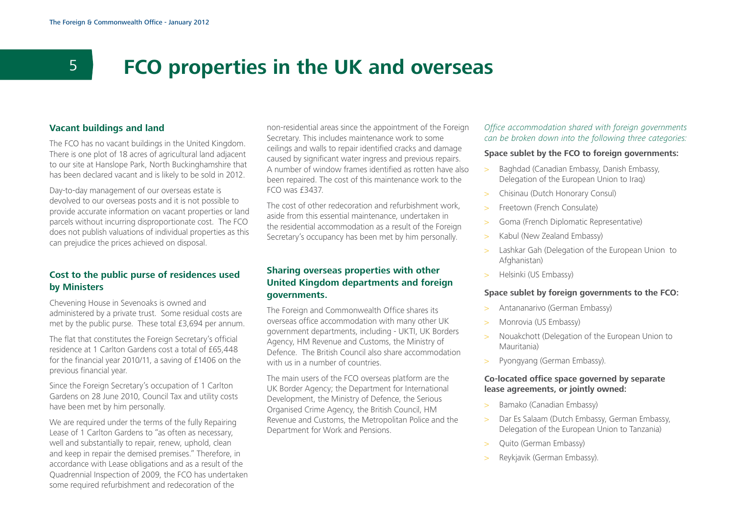# 5 FCO properties in the UK and overseas

### Vacant buildings and land

The FCO has no vacant buildings in the United Kingdom. There is one plot of 18 acres of agricultural land adjacent to our site at Hanslope Park, North Buckinghamshire that has been declared vacant and is likely to be sold in 2012.

Day-to-day management of our overseas estate is devolved to our overseas posts and it is not possible to provide accurate information on vacant properties or land parcels without incurring disproportionate cost. The FCO does not publish valuations of individual properties as this can prejudice the prices achieved on disposal.

### Cost to the public purse of residences used by Ministers

Chevening House in Sevenoaks is owned and administered by a private trust. Some residual costs are met by the public purse. These total £3,694 per annum.

The flat that constitutes the Foreign Secretary's official residence at 1 Carlton Gardens cost a total of £65,448 for the financial year 2010/11, a saving of £1406 on the previous financial year.

Since the Foreign Secretary's occupation of 1 Carlton Gardens on 28 June 2010, Council Tax and utility costs have been met by him personally.

We are required under the terms of the fully Repairing Lease of 1 Carlton Gardens to "as often as necessary, well and substantially to repair, renew, uphold, clean and keep in repair the demised premises." Therefore, in accordance with Lease obligations and as a result of the Quadrennial Inspection of 2009, the FCO has undertaken some required refurbishment and redecoration of the non-residential areas since the appointment of the Foreign Secretary. This includes maintenance work to some ceilings and walls to repair identified cracks and damage caused by significant water ingress and previous repairs. A number of window frames identified as rotten have also been repaired. The cost of this maintenance work to the FCO was £3437.

The cost of other redecoration and refurbishment work, aside from this essential maintenance, undertaken in the residential accommodation as a result of the Foreign Secretary's occupancy has been met by him personally.

### Sharing overseas properties with other United Kingdom departments and foreign governments.

The Foreign and Commonwealth Office shares its overseas office accommodation with many other UK government departments, including - UKTI, UK Borders Agency, HM Revenue and Customs, the Ministry of Defence. The British Council also share accommodation with us in a number of countries.

The main users of the FCO overseas platform are the UK Border Agency; the Department for International Development, the Ministry of Defence, the Serious Organised Crime Agency, the British Council, HM Revenue and Customs, the Metropolitan Police and the Department for Work and Pensions.

*Office accommodation shared with foreign governments can be broken down into the following three categories:*

**Space sublet by the FCO to foreign governments:**

- Baghdad (Canadian Embassy, Danish Embassy, Delegation of the European Union to Iraq)
- Chisinau (Dutch Honorary Consul)
- Freetown (French Consulate)
- Goma (French Diplomatic Representative)
- Kabul (New Zealand Embassy)
- Lashkar Gah (Delegation of the European Union to Afghanistan)
- Helsinki (US Embassy)

**Space sublet by foreign governments to the FCO:**

- Antananarivo (German Embassy)
- Monrovia (US Embassy)
- Nouakchott (Delegation of the European Union to Mauritania)
- Pyongyang (German Embassy).

**Co-located office space governed by separate lease agreements, or jointly owned:**

- Bamako (Canadian Embassy)
- Dar Es Salaam (Dutch Embassy, German Embassy, Delegation of the European Union to Tanzania)
- Quito (German Embassy)
- Reykjavik (German Embassy).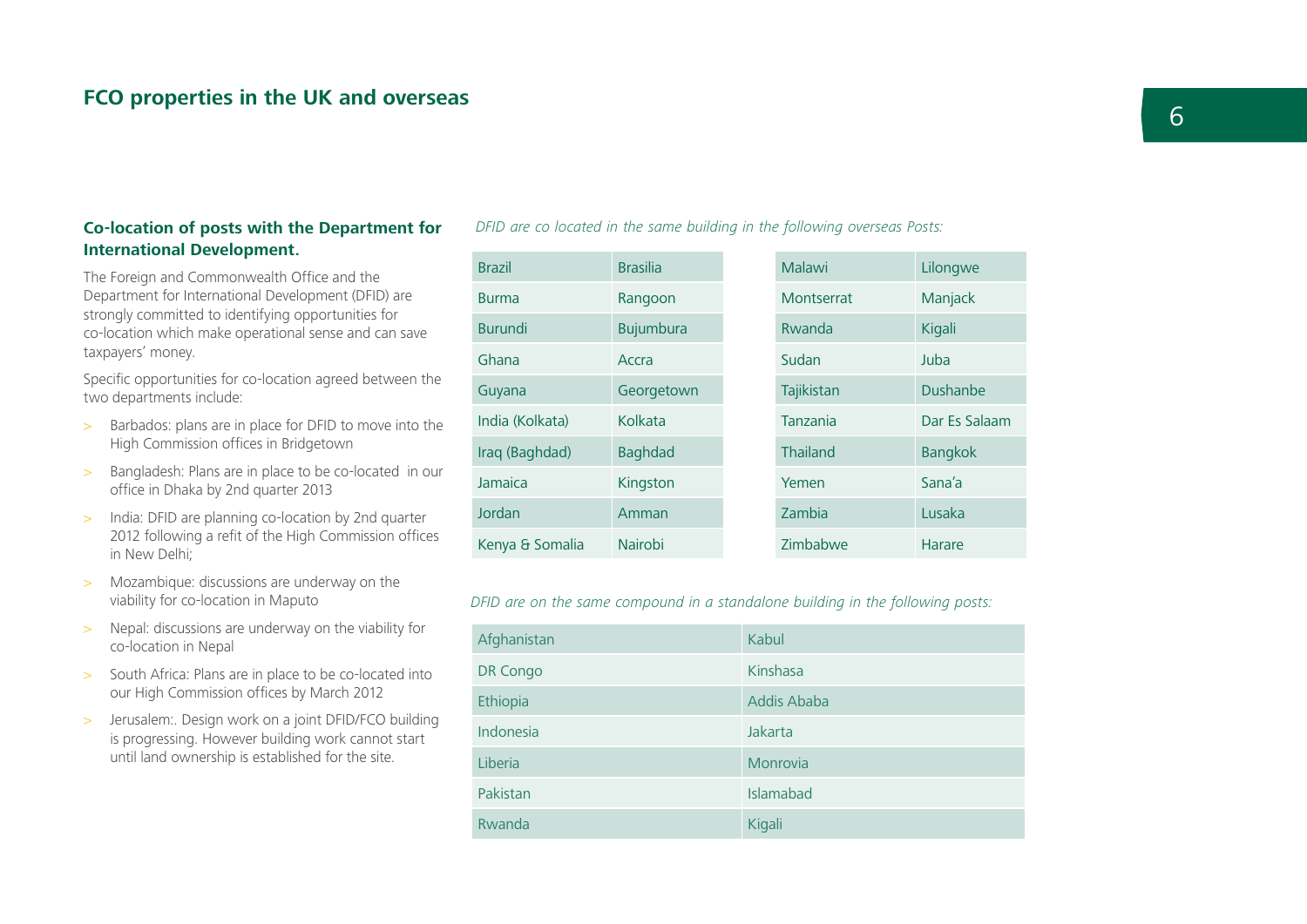## FCO properties in the UK and overseas

### Co-location of posts with the Department for International Development.

The Foreign and Commonwealth Office and the Department for International Development (DFID) are strongly committed to identifying opportunities for co-location which make operational sense and can save taxpayers' money.

Specific opportunities for co-location agreed between the two departments include:

- Barbados: plans are in place for DFID to move into the High Commission offices in Bridgetown
- Bangladesh: Plans are in place to be co-located in our office in Dhaka by 2nd quarter 2013
- India: DFID are planning co-location by 2nd quarter 2012 following a refit of the High Commission offices in New Delhi;
- Mozambique: discussions are underway on the viability for co-location in Maputo
- Nepal: discussions are underway on the viability for co-location in Nepal
- South Africa: Plans are in place to be co-located into our High Commission offices by March 2012
- Jerusalem:. Design work on a joint DFID/FCO building is progressing. However building work cannot start until land ownership is established for the site.

*DFID are co located in the same building in the following overseas Posts:*

| | |
|---|---|
| Brazil | Brasilia |
| Burma | Rangoon |
| Burundi | Bujumbura |
| Ghana | Accra |
| Guyana | Georgetown |
| India (Kolkata) | Kolkata |
| Iraq (Baghdad) | Baghdad |
| Jamaica | Kingston |
| Jordan | Amman |
| Kenya & Somalia | Nairobi |

| | |
|---|---|
| Malawi | Lilongwe |
| Montserrat | Manjack |
| Rwanda | Kigali |
| Sudan | Juba |
| Tajikistan | Dushanbe |
| Tanzania | Dar Es Salaam |
| Thailand | Bangkok |
| Yemen | Sana'a |
| Zambia | Lusaka |
| Zimbabwe | Harare |

*DFID are on the same compound in a standalone building in the following posts:*

| | |
|---|---|
| Afghanistan | Kabul |
| DR Congo | Kinshasa |
| Ethiopia | Addis Ababa |
| Indonesia | Jakarta |
| Liberia | Monrovia |
| Pakistan | Islamabad |
| Rwanda | Kigali |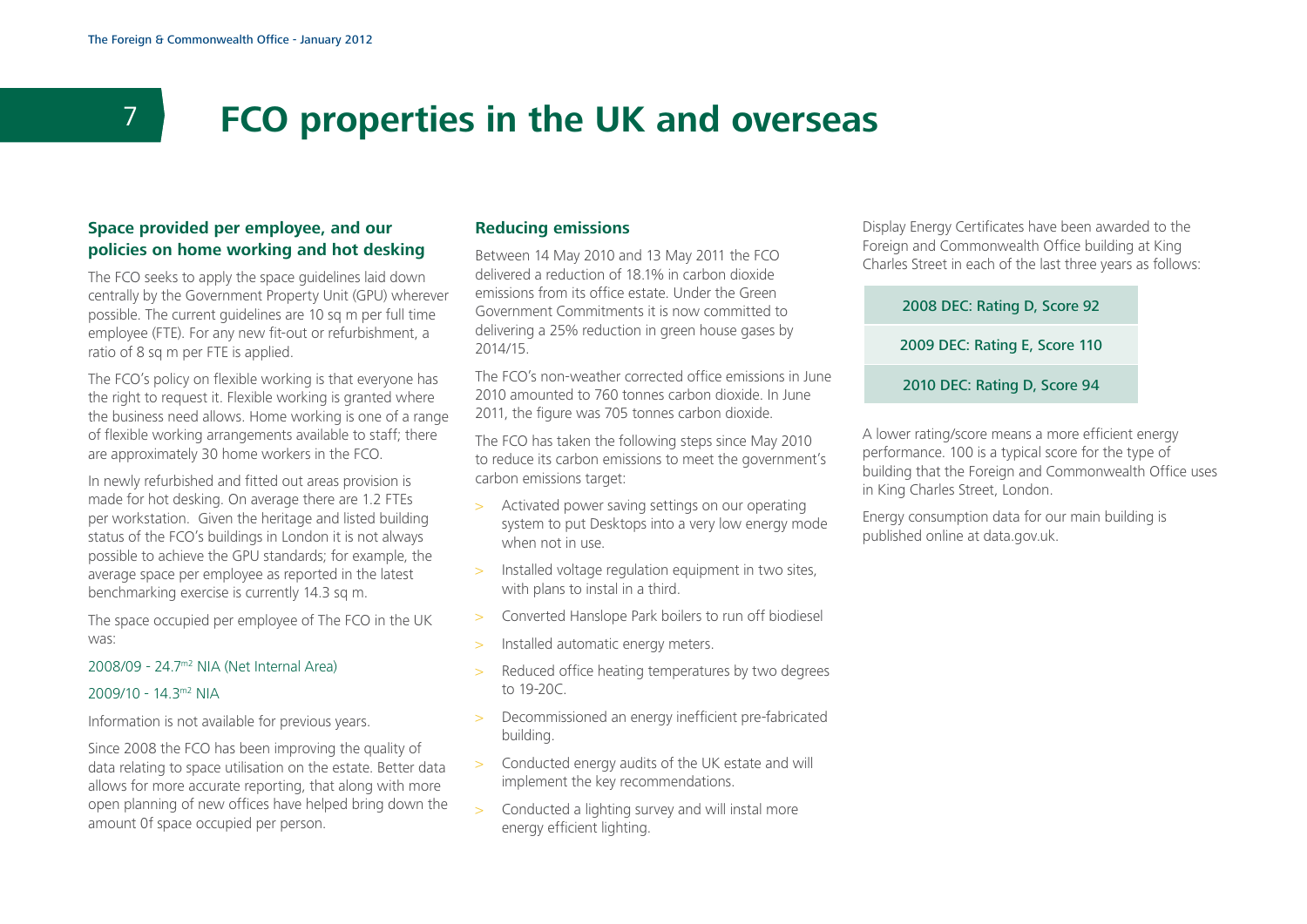# 7 FCO properties in the UK and overseas

### Space provided per employee, and our policies on home working and hot desking

The FCO seeks to apply the space guidelines laid down centrally by the Government Property Unit (GPU) wherever possible. The current guidelines are 10 sq m per full time employee (FTE). For any new fit-out or refurbishment, a ratio of 8 sq m per FTE is applied.

The FCO's policy on flexible working is that everyone has the right to request it. Flexible working is granted where the business need allows. Home working is one of a range of flexible working arrangements available to staff; there are approximately 30 home workers in the FCO.

In newly refurbished and fitted out areas provision is made for hot desking. On average there are 1.2 FTEs per workstation. Given the heritage and listed building status of the FCO's buildings in London it is not always possible to achieve the GPU standards; for example, the average space per employee as reported in the latest benchmarking exercise is currently 14.3 sq m.

The space occupied per employee of The FCO in the UK was:

2008/09 - 24.7$^{m2}$ NIA (Net Internal Area)

2009/10 - 14.3$^{m2}$ NIA

Information is not available for previous years.

Since 2008 the FCO has been improving the quality of data relating to space utilisation on the estate. Better data allows for more accurate reporting, that along with more open planning of new offices have helped bring down the amount 0f space occupied per person.

### Reducing emissions

Between 14 May 2010 and 13 May 2011 the FCO delivered a reduction of 18.1% in carbon dioxide emissions from its office estate. Under the Green Government Commitments it is now committed to delivering a 25% reduction in green house gases by 2014/15.

The FCO's non-weather corrected office emissions in June 2010 amounted to 760 tonnes carbon dioxide. In June 2011, the figure was 705 tonnes carbon dioxide.

The FCO has taken the following steps since May 2010 to reduce its carbon emissions to meet the government's carbon emissions target:

- Activated power saving settings on our operating system to put Desktops into a very low energy mode when not in use.
- Installed voltage regulation equipment in two sites, with plans to instal in a third.
- Converted Hanslope Park boilers to run off biodiesel
- Installed automatic energy meters.
- Reduced office heating temperatures by two degrees to 19-20C.
- Decommissioned an energy inefficient pre-fabricated building.
- Conducted energy audits of the UK estate and will implement the key recommendations.
- Conducted a lighting survey and will instal more energy efficient lighting.

Display Energy Certificates have been awarded to the Foreign and Commonwealth Office building at King Charles Street in each of the last three years as follows:

| 2008 DEC: Rating D, Score 92 |
|---|
| 2009 DEC: Rating E, Score 110 |
| 2010 DEC: Rating D, Score 94 |

A lower rating/score means a more efficient energy performance. 100 is a typical score for the type of building that the Foreign and Commonwealth Office uses in King Charles Street, London.

Energy consumption data for our main building is published online at data.gov.uk.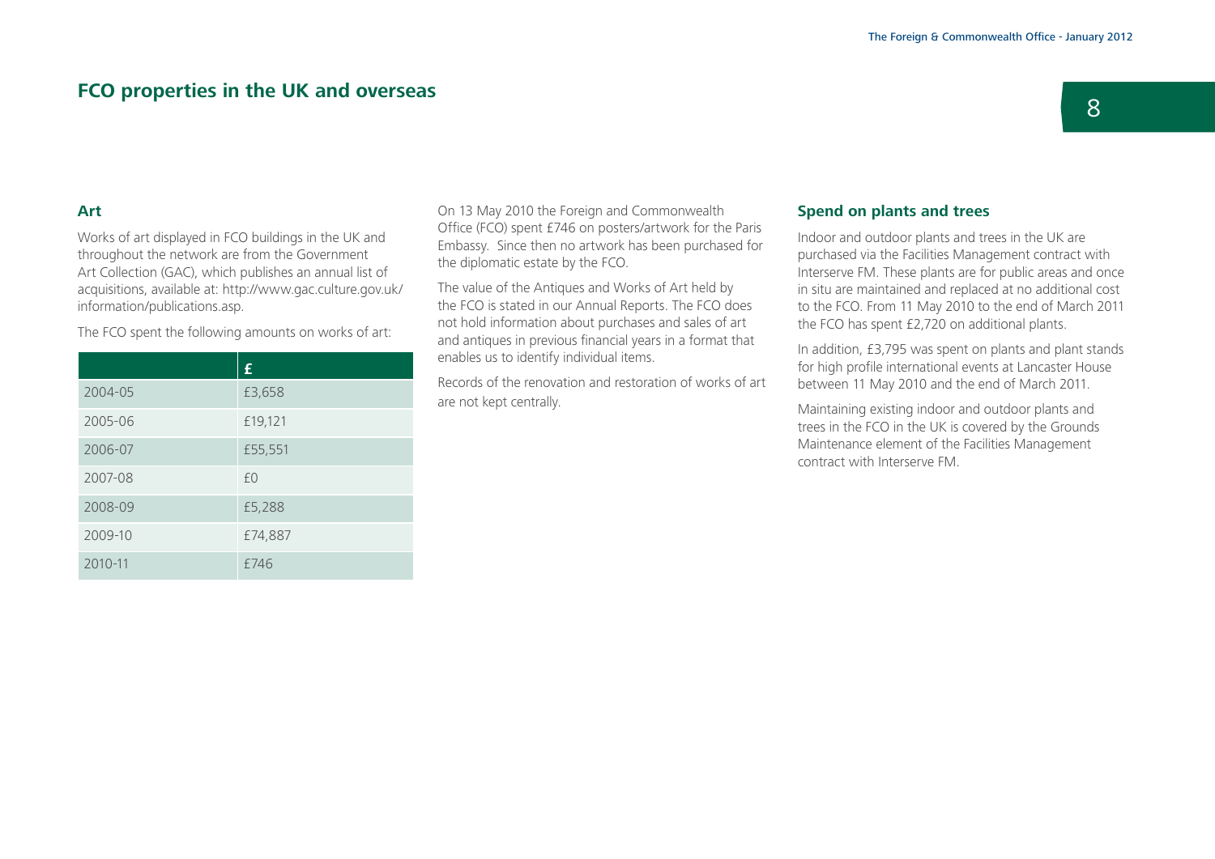# FCO properties in the UK and overseas

## Art

Works of art displayed in FCO buildings in the UK and throughout the network are from the Government Art Collection (GAC), which publishes an annual list of acquisitions, available at: http://www.gac.culture.gov.uk/information/publications.asp.

The FCO spent the following amounts on works of art:

| | £ |
|---|---|
| 2004-05 | £3,658 |
| 2005-06 | £19,121 |
| 2006-07 | £55,551 |
| 2007-08 | £0 |
| 2008-09 | £5,288 |
| 2009-10 | £74,887 |
| 2010-11 | £746 |

On 13 May 2010 the Foreign and Commonwealth Office (FCO) spent £746 on posters/artwork for the Paris Embassy. Since then no artwork has been purchased for the diplomatic estate by the FCO.

The value of the Antiques and Works of Art held by the FCO is stated in our Annual Reports. The FCO does not hold information about purchases and sales of art and antiques in previous financial years in a format that enables us to identify individual items.

Records of the renovation and restoration of works of art are not kept centrally.

## Spend on plants and trees

Indoor and outdoor plants and trees in the UK are purchased via the Facilities Management contract with Interserve FM. These plants are for public areas and once in situ are maintained and replaced at no additional cost to the FCO. From 11 May 2010 to the end of March 2011 the FCO has spent £2,720 on additional plants.

In addition, £3,795 was spent on plants and plant stands for high profile international events at Lancaster House between 11 May 2010 and the end of March 2011.

Maintaining existing indoor and outdoor plants and trees in the FCO in the UK is covered by the Grounds Maintenance element of the Facilities Management contract with Interserve FM.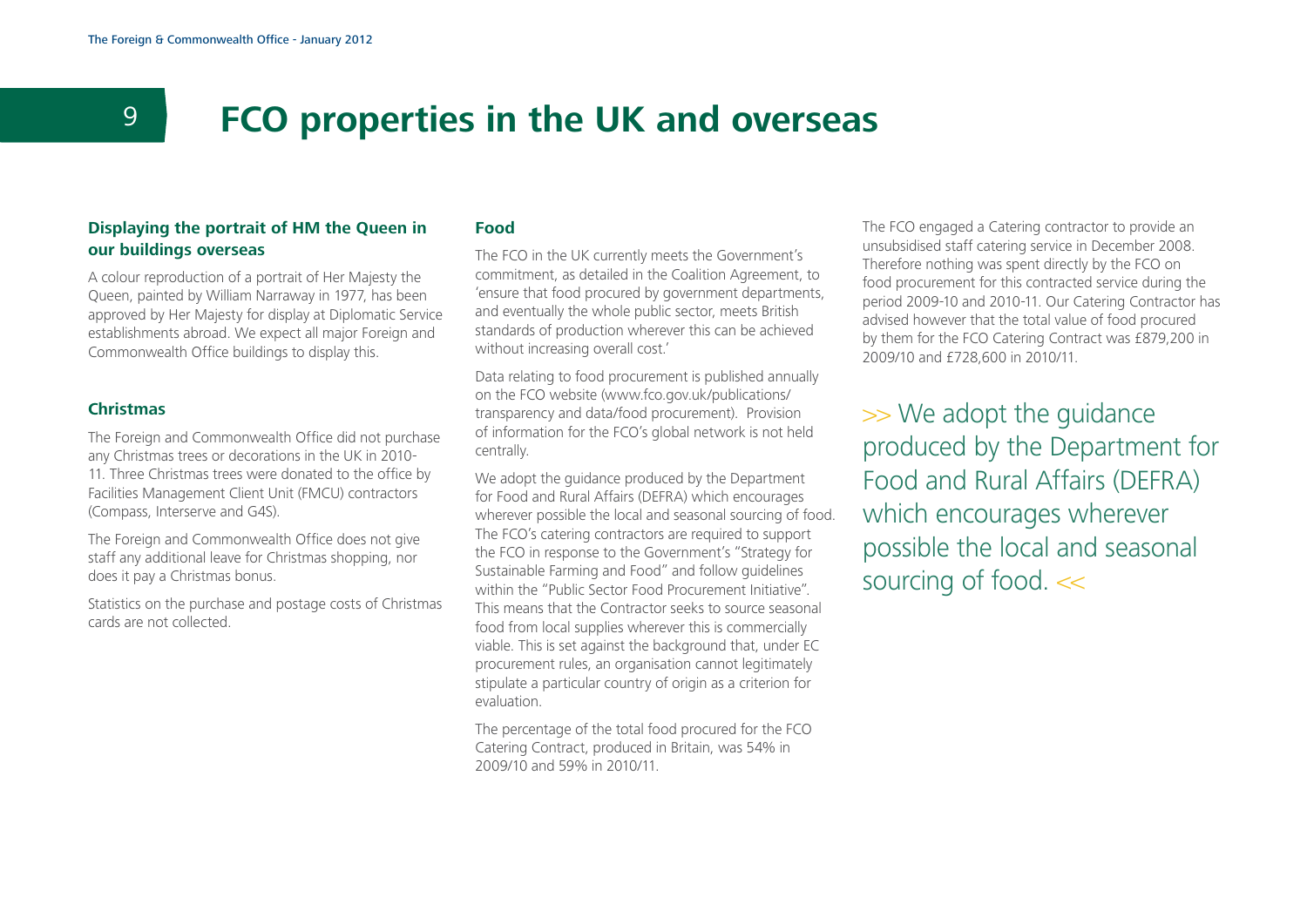# 9 FCO properties in the UK and overseas

### Displaying the portrait of HM the Queen in our buildings overseas

A colour reproduction of a portrait of Her Majesty the Queen, painted by William Narraway in 1977, has been approved by Her Majesty for display at Diplomatic Service establishments abroad. We expect all major Foreign and Commonwealth Office buildings to display this.

### Christmas

The Foreign and Commonwealth Office did not purchase any Christmas trees or decorations in the UK in 2010-11. Three Christmas trees were donated to the office by Facilities Management Client Unit (FMCU) contractors (Compass, Interserve and G4S).

The Foreign and Commonwealth Office does not give staff any additional leave for Christmas shopping, nor does it pay a Christmas bonus.

Statistics on the purchase and postage costs of Christmas cards are not collected.

### Food

The FCO in the UK currently meets the Government's commitment, as detailed in the Coalition Agreement, to 'ensure that food procured by government departments, and eventually the whole public sector, meets British standards of production wherever this can be achieved without increasing overall cost.'

Data relating to food procurement is published annually on the FCO website (www.fco.gov.uk/publications/transparency and data/food procurement). Provision of information for the FCO's global network is not held centrally.

We adopt the guidance produced by the Department for Food and Rural Affairs (DEFRA) which encourages wherever possible the local and seasonal sourcing of food. The FCO's catering contractors are required to support the FCO in response to the Government's "Strategy for Sustainable Farming and Food" and follow guidelines within the "Public Sector Food Procurement Initiative". This means that the Contractor seeks to source seasonal food from local supplies wherever this is commercially viable. This is set against the background that, under EC procurement rules, an organisation cannot legitimately stipulate a particular country of origin as a criterion for evaluation.

The percentage of the total food procured for the FCO Catering Contract, produced in Britain, was 54% in 2009/10 and 59% in 2010/11.

The FCO engaged a Catering contractor to provide an unsubsidised staff catering service in December 2008. Therefore nothing was spent directly by the FCO on food procurement for this contracted service during the period 2009-10 and 2010-11. Our Catering Contractor has advised however that the total value of food procured by them for the FCO Catering Contract was £879,200 in 2009/10 and £728,600 in 2010/11.

>> We adopt the guidance produced by the Department for Food and Rural Affairs (DEFRA) which encourages wherever possible the local and seasonal sourcing of food. <<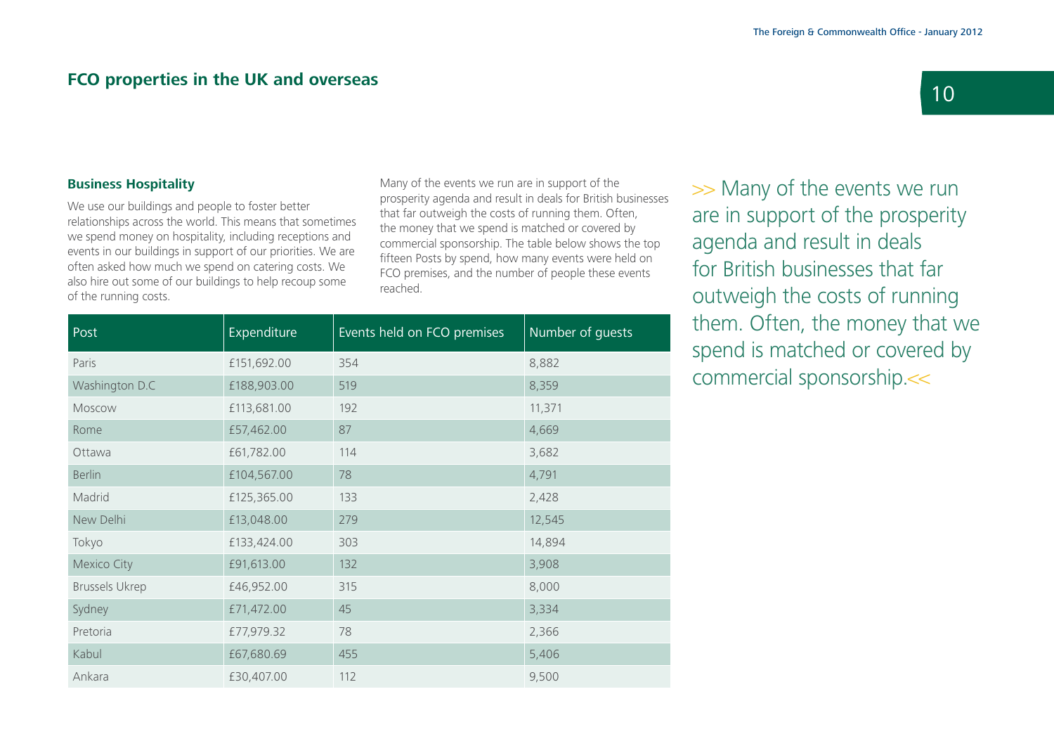## FCO properties in the UK and overseas

### Business Hospitality

We use our buildings and people to foster better relationships across the world. This means that sometimes we spend money on hospitality, including receptions and events in our buildings in support of our priorities. We are often asked how much we spend on catering costs. We also hire out some of our buildings to help recoup some of the running costs.

Many of the events we run are in support of the prosperity agenda and result in deals for British businesses that far outweigh the costs of running them. Often, the money that we spend is matched or covered by commercial sponsorship. The table below shows the top fifteen Posts by spend, how many events were held on FCO premises, and the number of people these events reached.

| Post | Expenditure | Events held on FCO premises | Number of guests |
|---|---|---|---|
| Paris | £151,692.00 | 354 | 8,882 |
| Washington D.C | £188,903.00 | 519 | 8,359 |
| Moscow | £113,681.00 | 192 | 11,371 |
| Rome | £57,462.00 | 87 | 4,669 |
| Ottawa | £61,782.00 | 114 | 3,682 |
| Berlin | £104,567.00 | 78 | 4,791 |
| Madrid | £125,365.00 | 133 | 2,428 |
| New Delhi | £13,048.00 | 279 | 12,545 |
| Tokyo | £133,424.00 | 303 | 14,894 |
| Mexico City | £91,613.00 | 132 | 3,908 |
| Brussels Ukrep | £46,952.00 | 315 | 8,000 |
| Sydney | £71,472.00 | 45 | 3,334 |
| Pretoria | £77,979.32 | 78 | 2,366 |
| Kabul | £67,680.69 | 455 | 5,406 |
| Ankara | £30,407.00 | 112 | 9,500 |

>> Many of the events we run are in support of the prosperity agenda and result in deals for British businesses that far outweigh the costs of running them. Often, the money that we spend is matched or covered by commercial sponsorship.<<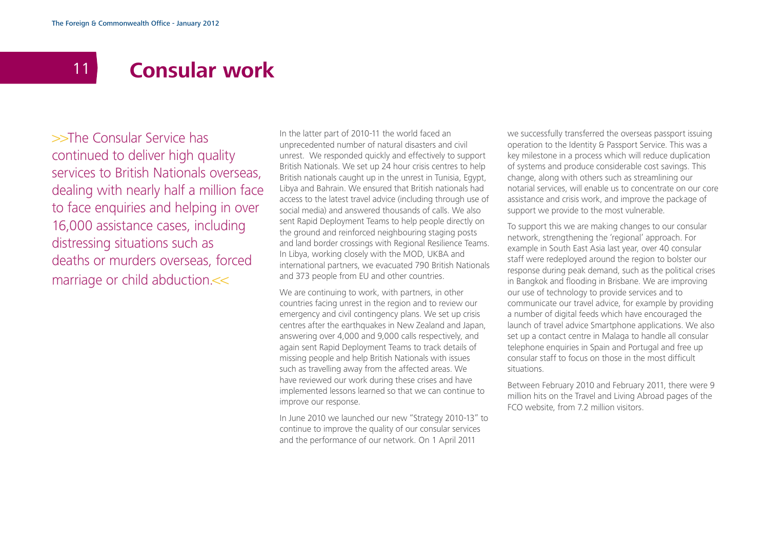# 11 Consular work

>>The Consular Service has continued to deliver high quality services to British Nationals overseas, dealing with nearly half a million face to face enquiries and helping in over 16,000 assistance cases, including distressing situations such as deaths or murders overseas, forced marriage or child abduction.<<

In the latter part of 2010-11 the world faced an unprecedented number of natural disasters and civil unrest. We responded quickly and effectively to support British Nationals. We set up 24 hour crisis centres to help British nationals caught up in the unrest in Tunisia, Egypt, Libya and Bahrain. We ensured that British nationals had access to the latest travel advice (including through use of social media) and answered thousands of calls. We also sent Rapid Deployment Teams to help people directly on the ground and reinforced neighbouring staging posts and land border crossings with Regional Resilience Teams. In Libya, working closely with the MOD, UKBA and international partners, we evacuated 790 British Nationals and 373 people from EU and other countries.

We are continuing to work, with partners, in other countries facing unrest in the region and to review our emergency and civil contingency plans. We set up crisis centres after the earthquakes in New Zealand and Japan, answering over 4,000 and 9,000 calls respectively, and again sent Rapid Deployment Teams to track details of missing people and help British Nationals with issues such as travelling away from the affected areas. We have reviewed our work during these crises and have implemented lessons learned so that we can continue to improve our response.

In June 2010 we launched our new "Strategy 2010-13" to continue to improve the quality of our consular services and the performance of our network. On 1 April 2011 we successfully transferred the overseas passport issuing operation to the Identity & Passport Service. This was a key milestone in a process which will reduce duplication of systems and produce considerable cost savings. This change, along with others such as streamlining our notarial services, will enable us to concentrate on our core assistance and crisis work, and improve the package of support we provide to the most vulnerable.

To support this we are making changes to our consular network, strengthening the 'regional' approach. For example in South East Asia last year, over 40 consular staff were redeployed around the region to bolster our response during peak demand, such as the political crises in Bangkok and flooding in Brisbane. We are improving our use of technology to provide services and to communicate our travel advice, for example by providing a number of digital feeds which have encouraged the launch of travel advice Smartphone applications. We also set up a contact centre in Malaga to handle all consular telephone enquiries in Spain and Portugal and free up consular staff to focus on those in the most difficult situations.

Between February 2010 and February 2011, there were 9 million hits on the Travel and Living Abroad pages of the FCO website, from 7.2 million visitors.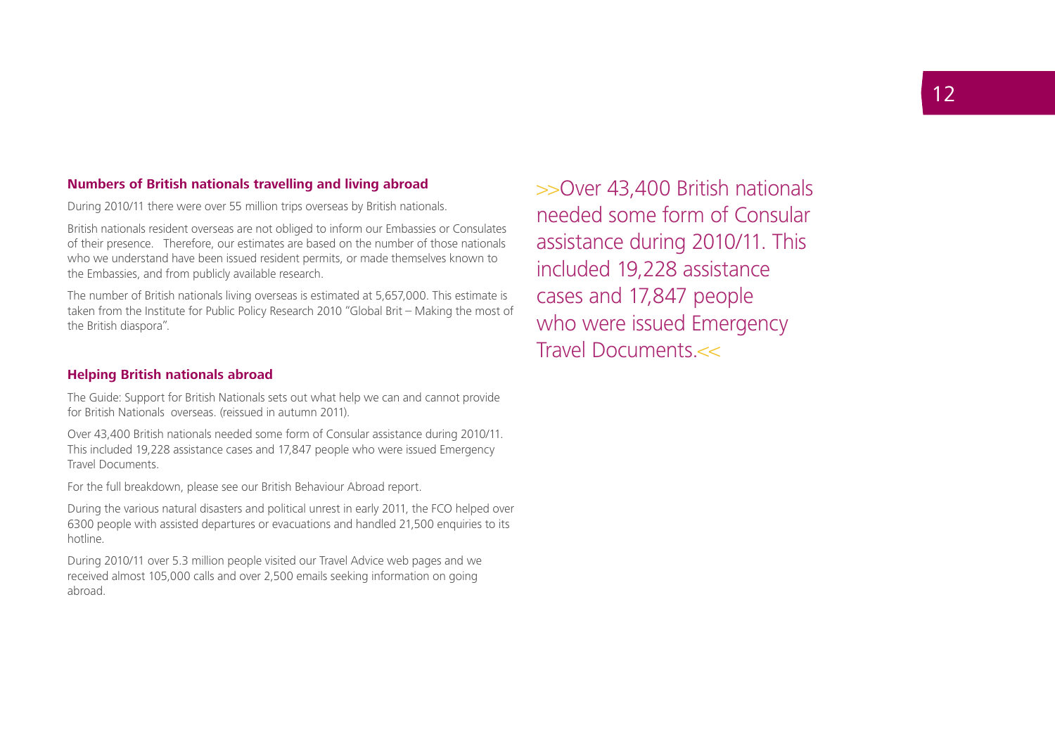## Numbers of British nationals travelling and living abroad

During 2010/11 there were over 55 million trips overseas by British nationals.

British nationals resident overseas are not obliged to inform our Embassies or Consulates of their presence. Therefore, our estimates are based on the number of those nationals who we understand have been issued resident permits, or made themselves known to the Embassies, and from publicly available research.

The number of British nationals living overseas is estimated at 5,657,000. This estimate is taken from the Institute for Public Policy Research 2010 "Global Brit – Making the most of the British diaspora".

## Helping British nationals abroad

The Guide: Support for British Nationals sets out what help we can and cannot provide for British Nationals overseas. (reissued in autumn 2011).

Over 43,400 British nationals needed some form of Consular assistance during 2010/11. This included 19,228 assistance cases and 17,847 people who were issued Emergency Travel Documents.

For the full breakdown, please see our British Behaviour Abroad report.

During the various natural disasters and political unrest in early 2011, the FCO helped over 6300 people with assisted departures or evacuations and handled 21,500 enquiries to its hotline.

During 2010/11 over 5.3 million people visited our Travel Advice web pages and we received almost 105,000 calls and over 2,500 emails seeking information on going abroad.

>>Over 43,400 British nationals needed some form of Consular assistance during 2010/11. This included 19,228 assistance cases and 17,847 people who were issued Emergency Travel Documents.<<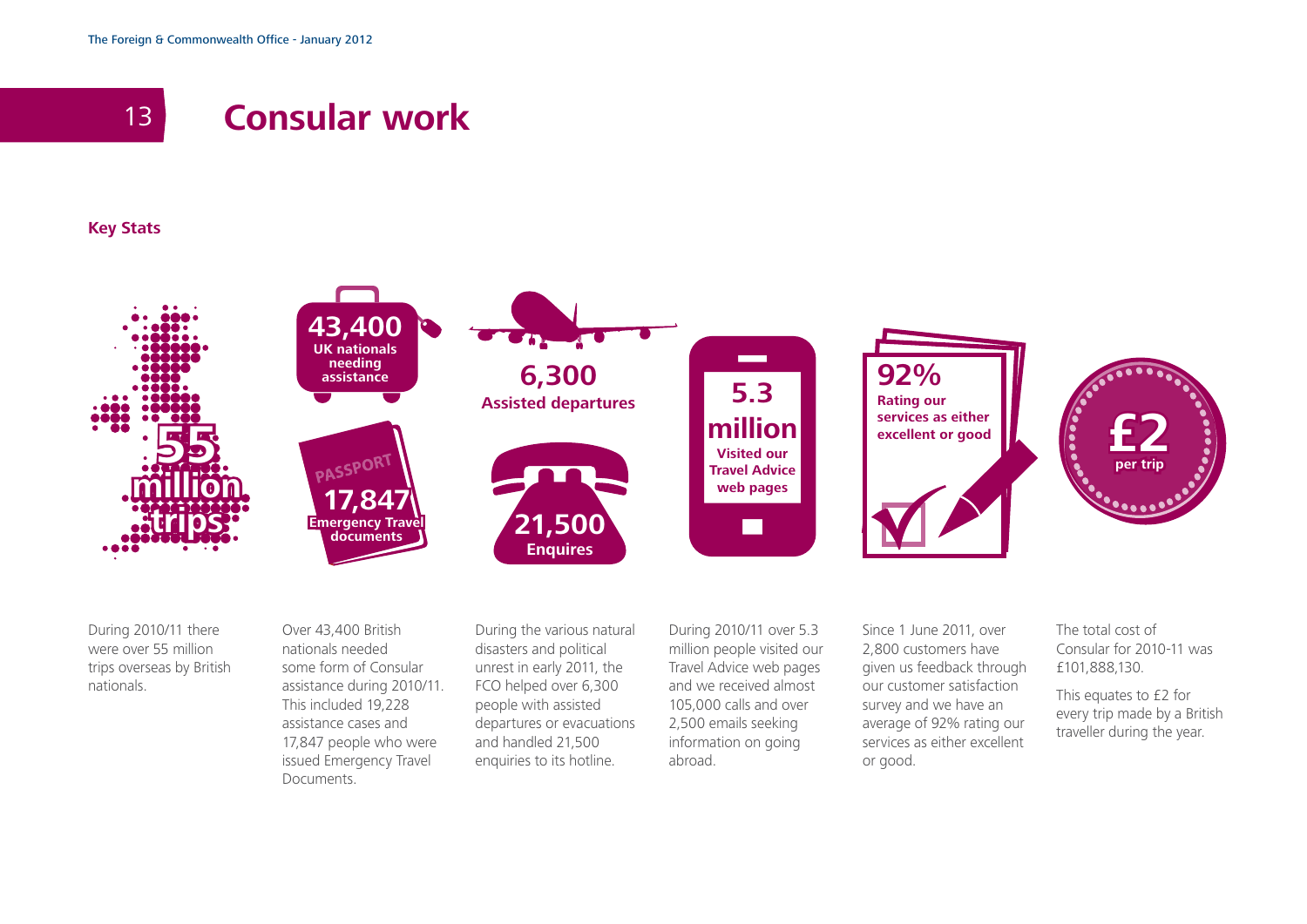# Consular work

### Key Stats

**55 million trips**

**43,400** UK nationals needing assistance

**17,847** Emergency Travel documents

**6,300** Assisted departures

**21,500** Enquires

**5.3 million** Visited our Travel Advice web pages

**92%** Rating our services as either excellent or good

**£2** per trip

During 2010/11 there were over 55 million trips overseas by British nationals.

Over 43,400 British nationals needed some form of Consular assistance during 2010/11. This included 19,228 assistance cases and 17,847 people who were issued Emergency Travel Documents.

During the various natural disasters and political unrest in early 2011, the FCO helped over 6,300 people with assisted departures or evacuations and handled 21,500 enquiries to its hotline.

During 2010/11 over 5.3 million people visited our Travel Advice web pages and we received almost 105,000 calls and over 2,500 emails seeking information on going abroad.

Since 1 June 2011, over 2,800 customers have given us feedback through our customer satisfaction survey and we have an average of 92% rating our services as either excellent or good.

The total cost of Consular for 2010-11 was £101,888,130.

This equates to £2 for every trip made by a British traveller during the year.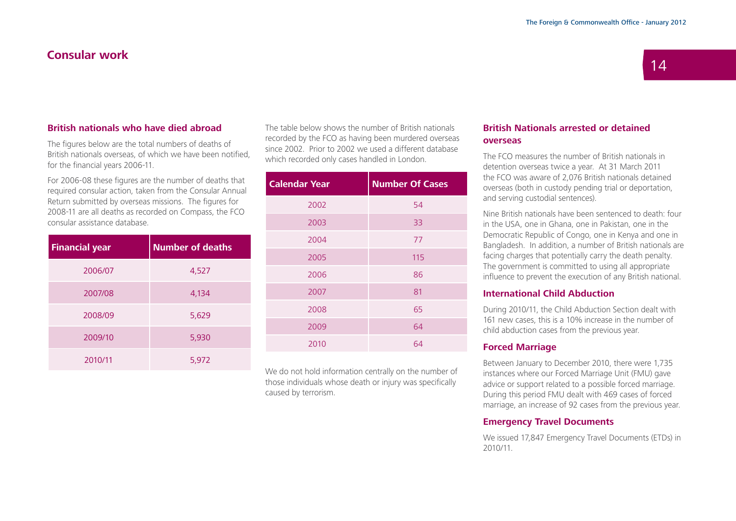# Consular work

## British nationals who have died abroad

The figures below are the total numbers of deaths of British nationals overseas, of which we have been notified, for the financial years 2006-11.

For 2006-08 these figures are the number of deaths that required consular action, taken from the Consular Annual Return submitted by overseas missions. The figures for 2008-11 are all deaths as recorded on Compass, the FCO consular assistance database.

| Financial year | Number of deaths |
|---|---|
| 2006/07 | 4,527 |
| 2007/08 | 4,134 |
| 2008/09 | 5,629 |
| 2009/10 | 5,930 |
| 2010/11 | 5,972 |

The table below shows the number of British nationals recorded by the FCO as having been murdered overseas since 2002. Prior to 2002 we used a different database which recorded only cases handled in London.

| Calendar Year | Number Of Cases |
|---|---|
| 2002 | 54 |
| 2003 | 33 |
| 2004 | 77 |
| 2005 | 115 |
| 2006 | 86 |
| 2007 | 81 |
| 2008 | 65 |
| 2009 | 64 |
| 2010 | 64 |

We do not hold information centrally on the number of those individuals whose death or injury was specifically caused by terrorism.

## British Nationals arrested or detained overseas

The FCO measures the number of British nationals in detention overseas twice a year. At 31 March 2011 the FCO was aware of 2,076 British nationals detained overseas (both in custody pending trial or deportation, and serving custodial sentences).

Nine British nationals have been sentenced to death: four in the USA, one in Ghana, one in Pakistan, one in the Democratic Republic of Congo, one in Kenya and one in Bangladesh. In addition, a number of British nationals are facing charges that potentially carry the death penalty. The government is committed to using all appropriate influence to prevent the execution of any British national.

## International Child Abduction

During 2010/11, the Child Abduction Section dealt with 161 new cases, this is a 10% increase in the number of child abduction cases from the previous year.

## Forced Marriage

Between January to December 2010, there were 1,735 instances where our Forced Marriage Unit (FMU) gave advice or support related to a possible forced marriage. During this period FMU dealt with 469 cases of forced marriage, an increase of 92 cases from the previous year.

## Emergency Travel Documents

We issued 17,847 Emergency Travel Documents (ETDs) in 2010/11.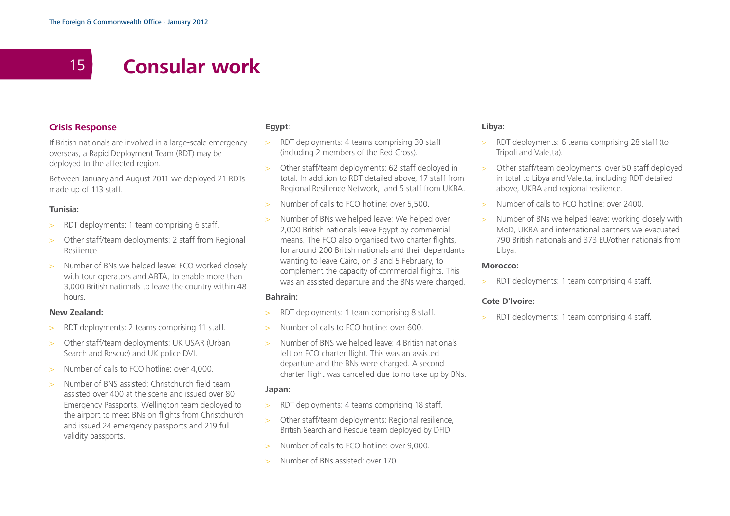# 15 Consular work

## Crisis Response

If British nationals are involved in a large-scale emergency overseas, a Rapid Deployment Team (RDT) may be deployed to the affected region.

Between January and August 2011 we deployed 21 RDTs made up of 113 staff.

### Tunisia:

- RDT deployments: 1 team comprising 6 staff.
- Other staff/team deployments: 2 staff from Regional Resilience
- Number of BNs we helped leave: FCO worked closely with tour operators and ABTA, to enable more than 3,000 British nationals to leave the country within 48 hours.

### New Zealand:

- RDT deployments: 2 teams comprising 11 staff.
- Other staff/team deployments: UK USAR (Urban Search and Rescue) and UK police DVI.
- Number of calls to FCO hotline: over 4,000.
- Number of BNS assisted: Christchurch field team assisted over 400 at the scene and issued over 80 Emergency Passports. Wellington team deployed to the airport to meet BNs on flights from Christchurch and issued 24 emergency passports and 219 full validity passports.

### Egypt:

- RDT deployments: 4 teams comprising 30 staff (including 2 members of the Red Cross).
- Other staff/team deployments: 62 staff deployed in total. In addition to RDT detailed above, 17 staff from Regional Resilience Network, and 5 staff from UKBA.
- Number of calls to FCO hotline: over 5,500.
- Number of BNs we helped leave: We helped over 2,000 British nationals leave Egypt by commercial means. The FCO also organised two charter flights, for around 200 British nationals and their dependants wanting to leave Cairo, on 3 and 5 February, to complement the capacity of commercial flights. This was an assisted departure and the BNs were charged.

### Bahrain:

- RDT deployments: 1 team comprising 8 staff.
- Number of calls to FCO hotline: over 600.
- Number of BNS we helped leave: 4 British nationals left on FCO charter flight. This was an assisted departure and the BNs were charged. A second charter flight was cancelled due to no take up by BNs.

### Japan:

- RDT deployments: 4 teams comprising 18 staff.
- Other staff/team deployments: Regional resilience, British Search and Rescue team deployed by DFID
- Number of calls to FCO hotline: over 9,000.
- Number of BNs assisted: over 170.

### Libya:

- RDT deployments: 6 teams comprising 28 staff (to Tripoli and Valetta).
- Other staff/team deployments: over 50 staff deployed in total to Libya and Valetta, including RDT detailed above, UKBA and regional resilience.
- Number of calls to FCO hotline: over 2400.
- Number of BNs we helped leave: working closely with MoD, UKBA and international partners we evacuated 790 British nationals and 373 EU/other nationals from Libya.

### Morocco:

- RDT deployments: 1 team comprising 4 staff.

### Cote D'Ivoire:

- RDT deployments: 1 team comprising 4 staff.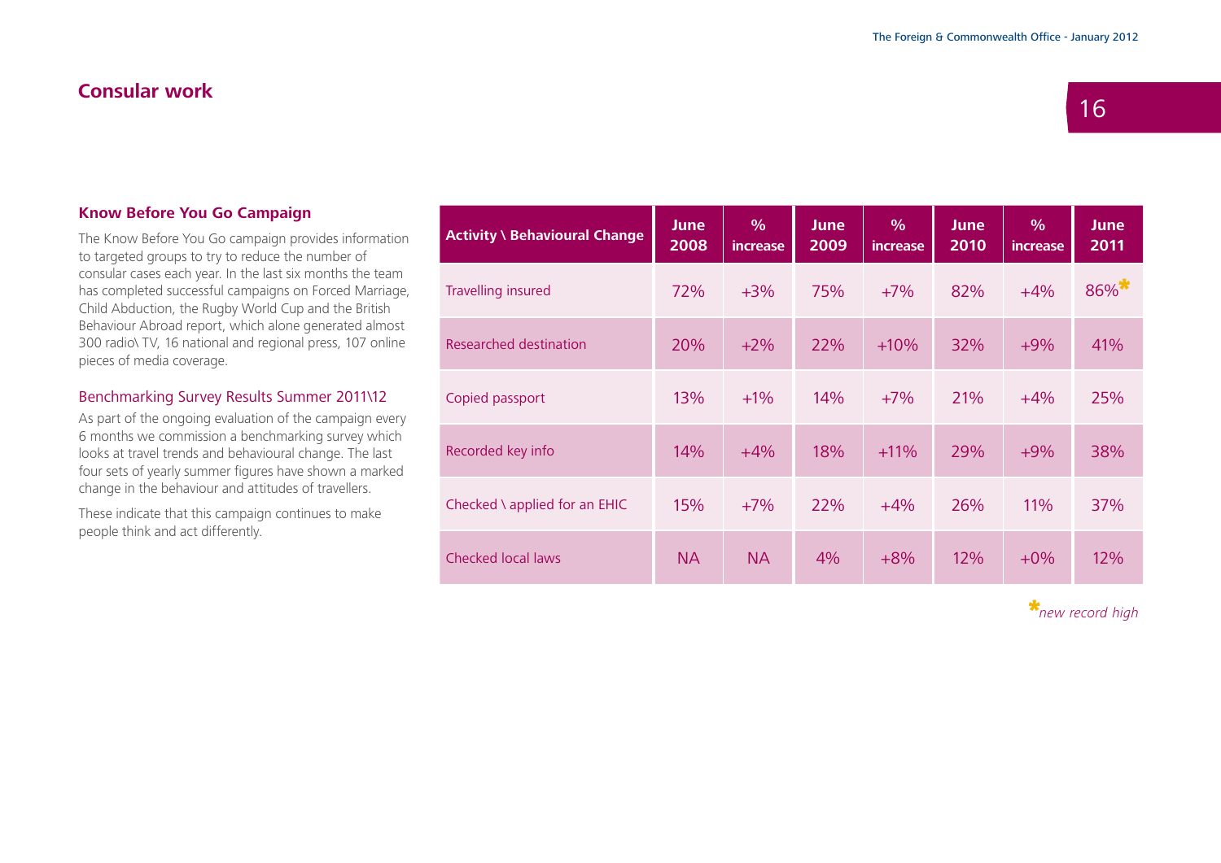## Consular work

### Know Before You Go Campaign

The Know Before You Go campaign provides information to targeted groups to try to reduce the number of consular cases each year. In the last six months the team has completed successful campaigns on Forced Marriage, Child Abduction, the Rugby World Cup and the British Behaviour Abroad report, which alone generated almost 300 radio\ TV, 16 national and regional press, 107 online pieces of media coverage.

Benchmarking Survey Results Summer 2011\12

As part of the ongoing evaluation of the campaign every 6 months we commission a benchmarking survey which looks at travel trends and behavioural change. The last four sets of yearly summer figures have shown a marked change in the behaviour and attitudes of travellers.

These indicate that this campaign continues to make people think and act differently.

| Activity \ Behavioural Change | June 2008 | % increase | June 2009 | % increase | June 2010 | % increase | June 2011 |
|---|---|---|---|---|---|---|---|
| Travelling insured | 72% | +3% | 75% | +7% | 82% | +4% | 86%* |
| Researched destination | 20% | +2% | 22% | +10% | 32% | +9% | 41% |
| Copied passport | 13% | +1% | 14% | +7% | 21% | +4% | 25% |
| Recorded key info | 14% | +4% | 18% | +11% | 29% | +9% | 38% |
| Checked \ applied for an EHIC | 15% | +7% | 22% | +4% | 26% | 11% | 37% |
| Checked local laws | NA | NA | 4% | +8% | 12% | +0% | 12% |

**new record high*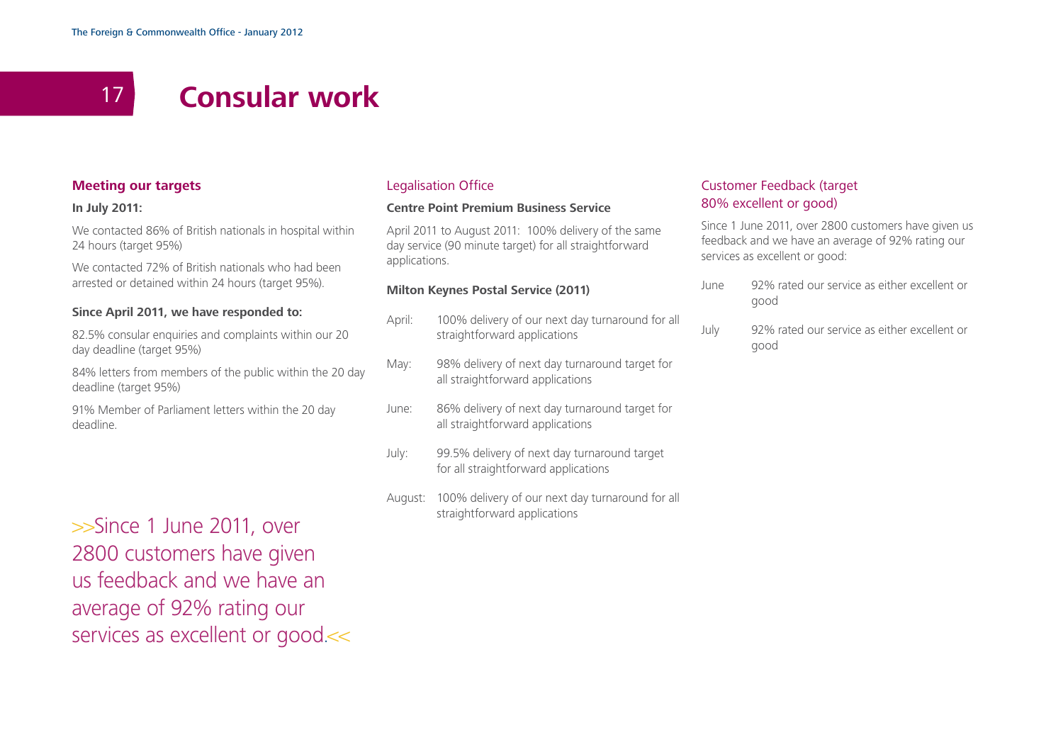# 17 Consular work

## Meeting our targets

**In July 2011:**

We contacted 86% of British nationals in hospital within 24 hours (target 95%)

We contacted 72% of British nationals who had been arrested or detained within 24 hours (target 95%).

**Since April 2011, we have responded to:**

82.5% consular enquiries and complaints within our 20 day deadline (target 95%)

84% letters from members of the public within the 20 day deadline (target 95%)

91% Member of Parliament letters within the 20 day deadline.

>>Since 1 June 2011, over 2800 customers have given us feedback and we have an average of 92% rating our services as excellent or good.<<

## Legalisation Office

**Centre Point Premium Business Service**

April 2011 to August 2011: 100% delivery of the same day service (90 minute target) for all straightforward applications.

**Milton Keynes Postal Service (2011)**

- April: 100% delivery of our next day turnaround for all straightforward applications
- May: 98% delivery of next day turnaround target for all straightforward applications
- June: 86% delivery of next day turnaround target for all straightforward applications
- July: 99.5% delivery of next day turnaround target for all straightforward applications
- August: 100% delivery of our next day turnaround for all straightforward applications

## Customer Feedback (target 80% excellent or good)

Since 1 June 2011, over 2800 customers have given us feedback and we have an average of 92% rating our services as excellent or good:

- June 92% rated our service as either excellent or good
- July 92% rated our service as either excellent or good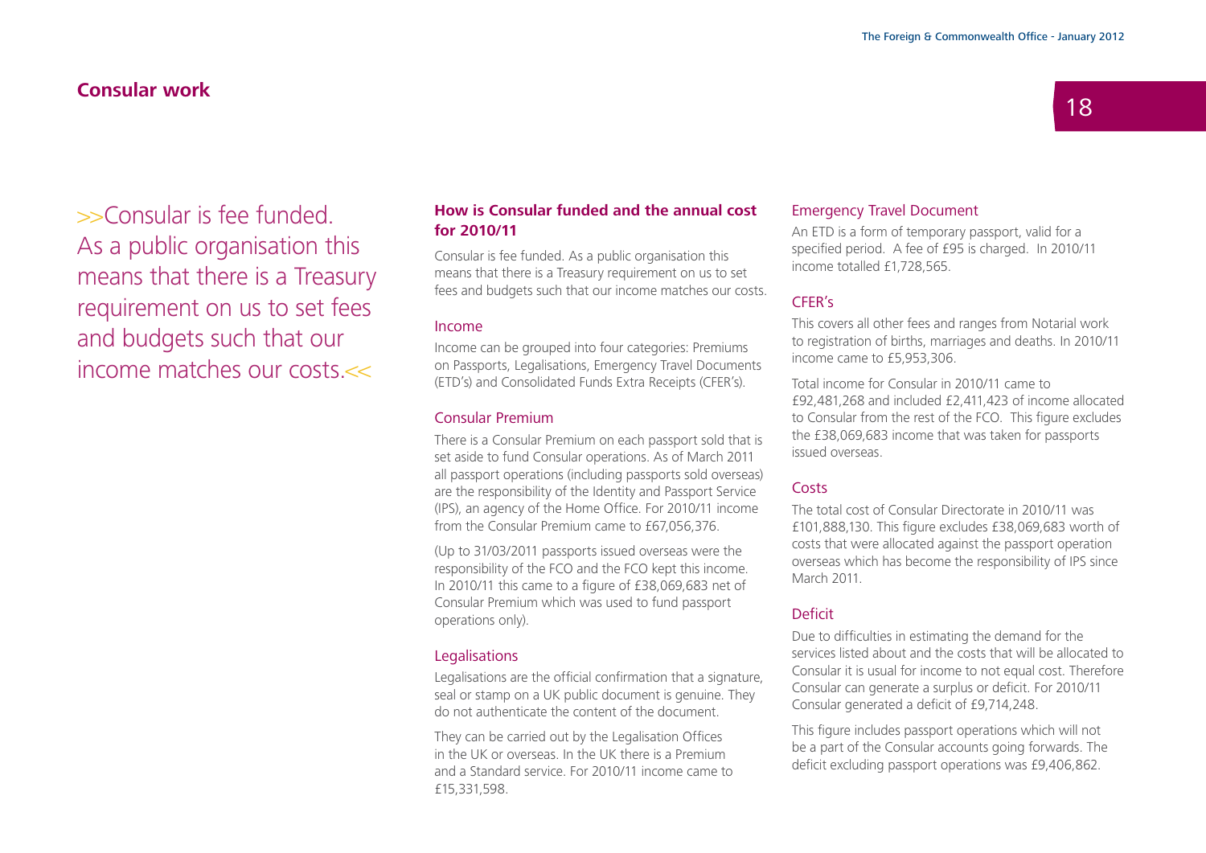## Consular work

>>Consular is fee funded. As a public organisation this means that there is a Treasury requirement on us to set fees and budgets such that our income matches our costs.<<

### How is Consular funded and the annual cost for 2010/11

Consular is fee funded. As a public organisation this means that there is a Treasury requirement on us to set fees and budgets such that our income matches our costs.

#### Income

Income can be grouped into four categories: Premiums on Passports, Legalisations, Emergency Travel Documents (ETD's) and Consolidated Funds Extra Receipts (CFER's).

#### Consular Premium

There is a Consular Premium on each passport sold that is set aside to fund Consular operations. As of March 2011 all passport operations (including passports sold overseas) are the responsibility of the Identity and Passport Service (IPS), an agency of the Home Office. For 2010/11 income from the Consular Premium came to £67,056,376.

(Up to 31/03/2011 passports issued overseas were the responsibility of the FCO and the FCO kept this income. In 2010/11 this came to a figure of £38,069,683 net of Consular Premium which was used to fund passport operations only).

#### Legalisations

Legalisations are the official confirmation that a signature, seal or stamp on a UK public document is genuine. They do not authenticate the content of the document.

They can be carried out by the Legalisation Offices in the UK or overseas. In the UK there is a Premium and a Standard service. For 2010/11 income came to £15,331,598.

#### Emergency Travel Document

An ETD is a form of temporary passport, valid for a specified period. A fee of £95 is charged. In 2010/11 income totalled £1,728,565.

#### CFER's

This covers all other fees and ranges from Notarial work to registration of births, marriages and deaths. In 2010/11 income came to £5,953,306.

Total income for Consular in 2010/11 came to £92,481,268 and included £2,411,423 of income allocated to Consular from the rest of the FCO. This figure excludes the £38,069,683 income that was taken for passports issued overseas.

#### Costs

The total cost of Consular Directorate in 2010/11 was £101,888,130. This figure excludes £38,069,683 worth of costs that were allocated against the passport operation overseas which has become the responsibility of IPS since March 2011.

#### Deficit

Due to difficulties in estimating the demand for the services listed about and the costs that will be allocated to Consular it is usual for income to not equal cost. Therefore Consular can generate a surplus or deficit. For 2010/11 Consular generated a deficit of £9,714,248.

This figure includes passport operations which will not be a part of the Consular accounts going forwards. The deficit excluding passport operations was £9,406,862.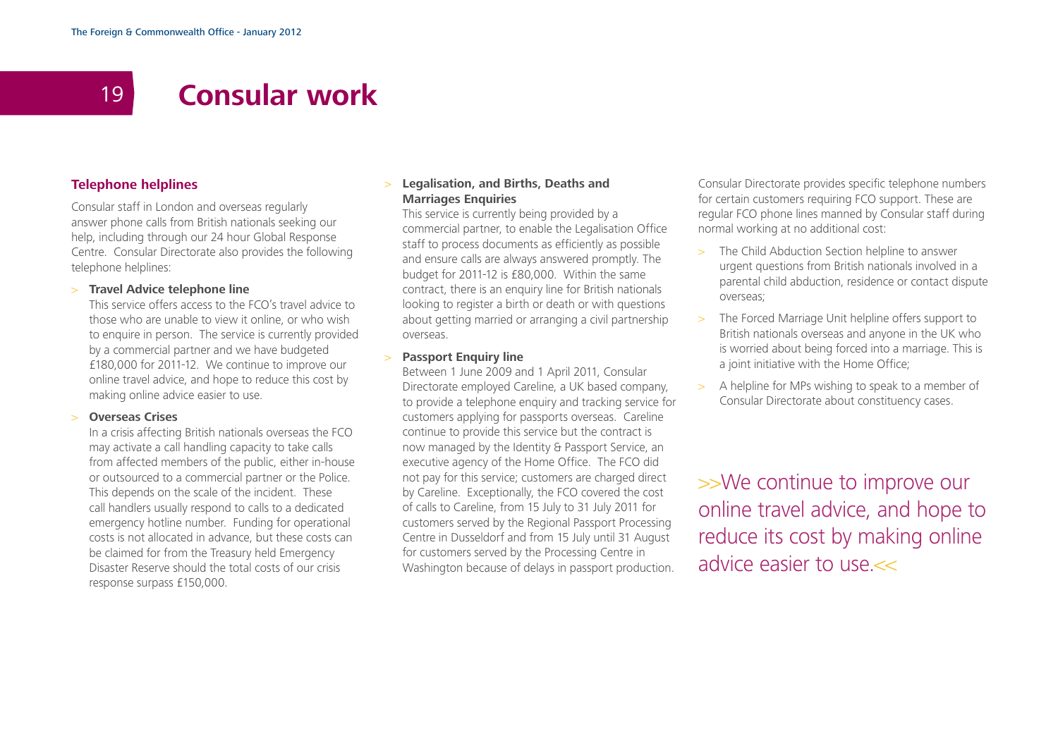# Consular work

## Telephone helplines

Consular staff in London and overseas regularly answer phone calls from British nationals seeking our help, including through our 24 hour Global Response Centre. Consular Directorate also provides the following telephone helplines:

- **Travel Advice telephone line**
  This service offers access to the FCO's travel advice to those who are unable to view it online, or who wish to enquire in person. The service is currently provided by a commercial partner and we have budgeted £180,000 for 2011-12. We continue to improve our online travel advice, and hope to reduce this cost by making online advice easier to use.

- **Overseas Crises**
  In a crisis affecting British nationals overseas the FCO may activate a call handling capacity to take calls from affected members of the public, either in-house or outsourced to a commercial partner or the Police. This depends on the scale of the incident. These call handlers usually respond to calls to a dedicated emergency hotline number. Funding for operational costs is not allocated in advance, but these costs can be claimed for from the Treasury held Emergency Disaster Reserve should the total costs of our crisis response surpass £150,000.

- **Legalisation, and Births, Deaths and Marriages Enquiries**
  This service is currently being provided by a commercial partner, to enable the Legalisation Office staff to process documents as efficiently as possible and ensure calls are always answered promptly. The budget for 2011-12 is £80,000. Within the same contract, there is an enquiry line for British nationals looking to register a birth or death or with questions about getting married or arranging a civil partnership overseas.

- **Passport Enquiry line**
  Between 1 June 2009 and 1 April 2011, Consular Directorate employed Careline, a UK based company, to provide a telephone enquiry and tracking service for customers applying for passports overseas. Careline continue to provide this service but the contract is now managed by the Identity & Passport Service, an executive agency of the Home Office. The FCO did not pay for this service; customers are charged direct by Careline. Exceptionally, the FCO covered the cost of calls to Careline, from 15 July to 31 July 2011 for customers served by the Regional Passport Processing Centre in Dusseldorf and from 15 July until 31 August for customers served by the Processing Centre in Washington because of delays in passport production.

Consular Directorate provides specific telephone numbers for certain customers requiring FCO support. These are regular FCO phone lines manned by Consular staff during normal working at no additional cost:

- The Child Abduction Section helpline to answer urgent questions from British nationals involved in a parental child abduction, residence or contact dispute overseas;
- The Forced Marriage Unit helpline offers support to British nationals overseas and anyone in the UK who is worried about being forced into a marriage. This is a joint initiative with the Home Office;
- A helpline for MPs wishing to speak to a member of Consular Directorate about constituency cases.

>>We continue to improve our online travel advice, and hope to reduce its cost by making online advice easier to use.<<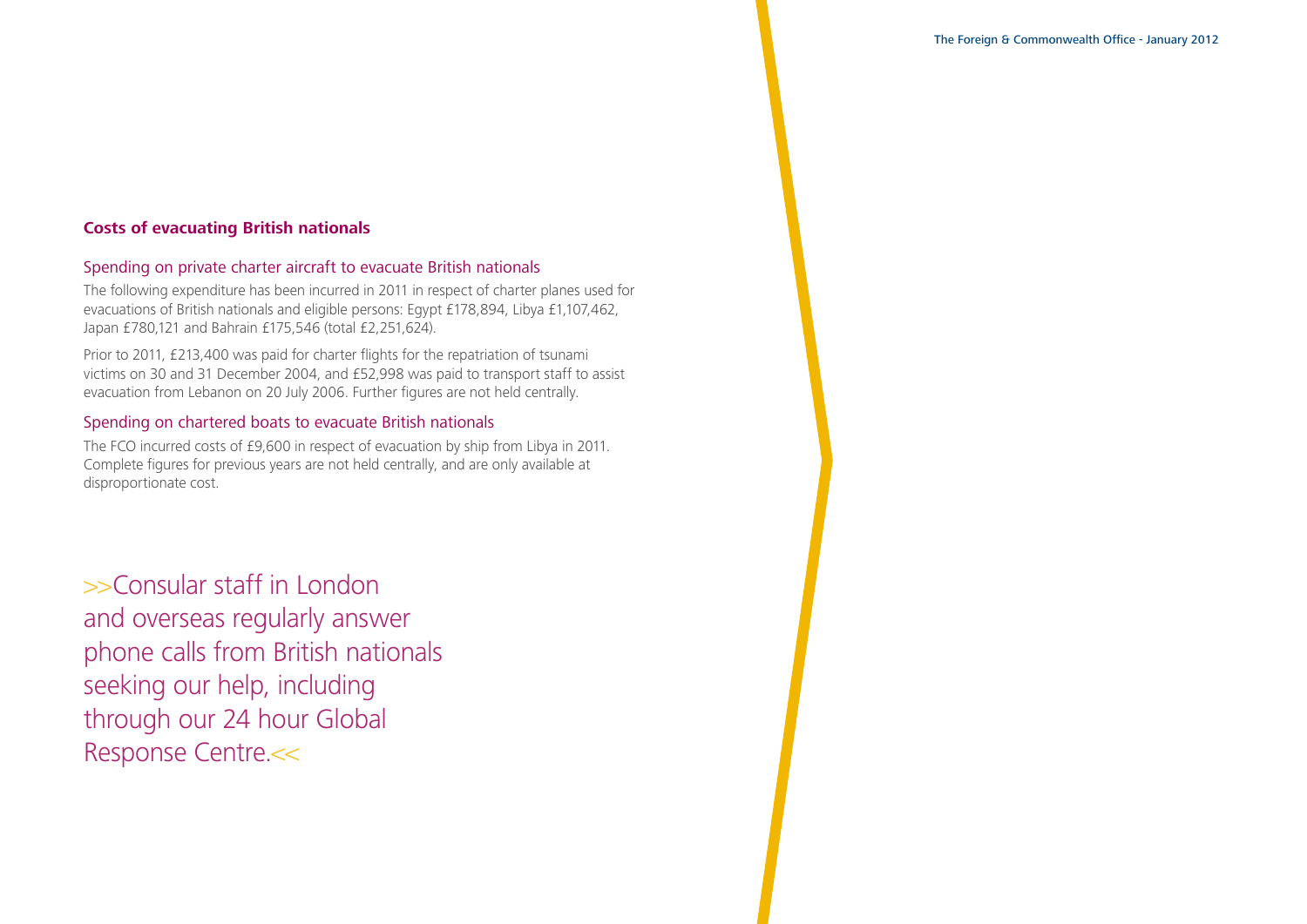## Costs of evacuating British nationals

### Spending on private charter aircraft to evacuate British nationals

The following expenditure has been incurred in 2011 in respect of charter planes used for evacuations of British nationals and eligible persons: Egypt £178,894, Libya £1,107,462, Japan £780,121 and Bahrain £175,546 (total £2,251,624).

Prior to 2011, £213,400 was paid for charter flights for the repatriation of tsunami victims on 30 and 31 December 2004, and £52,998 was paid to transport staff to assist evacuation from Lebanon on 20 July 2006. Further figures are not held centrally.

### Spending on chartered boats to evacuate British nationals

The FCO incurred costs of £9,600 in respect of evacuation by ship from Libya in 2011. Complete figures for previous years are not held centrally, and are only available at disproportionate cost.

>>Consular staff in London and overseas regularly answer phone calls from British nationals seeking our help, including through our 24 hour Global Response Centre.<<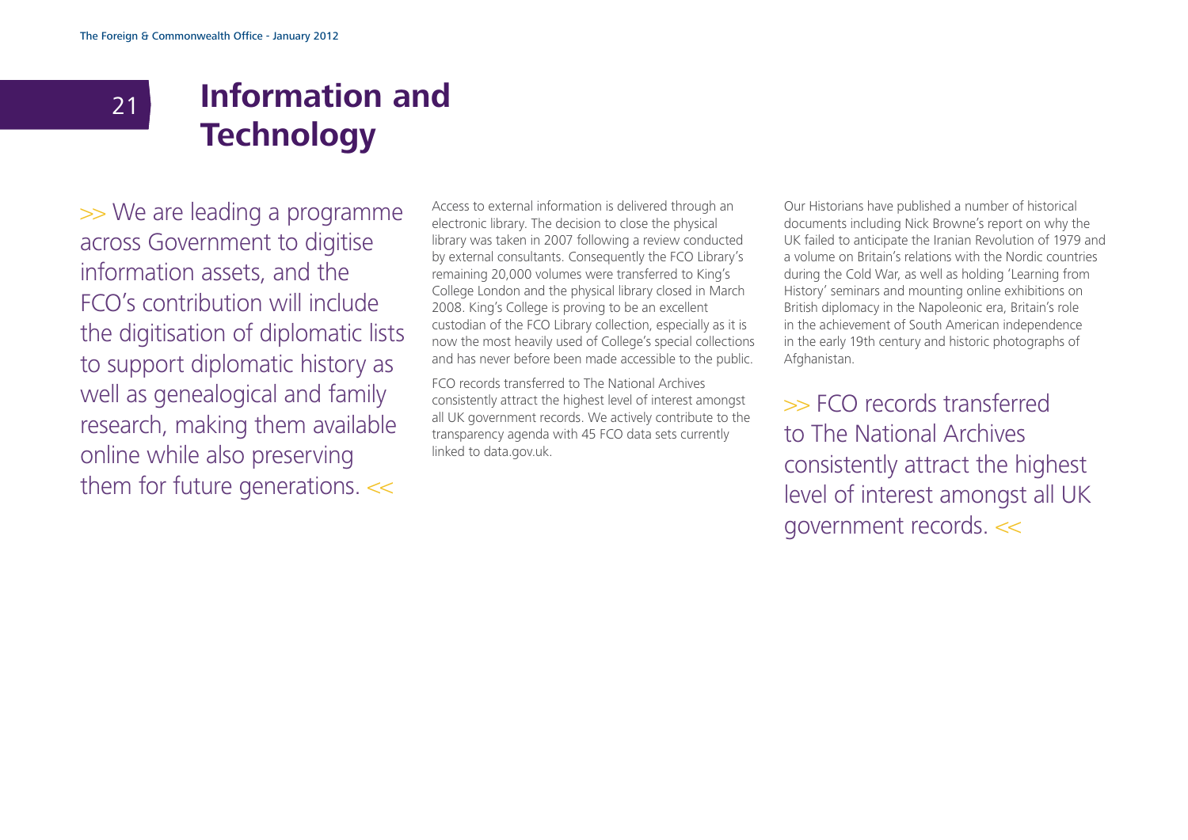## Information and Technology

>> We are leading a programme across Government to digitise information assets, and the FCO's contribution will include the digitisation of diplomatic lists to support diplomatic history as well as genealogical and family research, making them available online while also preserving them for future generations. <<

Access to external information is delivered through an electronic library. The decision to close the physical library was taken in 2007 following a review conducted by external consultants. Consequently the FCO Library's remaining 20,000 volumes were transferred to King's College London and the physical library closed in March 2008. King's College is proving to be an excellent custodian of the FCO Library collection, especially as it is now the most heavily used of College's special collections and has never before been made accessible to the public.

FCO records transferred to The National Archives consistently attract the highest level of interest amongst all UK government records. We actively contribute to the transparency agenda with 45 FCO data sets currently linked to data.gov.uk.

Our Historians have published a number of historical documents including Nick Browne's report on why the UK failed to anticipate the Iranian Revolution of 1979 and a volume on Britain's relations with the Nordic countries during the Cold War, as well as holding 'Learning from History' seminars and mounting online exhibitions on British diplomacy in the Napoleonic era, Britain's role in the achievement of South American independence in the early 19th century and historic photographs of Afghanistan.

>> FCO records transferred to The National Archives consistently attract the highest level of interest amongst all UK government records. <<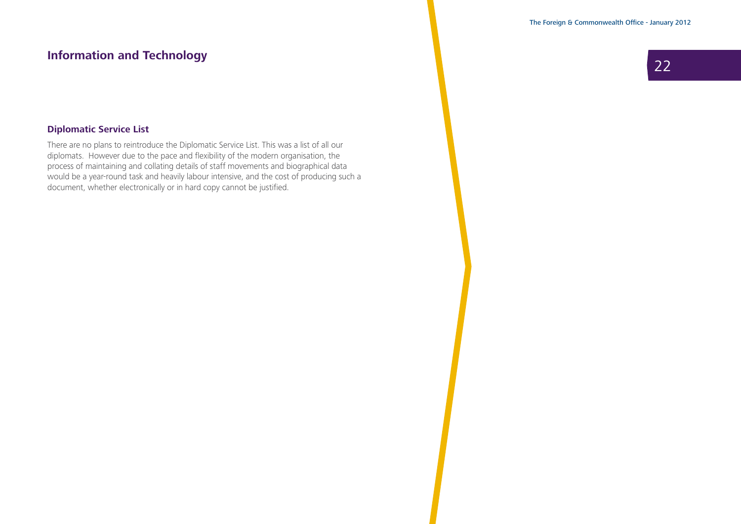## Information and Technology

### Diplomatic Service List

There are no plans to reintroduce the Diplomatic Service List. This was a list of all our diplomats. However due to the pace and flexibility of the modern organisation, the process of maintaining and collating details of staff movements and biographical data would be a year-round task and heavily labour intensive, and the cost of producing such a document, whether electronically or in hard copy cannot be justified.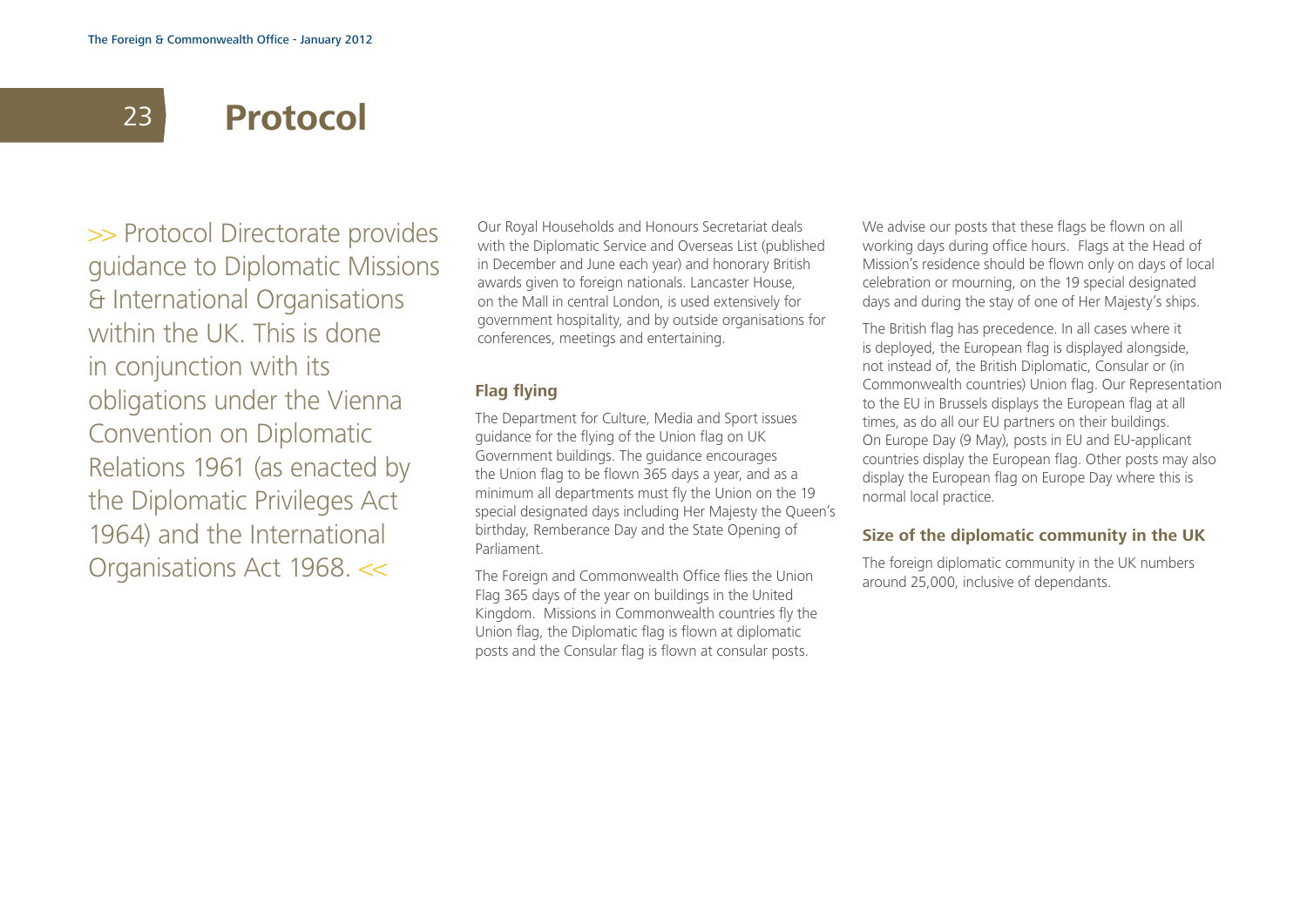# 23 Protocol

>> Protocol Directorate provides guidance to Diplomatic Missions & International Organisations within the UK. This is done in conjunction with its obligations under the Vienna Convention on Diplomatic Relations 1961 (as enacted by the Diplomatic Privileges Act 1964) and the International Organisations Act 1968. <<

Our Royal Households and Honours Secretariat deals with the Diplomatic Service and Overseas List (published in December and June each year) and honorary British awards given to foreign nationals. Lancaster House, on the Mall in central London, is used extensively for government hospitality, and by outside organisations for conferences, meetings and entertaining.

### Flag flying

The Department for Culture, Media and Sport issues guidance for the flying of the Union flag on UK Government buildings. The guidance encourages the Union flag to be flown 365 days a year, and as a minimum all departments must fly the Union on the 19 special designated days including Her Majesty the Queen's birthday, Remberance Day and the State Opening of Parliament.

The Foreign and Commonwealth Office flies the Union Flag 365 days of the year on buildings in the United Kingdom. Missions in Commonwealth countries fly the Union flag, the Diplomatic flag is flown at diplomatic posts and the Consular flag is flown at consular posts.

We advise our posts that these flags be flown on all working days during office hours. Flags at the Head of Mission's residence should be flown only on days of local celebration or mourning, on the 19 special designated days and during the stay of one of Her Majesty's ships.

The British flag has precedence. In all cases where it is deployed, the European flag is displayed alongside, not instead of, the British Diplomatic, Consular or (in Commonwealth countries) Union flag. Our Representation to the EU in Brussels displays the European flag at all times, as do all our EU partners on their buildings. On Europe Day (9 May), posts in EU and EU-applicant countries display the European flag. Other posts may also display the European flag on Europe Day where this is normal local practice.

### Size of the diplomatic community in the UK

The foreign diplomatic community in the UK numbers around 25,000, inclusive of dependants.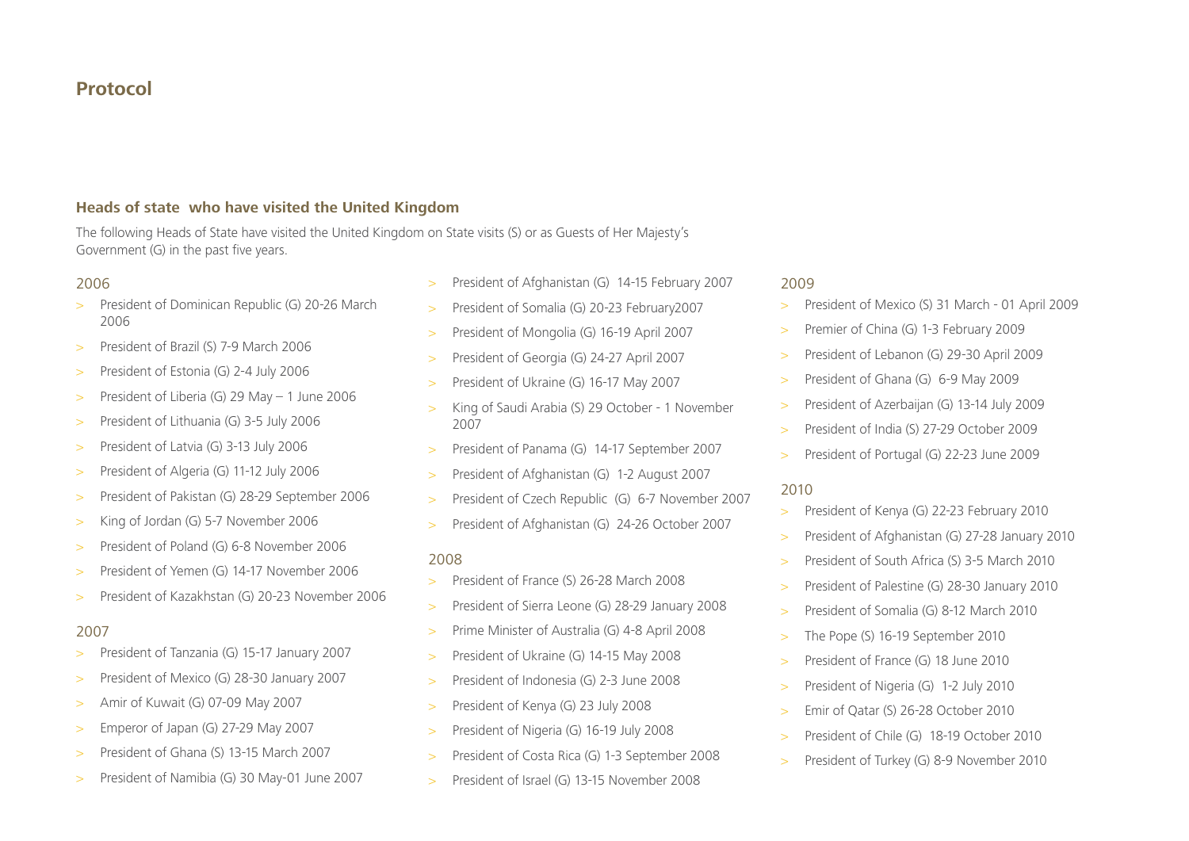# Protocol

### Heads of state who have visited the United Kingdom

The following Heads of State have visited the United Kingdom on State visits (S) or as Guests of Her Majesty's Government (G) in the past five years.

2006

- President of Dominican Republic (G) 20-26 March 2006
- President of Brazil (S) 7-9 March 2006
- President of Estonia (G) 2-4 July 2006
- President of Liberia (G) 29 May – 1 June 2006
- President of Lithuania (G) 3-5 July 2006
- President of Latvia (G) 3-13 July 2006
- President of Algeria (G) 11-12 July 2006
- President of Pakistan (G) 28-29 September 2006
- King of Jordan (G) 5-7 November 2006
- President of Poland (G) 6-8 November 2006
- President of Yemen (G) 14-17 November 2006
- President of Kazakhstan (G) 20-23 November 2006

2007

- President of Tanzania (G) 15-17 January 2007
- President of Mexico (G) 28-30 January 2007
- Amir of Kuwait (G) 07-09 May 2007
- Emperor of Japan (G) 27-29 May 2007
- President of Ghana (S) 13-15 March 2007
- President of Namibia (G) 30 May-01 June 2007
- President of Afghanistan (G) 14-15 February 2007
- President of Somalia (G) 20-23 February2007
- President of Mongolia (G) 16-19 April 2007
- President of Georgia (G) 24-27 April 2007
- President of Ukraine (G) 16-17 May 2007
- King of Saudi Arabia (S) 29 October - 1 November 2007
- President of Panama (G) 14-17 September 2007
- President of Afghanistan (G) 1-2 August 2007
- President of Czech Republic (G) 6-7 November 2007
- President of Afghanistan (G) 24-26 October 2007

2008

- President of France (S) 26-28 March 2008
- President of Sierra Leone (G) 28-29 January 2008
- Prime Minister of Australia (G) 4-8 April 2008
- President of Ukraine (G) 14-15 May 2008
- President of Indonesia (G) 2-3 June 2008
- President of Kenya (G) 23 July 2008
- President of Nigeria (G) 16-19 July 2008
- President of Costa Rica (G) 1-3 September 2008
- President of Israel (G) 13-15 November 2008

2009

- President of Mexico (S) 31 March - 01 April 2009
- Premier of China (G) 1-3 February 2009
- President of Lebanon (G) 29-30 April 2009
- President of Ghana (G) 6-9 May 2009
- President of Azerbaijan (G) 13-14 July 2009
- President of India (S) 27-29 October 2009
- President of Portugal (G) 22-23 June 2009

2010

- President of Kenya (G) 22-23 February 2010
- President of Afghanistan (G) 27-28 January 2010
- President of South Africa (S) 3-5 March 2010
- President of Palestine (G) 28-30 January 2010
- President of Somalia (G) 8-12 March 2010
- The Pope (S) 16-19 September 2010
- President of France (G) 18 June 2010
- President of Nigeria (G) 1-2 July 2010
- Emir of Qatar (S) 26-28 October 2010
- President of Chile (G) 18-19 October 2010
- President of Turkey (G) 8-9 November 2010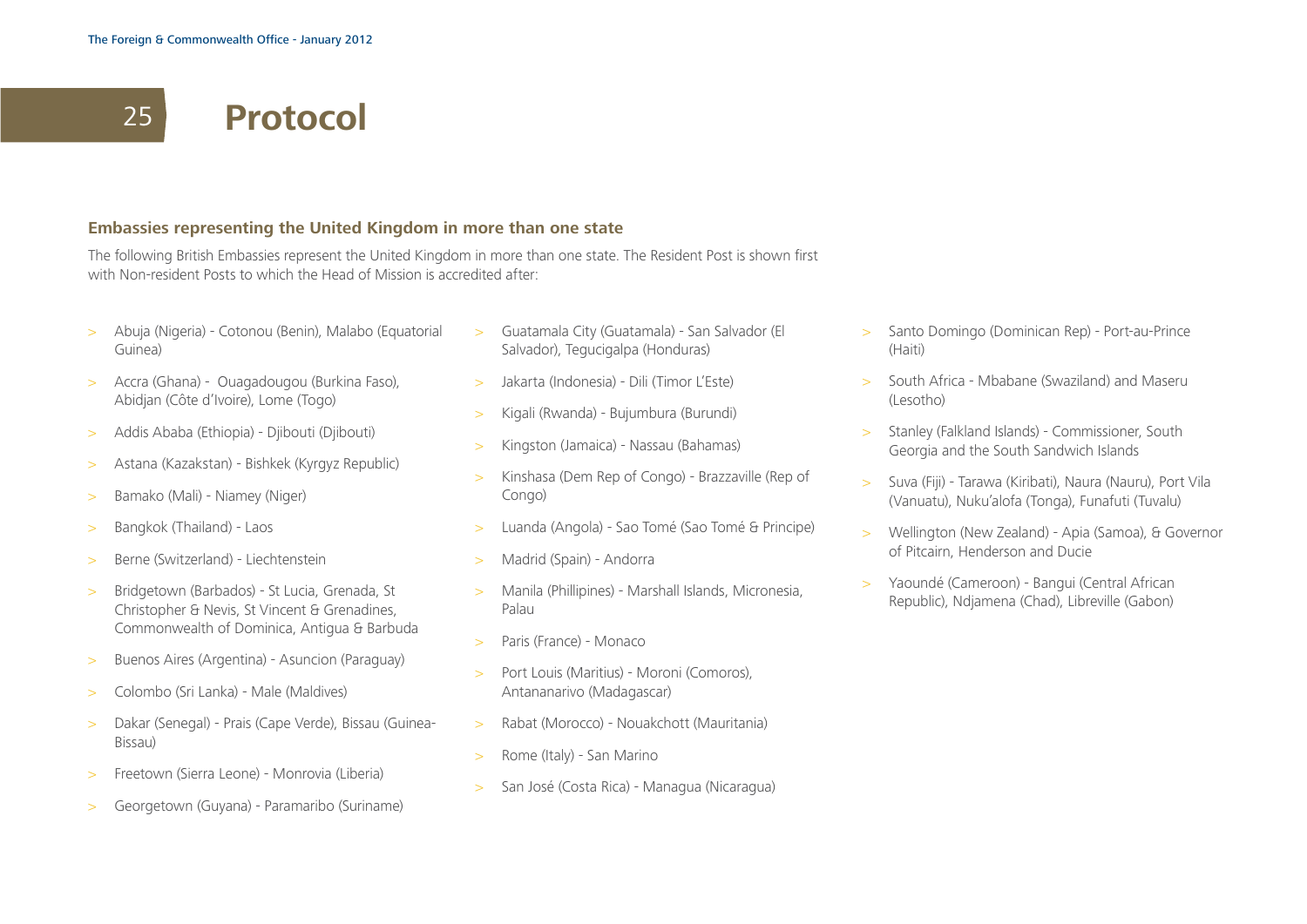# 25 Protocol

### Embassies representing the United Kingdom in more than one state

The following British Embassies represent the United Kingdom in more than one state. The Resident Post is shown first with Non-resident Posts to which the Head of Mission is accredited after:

- Abuja (Nigeria) - Cotonou (Benin), Malabo (Equatorial Guinea)
- Accra (Ghana) - Ouagadougou (Burkina Faso), Abidjan (Côte d'Ivoire), Lome (Togo)
- Addis Ababa (Ethiopia) - Djibouti (Djibouti)
- Astana (Kazakstan) - Bishkek (Kyrgyz Republic)
- Bamako (Mali) - Niamey (Niger)
- Bangkok (Thailand) - Laos
- Berne (Switzerland) - Liechtenstein
- Bridgetown (Barbados) - St Lucia, Grenada, St Christopher & Nevis, St Vincent & Grenadines, Commonwealth of Dominica, Antigua & Barbuda
- Buenos Aires (Argentina) - Asuncion (Paraguay)
- Colombo (Sri Lanka) - Male (Maldives)
- Dakar (Senegal) - Prais (Cape Verde), Bissau (Guinea-Bissau)
- Freetown (Sierra Leone) - Monrovia (Liberia)
- Georgetown (Guyana) - Paramaribo (Suriname)
- Guatamala City (Guatamala) - San Salvador (El Salvador), Tegucigalpa (Honduras)
- Jakarta (Indonesia) - Dili (Timor L'Este)
- Kigali (Rwanda) - Bujumbura (Burundi)
- Kingston (Jamaica) - Nassau (Bahamas)
- Kinshasa (Dem Rep of Congo) - Brazzaville (Rep of Congo)
- Luanda (Angola) - Sao Tomé (Sao Tomé & Principe)
- Madrid (Spain) - Andorra
- Manila (Phillipines) - Marshall Islands, Micronesia, Palau
- Paris (France) - Monaco
- Port Louis (Maritius) - Moroni (Comoros), Antananarivo (Madagascar)
- Rabat (Morocco) - Nouakchott (Mauritania)
- Rome (Italy) - San Marino
- San José (Costa Rica) - Managua (Nicaragua)
- Santo Domingo (Dominican Rep) - Port-au-Prince (Haiti)
- South Africa - Mbabane (Swaziland) and Maseru (Lesotho)
- Stanley (Falkland Islands) - Commissioner, South Georgia and the South Sandwich Islands
- Suva (Fiji) - Tarawa (Kiribati), Naura (Nauru), Port Vila (Vanuatu), Nuku'alofa (Tonga), Funafuti (Tuvalu)
- Wellington (New Zealand) - Apia (Samoa), & Governor of Pitcairn, Henderson and Ducie
- Yaoundé (Cameroon) - Bangui (Central African Republic), Ndjamena (Chad), Libreville (Gabon)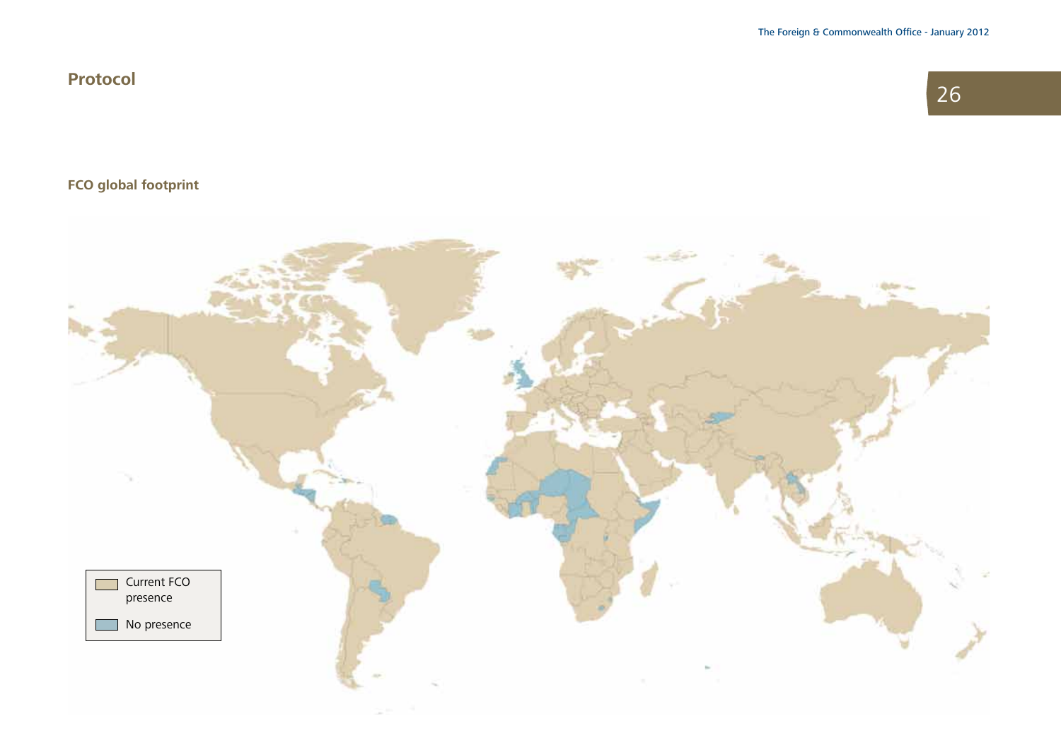## Protocol

### FCO global footprint

Current FCO presence

No presence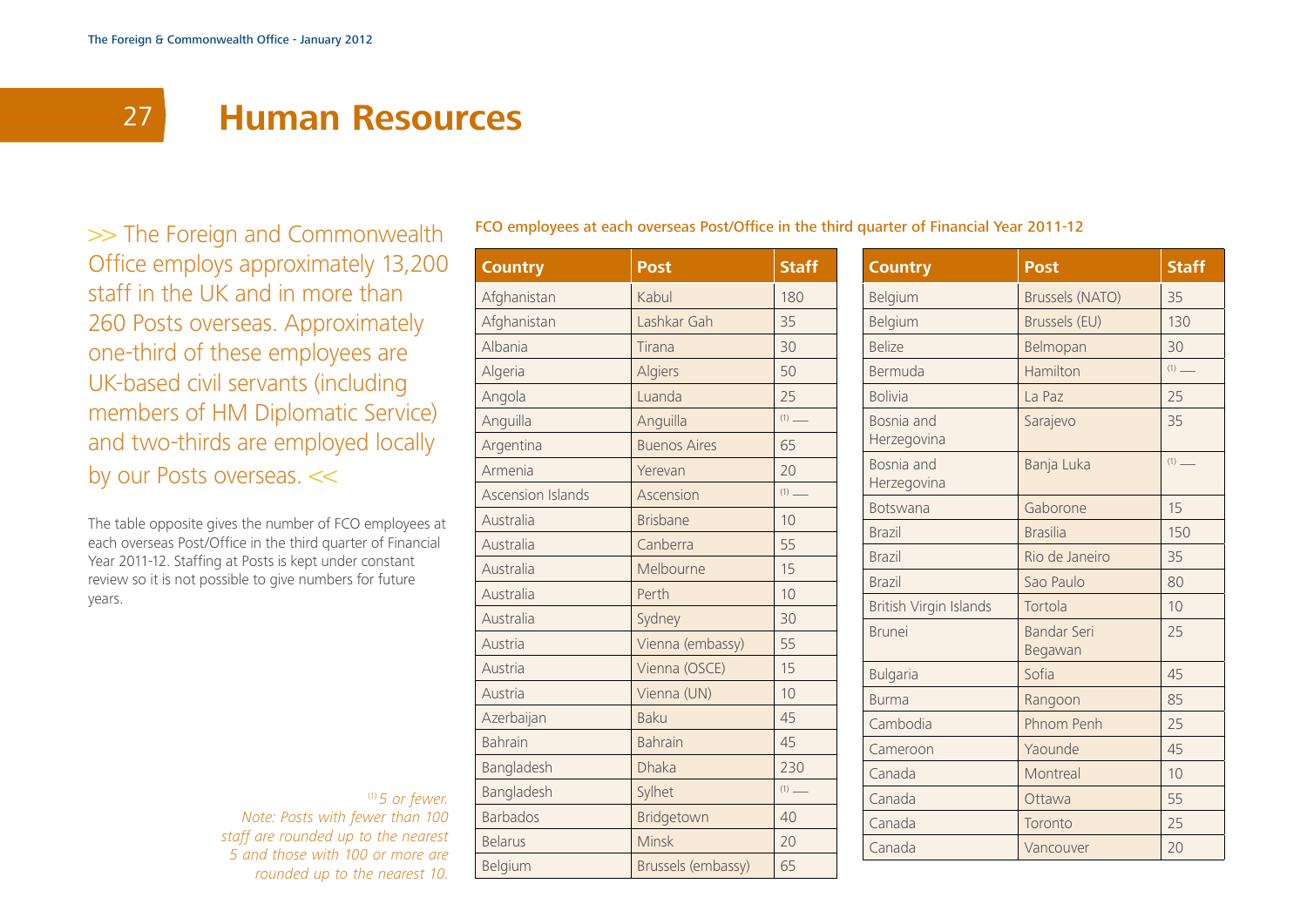# Human Resources

>> The Foreign and Commonwealth Office employs approximately 13,200 staff in the UK and in more than 260 Posts overseas. Approximately one-third of these employees are UK-based civil servants (including members of HM Diplomatic Service) and two-thirds are employed locally by our Posts overseas. <<

The table opposite gives the number of FCO employees at each overseas Post/Office in the third quarter of Financial Year 2011-12. Staffing at Posts is kept under constant review so it is not possible to give numbers for future years.

**FCO employees at each overseas Post/Office in the third quarter of Financial Year 2011-12**

| Country | Post | Staff |
|---|---|---|
| Afghanistan | Kabul | 180 |
| Afghanistan | Lashkar Gah | 35 |
| Albania | Tirana | 30 |
| Algeria | Algiers | 50 |
| Angola | Luanda | 25 |
| Anguilla | Anguilla | [1] — |
| Argentina | Buenos Aires | 65 |
| Armenia | Yerevan | 20 |
| Ascension Islands | Ascension | [1] — |
| Australia | Brisbane | 10 |
| Australia | Canberra | 55 |
| Australia | Melbourne | 15 |
| Australia | Perth | 10 |
| Australia | Sydney | 30 |
| Austria | Vienna (embassy) | 55 |
| Austria | Vienna (OSCE) | 15 |
| Austria | Vienna (UN) | 10 |
| Azerbaijan | Baku | 45 |
| Bahrain | Bahrain | 45 |
| Bangladesh | Dhaka | 230 |
| Bangladesh | Sylhet | [1] — |
| Barbados | Bridgetown | 40 |
| Belarus | Minsk | 20 |
| Belgium | Brussels (embassy) | 65 |
| Belgium | Brussels (NATO) | 35 |
| Belgium | Brussels (EU) | 130 |
| Belize | Belmopan | 30 |
| Bermuda | Hamilton | [1] — |
| Bolivia | La Paz | 25 |
| Bosnia and Herzegovina | Sarajevo | 35 |
| Bosnia and Herzegovina | Banja Luka | [1] — |
| Botswana | Gaborone | 15 |
| Brazil | Brasilia | 150 |
| Brazil | Rio de Janeiro | 35 |
| Brazil | Sao Paulo | 80 |
| British Virgin Islands | Tortola | 10 |
| Brunei | Bandar Seri Begawan | 25 |
| Bulgaria | Sofia | 45 |
| Burma | Rangoon | 85 |
| Cambodia | Phnom Penh | 25 |
| Cameroon | Yaounde | 45 |
| Canada | Montreal | 10 |
| Canada | Ottawa | 55 |
| Canada | Toronto | 25 |
| Canada | Vancouver | 20 |

*[1] 5 or fewer.*
*Note: Posts with fewer than 100 staff are rounded up to the nearest 5 and those with 100 or more are rounded up to the nearest 10.*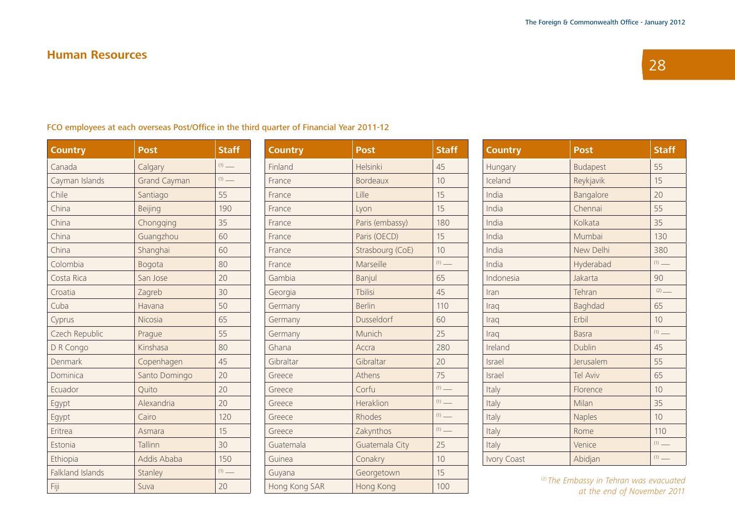## Human Resources

FCO employees at each overseas Post/Office in the third quarter of Financial Year 2011-12

| Country | Post | Staff |
|---|---|---|
| Canada | Calgary | [1] — |
| Cayman Islands | Grand Cayman | [1] — |
| Chile | Santiago | 55 |
| China | Beijing | 190 |
| China | Chongqing | 35 |
| China | Guangzhou | 60 |
| China | Shanghai | 60 |
| Colombia | Bogota | 80 |
| Costa Rica | San Jose | 20 |
| Croatia | Zagreb | 30 |
| Cuba | Havana | 50 |
| Cyprus | Nicosia | 65 |
| Czech Republic | Prague | 55 |
| D R Congo | Kinshasa | 80 |
| Denmark | Copenhagen | 45 |
| Dominica | Santo Domingo | 20 |
| Ecuador | Quito | 20 |
| Egypt | Alexandria | 20 |
| Egypt | Cairo | 120 |
| Eritrea | Asmara | 15 |
| Estonia | Tallinn | 30 |
| Ethiopia | Addis Ababa | 150 |
| Falkland Islands | Stanley | [1] — |
| Fiji | Suva | 20 |
| Finland | Helsinki | 45 |
| France | Bordeaux | 10 |
| France | Lille | 15 |
| France | Lyon | 15 |
| France | Paris (embassy) | 180 |
| France | Paris (OECD) | 15 |
| France | Strasbourg (CoE) | 10 |
| France | Marseille | [1] — |
| Gambia | Banjul | 65 |
| Georgia | Tbilisi | 45 |
| Germany | Berlin | 110 |
| Germany | Dusseldorf | 60 |
| Germany | Munich | 25 |
| Ghana | Accra | 280 |
| Gibraltar | Gibraltar | 20 |
| Greece | Athens | 75 |
| Greece | Corfu | [1] — |
| Greece | Heraklion | [1] — |
| Greece | Rhodes | [1] — |
| Greece | Zakynthos | [1] — |
| Guatemala | Guatemala City | 25 |
| Guinea | Conakry | 10 |
| Guyana | Georgetown | 15 |
| Hong Kong SAR | Hong Kong | 100 |
| Hungary | Budapest | 55 |
| Iceland | Reykjavik | 15 |
| India | Bangalore | 20 |
| India | Chennai | 55 |
| India | Kolkata | 35 |
| India | Mumbai | 130 |
| India | New Delhi | 380 |
| India | Hyderabad | [1] — |
| Indonesia | Jakarta | 90 |
| Iran | Tehran | [2] — |
| Iraq | Baghdad | 65 |
| Iraq | Erbil | 10 |
| Iraq | Basra | [1] — |
| Ireland | Dublin | 45 |
| Israel | Jerusalem | 55 |
| Israel | Tel Aviv | 65 |
| Italy | Florence | 10 |
| Italy | Milan | 35 |
| Italy | Naples | 10 |
| Italy | Rome | 110 |
| Italy | Venice | [1] — |
| Ivory Coast | Abidjan | [1] — |

*[2] The Embassy in Tehran was evacuated at the end of November 2011*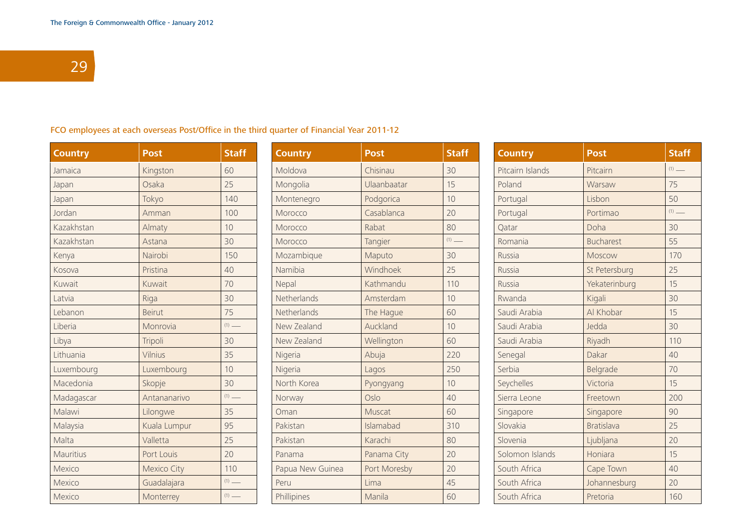## FCO employees at each overseas Post/Office in the third quarter of Financial Year 2011-12

| Country | Post | Staff |
|---|---|---|
| Jamaica | Kingston | 60 |
| Japan | Osaka | 25 |
| Japan | Tokyo | 140 |
| Jordan | Amman | 100 |
| Kazakhstan | Almaty | 10 |
| Kazakhstan | Astana | 30 |
| Kenya | Nairobi | 150 |
| Kosova | Pristina | 40 |
| Kuwait | Kuwait | 70 |
| Latvia | Riga | 30 |
| Lebanon | Beirut | 75 |
| Liberia | Monrovia | (1) — |
| Libya | Tripoli | 30 |
| Lithuania | Vilnius | 35 |
| Luxembourg | Luxembourg | 10 |
| Macedonia | Skopje | 30 |
| Madagascar | Antananarivo | (1) — |
| Malawi | Lilongwe | 35 |
| Malaysia | Kuala Lumpur | 95 |
| Malta | Valletta | 25 |
| Mauritius | Port Louis | 20 |
| Mexico | Mexico City | 110 |
| Mexico | Guadalajara | (1) — |
| Mexico | Monterrey | (1) — |
| Moldova | Chisinau | 30 |
| Mongolia | Ulaanbaatar | 15 |
| Montenegro | Podgorica | 10 |
| Morocco | Casablanca | 20 |
| Morocco | Rabat | 80 |
| Morocco | Tangier | (1) — |
| Mozambique | Maputo | 30 |
| Namibia | Windhoek | 25 |
| Nepal | Kathmandu | 110 |
| Netherlands | Amsterdam | 10 |
| Netherlands | The Hague | 60 |
| New Zealand | Auckland | 10 |
| New Zealand | Wellington | 60 |
| Nigeria | Abuja | 220 |
| Nigeria | Lagos | 250 |
| North Korea | Pyongyang | 10 |
| Norway | Oslo | 40 |
| Oman | Muscat | 60 |
| Pakistan | Islamabad | 310 |
| Pakistan | Karachi | 80 |
| Panama | Panama City | 20 |
| Papua New Guinea | Port Moresby | 20 |
| Peru | Lima | 45 |
| Phillipines | Manila | 60 |
| Pitcairn Islands | Pitcairn | (1) — |
| Poland | Warsaw | 75 |
| Portugal | Lisbon | 50 |
| Portugal | Portimao | (1) — |
| Qatar | Doha | 30 |
| Romania | Bucharest | 55 |
| Russia | Moscow | 170 |
| Russia | St Petersburg | 25 |
| Russia | Yekaterinburg | 15 |
| Rwanda | Kigali | 30 |
| Saudi Arabia | Al Khobar | 15 |
| Saudi Arabia | Jedda | 30 |
| Saudi Arabia | Riyadh | 110 |
| Senegal | Dakar | 40 |
| Serbia | Belgrade | 70 |
| Seychelles | Victoria | 15 |
| Sierra Leone | Freetown | 200 |
| Singapore | Singapore | 90 |
| Slovakia | Bratislava | 25 |
| Slovenia | Ljubljana | 20 |
| Solomon Islands | Honiara | 15 |
| South Africa | Cape Town | 40 |
| South Africa | Johannesburg | 20 |
| South Africa | Pretoria | 160 |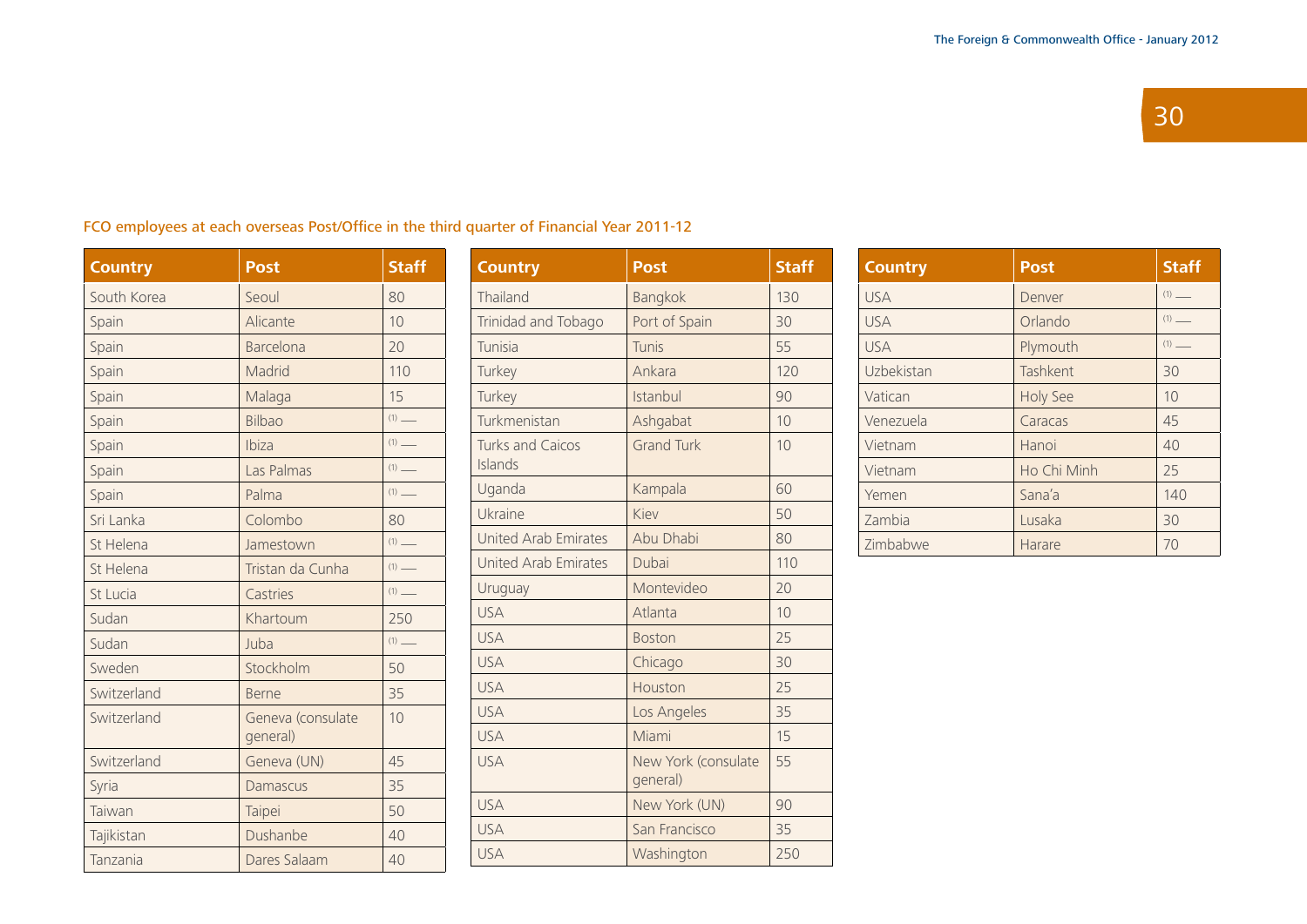FCO employees at each overseas Post/Office in the third quarter of Financial Year 2011-12

| Country | Post | Staff |
|---|---|---|
| South Korea | Seoul | 80 |
| Spain | Alicante | 10 |
| Spain | Barcelona | 20 |
| Spain | Madrid | 110 |
| Spain | Malaga | 15 |
| Spain | Bilbao | (1) — |
| Spain | Ibiza | (1) — |
| Spain | Las Palmas | (1) — |
| Spain | Palma | (1) — |
| Sri Lanka | Colombo | 80 |
| St Helena | Jamestown | (1) — |
| St Helena | Tristan da Cunha | (1) — |
| St Lucia | Castries | (1) — |
| Sudan | Khartoum | 250 |
| Sudan | Juba | (1) — |
| Sweden | Stockholm | 50 |
| Switzerland | Berne | 35 |
| Switzerland | Geneva (consulate general) | 10 |
| Switzerland | Geneva (UN) | 45 |
| Syria | Damascus | 35 |
| Taiwan | Taipei | 50 |
| Tajikistan | Dushanbe | 40 |
| Tanzania | Dares Salaam | 40 |
| Thailand | Bangkok | 130 |
| Trinidad and Tobago | Port of Spain | 30 |
| Tunisia | Tunis | 55 |
| Turkey | Ankara | 120 |
| Turkey | Istanbul | 90 |
| Turkmenistan | Ashgabat | 10 |
| Turks and Caicos Islands | Grand Turk | 10 |
| Uganda | Kampala | 60 |
| Ukraine | Kiev | 50 |
| United Arab Emirates | Abu Dhabi | 80 |
| United Arab Emirates | Dubai | 110 |
| Uruguay | Montevideo | 20 |
| USA | Atlanta | 10 |
| USA | Boston | 25 |
| USA | Chicago | 30 |
| USA | Houston | 25 |
| USA | Los Angeles | 35 |
| USA | Miami | 15 |
| USA | New York (consulate general) | 55 |
| USA | New York (UN) | 90 |
| USA | San Francisco | 35 |
| USA | Washington | 250 |
| USA | Denver | (1) — |
| USA | Orlando | (1) — |
| USA | Plymouth | (1) — |
| Uzbekistan | Tashkent | 30 |
| Vatican | Holy See | 10 |
| Venezuela | Caracas | 45 |
| Vietnam | Hanoi | 40 |
| Vietnam | Ho Chi Minh | 25 |
| Yemen | Sana'a | 140 |
| Zambia | Lusaka | 30 |
| Zimbabwe | Harare | 70 |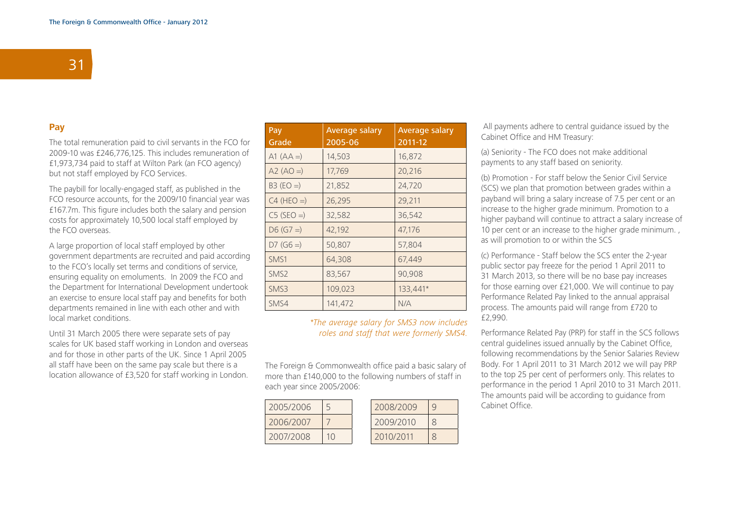## Pay

The total remuneration paid to civil servants in the FCO for 2009-10 was £246,776,125. This includes remuneration of £1,973,734 paid to staff at Wilton Park (an FCO agency) but not staff employed by FCO Services.

The paybill for locally-engaged staff, as published in the FCO resource accounts, for the 2009/10 financial year was £167.7m. This figure includes both the salary and pension costs for approximately 10,500 local staff employed by the FCO overseas.

A large proportion of local staff employed by other government departments are recruited and paid according to the FCO's locally set terms and conditions of service, ensuring equality on emoluments. In 2009 the FCO and the Department for International Development undertook an exercise to ensure local staff pay and benefits for both departments remained in line with each other and with local market conditions.

Until 31 March 2005 there were separate sets of pay scales for UK based staff working in London and overseas and for those in other parts of the UK. Since 1 April 2005 all staff have been on the same pay scale but there is a location allowance of £3,520 for staff working in London.

| Pay Grade | Average salary 2005-06 | Average salary 2011-12 |
|---|---|---|
| A1 (AA =) | 14,503 | 16,872 |
| A2 (AO =) | 17,769 | 20,216 |
| B3 (EO =) | 21,852 | 24,720 |
| C4 (HEO =) | 26,295 | 29,211 |
| C5 (SEO =) | 32,582 | 36,542 |
| D6 (G7 =) | 42,192 | 47,176 |
| D7 (G6 =) | 50,807 | 57,804 |
| SMS1 | 64,308 | 67,449 |
| SMS2 | 83,567 | 90,908 |
| SMS3 | 109,023 | 133,441* |
| SMS4 | 141,472 | N/A |

*\*The average salary for SMS3 now includes roles and staff that were formerly SMS4.*

The Foreign & Commonwealth office paid a basic salary of more than £140,000 to the following numbers of staff in each year since 2005/2006:

| | |
|---|---|
| 2005/2006 | 5 |
| 2006/2007 | 7 |
| 2007/2008 | 10 |
| 2008/2009 | 9 |
| 2009/2010 | 8 |
| 2010/2011 | 8 |

All payments adhere to central guidance issued by the Cabinet Office and HM Treasury:

(a) Seniority - The FCO does not make additional payments to any staff based on seniority.

(b) Promotion - For staff below the Senior Civil Service (SCS) we plan that promotion between grades within a payband will bring a salary increase of 7.5 per cent or an increase to the higher grade minimum. Promotion to a higher payband will continue to attract a salary increase of 10 per cent or an increase to the higher grade minimum. , as will promotion to or within the SCS

(c) Performance - Staff below the SCS enter the 2-year public sector pay freeze for the period 1 April 2011 to 31 March 2013, so there will be no base pay increases for those earning over £21,000. We will continue to pay Performance Related Pay linked to the annual appraisal process. The amounts paid will range from £720 to £2,990.

Performance Related Pay (PRP) for staff in the SCS follows central guidelines issued annually by the Cabinet Office, following recommendations by the Senior Salaries Review Body. For 1 April 2011 to 31 March 2012 we will pay PRP to the top 25 per cent of performers only. This relates to performance in the period 1 April 2010 to 31 March 2011. The amounts paid will be according to guidance from Cabinet Office.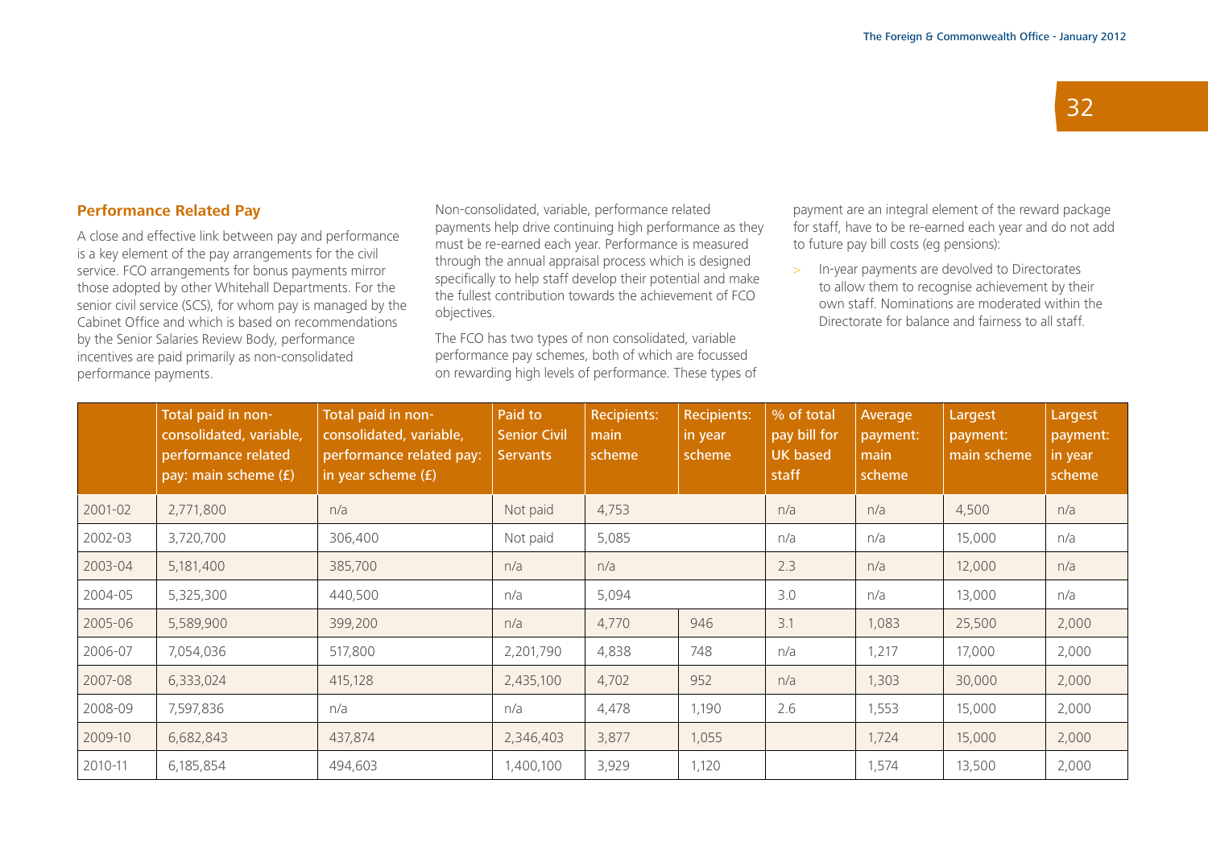## Performance Related Pay

A close and effective link between pay and performance is a key element of the pay arrangements for the civil service. FCO arrangements for bonus payments mirror those adopted by other Whitehall Departments. For the senior civil service (SCS), for whom pay is managed by the Cabinet Office and which is based on recommendations by the Senior Salaries Review Body, performance incentives are paid primarily as non-consolidated performance payments.

Non-consolidated, variable, performance related payments help drive continuing high performance as they must be re-earned each year. Performance is measured through the annual appraisal process which is designed specifically to help staff develop their potential and make the fullest contribution towards the achievement of FCO objectives.

The FCO has two types of non consolidated, variable performance pay schemes, both of which are focussed on rewarding high levels of performance. These types of payment are an integral element of the reward package for staff, have to be re-earned each year and do not add to future pay bill costs (eg pensions):

> In-year payments are devolved to Directorates to allow them to recognise achievement by their own staff. Nominations are moderated within the Directorate for balance and fairness to all staff.

| | Total paid in non-consolidated, variable, performance related pay: main scheme (£) | Total paid in non-consolidated, variable, performance related pay: in year scheme (£) | Paid to Senior Civil Servants | Recipients: main scheme | Recipients: in year scheme | % of total pay bill for UK based staff | Average payment: main scheme | Largest payment: main scheme | Largest payment: in year scheme |
|---|---|---|---|---|---|---|---|---|---|
| 2001-02 | 2,771,800 | n/a | Not paid | 4,753 | | n/a | n/a | 4,500 | n/a |
| 2002-03 | 3,720,700 | 306,400 | Not paid | 5,085 | | n/a | n/a | 15,000 | n/a |
| 2003-04 | 5,181,400 | 385,700 | n/a | n/a | | 2.3 | n/a | 12,000 | n/a |
| 2004-05 | 5,325,300 | 440,500 | n/a | 5,094 | | 3.0 | n/a | 13,000 | n/a |
| 2005-06 | 5,589,900 | 399,200 | n/a | 4,770 | 946 | 3.1 | 1,083 | 25,500 | 2,000 |
| 2006-07 | 7,054,036 | 517,800 | 2,201,790 | 4,838 | 748 | n/a | 1,217 | 17,000 | 2,000 |
| 2007-08 | 6,333,024 | 415,128 | 2,435,100 | 4,702 | 952 | n/a | 1,303 | 30,000 | 2,000 |
| 2008-09 | 7,597,836 | n/a | n/a | 4,478 | 1,190 | 2.6 | 1,553 | 15,000 | 2,000 |
| 2009-10 | 6,682,843 | 437,874 | 2,346,403 | 3,877 | 1,055 | | 1,724 | 15,000 | 2,000 |
| 2010-11 | 6,185,854 | 494,603 | 1,400,100 | 3,929 | 1,120 | | 1,574 | 13,500 | 2,000 |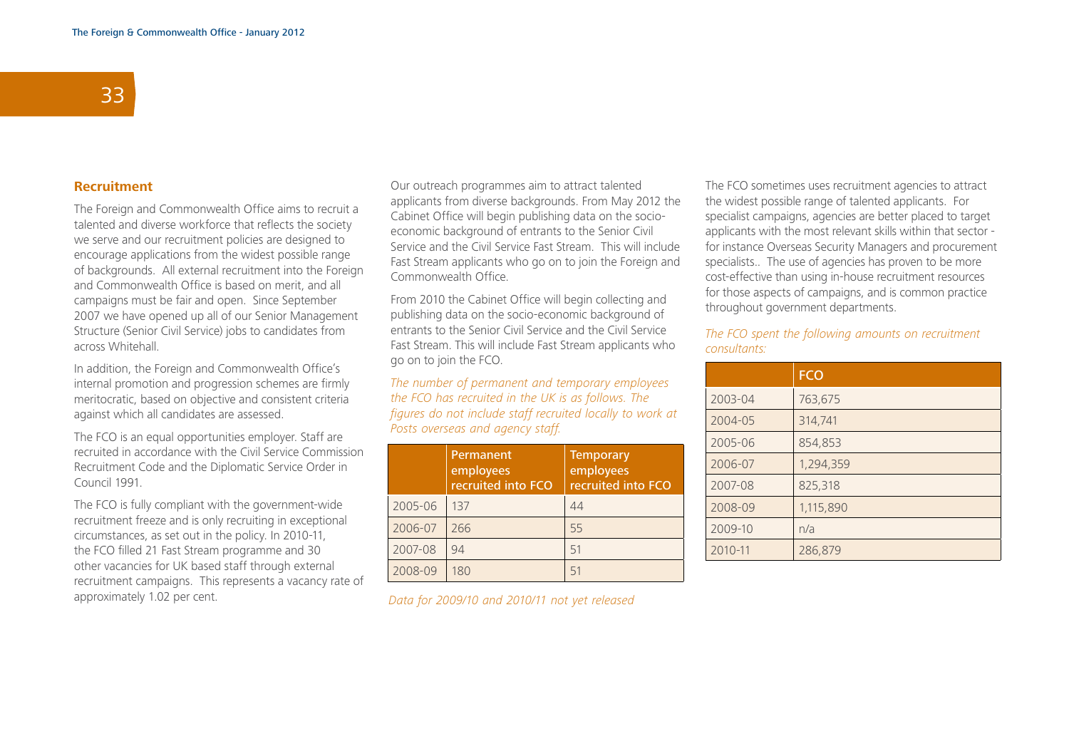## Recruitment

The Foreign and Commonwealth Office aims to recruit a talented and diverse workforce that reflects the society we serve and our recruitment policies are designed to encourage applications from the widest possible range of backgrounds. All external recruitment into the Foreign and Commonwealth Office is based on merit, and all campaigns must be fair and open. Since September 2007 we have opened up all of our Senior Management Structure (Senior Civil Service) jobs to candidates from across Whitehall.

In addition, the Foreign and Commonwealth Office's internal promotion and progression schemes are firmly meritocratic, based on objective and consistent criteria against which all candidates are assessed.

The FCO is an equal opportunities employer. Staff are recruited in accordance with the Civil Service Commission Recruitment Code and the Diplomatic Service Order in Council 1991.

The FCO is fully compliant with the government-wide recruitment freeze and is only recruiting in exceptional circumstances, as set out in the policy. In 2010-11, the FCO filled 21 Fast Stream programme and 30 other vacancies for UK based staff through external recruitment campaigns. This represents a vacancy rate of approximately 1.02 per cent.

Our outreach programmes aim to attract talented applicants from diverse backgrounds. From May 2012 the Cabinet Office will begin publishing data on the socio-economic background of entrants to the Senior Civil Service and the Civil Service Fast Stream. This will include Fast Stream applicants who go on to join the Foreign and Commonwealth Office.

From 2010 the Cabinet Office will begin collecting and publishing data on the socio-economic background of entrants to the Senior Civil Service and the Civil Service Fast Stream. This will include Fast Stream applicants who go on to join the FCO.

*The number of permanent and temporary employees the FCO has recruited in the UK is as follows. The figures do not include staff recruited locally to work at Posts overseas and agency staff.*

| | Permanent employees recruited into FCO | Temporary employees recruited into FCO |
|---|---|---|
| 2005-06 | 137 | 44 |
| 2006-07 | 266 | 55 |
| 2007-08 | 94 | 51 |
| 2008-09 | 180 | 51 |

*Data for 2009/10 and 2010/11 not yet released*

The FCO sometimes uses recruitment agencies to attract the widest possible range of talented applicants. For specialist campaigns, agencies are better placed to target applicants with the most relevant skills within that sector - for instance Overseas Security Managers and procurement specialists.. The use of agencies has proven to be more cost-effective than using in-house recruitment resources for those aspects of campaigns, and is common practice throughout government departments.

*The FCO spent the following amounts on recruitment consultants:*

| | FCO |
|---|---|
| 2003-04 | 763,675 |
| 2004-05 | 314,741 |
| 2005-06 | 854,853 |
| 2006-07 | 1,294,359 |
| 2007-08 | 825,318 |
| 2008-09 | 1,115,890 |
| 2009-10 | n/a |
| 2010-11 | 286,879 |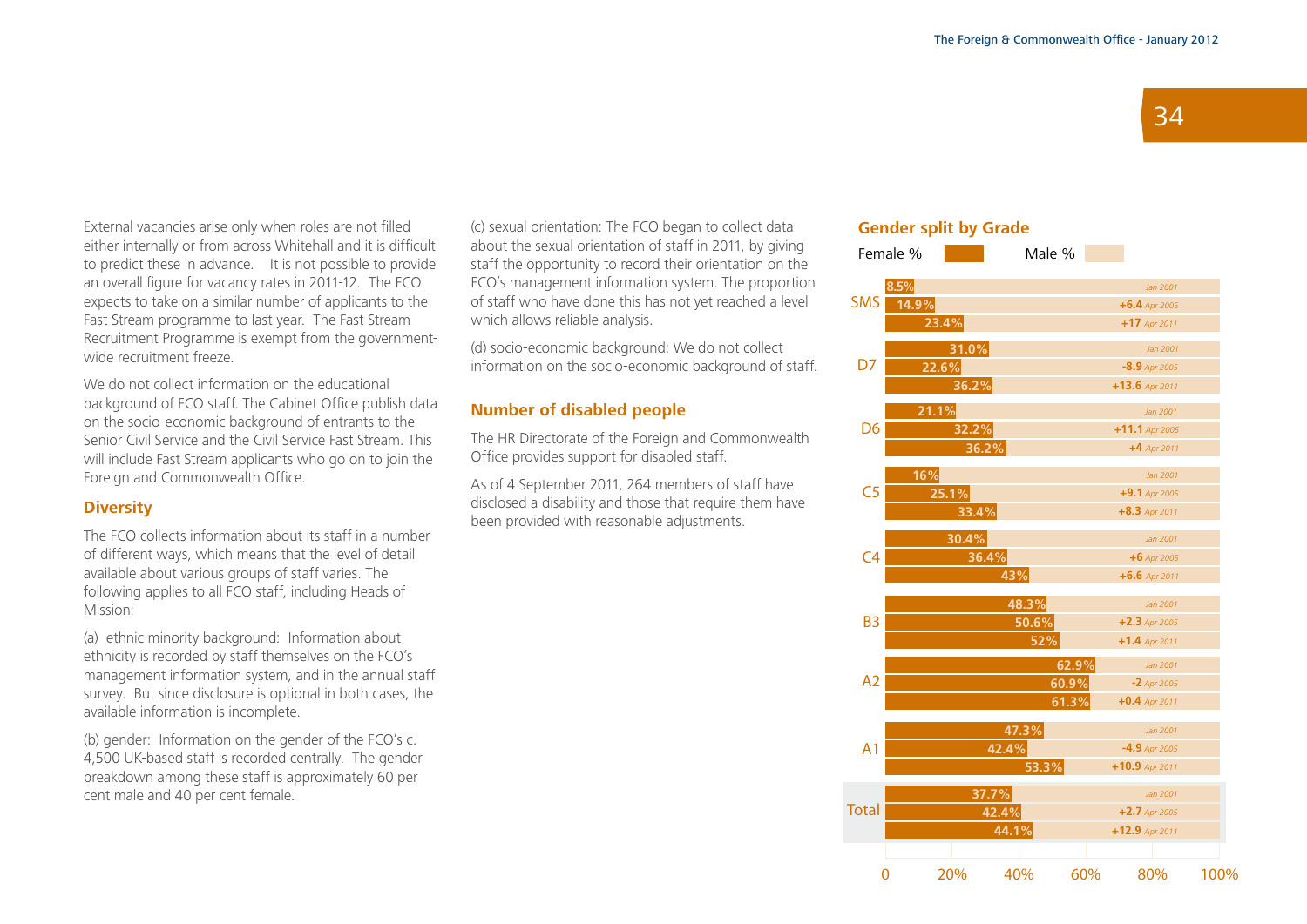External vacancies arise only when roles are not filled either internally or from across Whitehall and it is difficult to predict these in advance. It is not possible to provide an overall figure for vacancy rates in 2011-12. The FCO expects to take on a similar number of applicants to the Fast Stream programme to last year. The Fast Stream Recruitment Programme is exempt from the government-wide recruitment freeze.

We do not collect information on the educational background of FCO staff. The Cabinet Office publish data on the socio-economic background of entrants to the Senior Civil Service and the Civil Service Fast Stream. This will include Fast Stream applicants who go on to join the Foreign and Commonwealth Office.

### Diversity

The FCO collects information about its staff in a number of different ways, which means that the level of detail available about various groups of staff varies. The following applies to all FCO staff, including Heads of Mission:

(a) ethnic minority background: Information about ethnicity is recorded by staff themselves on the FCO's management information system, and in the annual staff survey. But since disclosure is optional in both cases, the available information is incomplete.

(b) gender: Information on the gender of the FCO's c. 4,500 UK-based staff is recorded centrally. The gender breakdown among these staff is approximately 60 per cent male and 40 per cent female.

(c) sexual orientation: The FCO began to collect data about the sexual orientation of staff in 2011, by giving staff the opportunity to record their orientation on the FCO's management information system. The proportion of staff who have done this has not yet reached a level which allows reliable analysis.

(d) socio-economic background: We do not collect information on the socio-economic background of staff.

### Number of disabled people

The HR Directorate of the Foreign and Commonwealth Office provides support for disabled staff.

As of 4 September 2011, 264 members of staff have disclosed a disability and those that require them have been provided with reasonable adjustments.

### Gender split by Grade

Female % / Male %

| Grade | Date | Female % | Change |
|---|---|---|---|
| SMS | Jan 2001 | 8.5% | |
| | Apr 2005 | 14.9% | +6.4 |
| | Apr 2011 | 23.4% | +17 |
| D7 | Jan 2001 | 31.0% | |
| | Apr 2005 | 22.6% | -8.9 |
| | Apr 2011 | 36.2% | +13.6 |
| D6 | Jan 2001 | 21.1% | |
| | Apr 2005 | 32.2% | +11.1 |
| | Apr 2011 | 36.2% | +4 |
| C5 | Jan 2001 | 16% | |
| | Apr 2005 | 25.1% | +9.1 |
| | Apr 2011 | 33.4% | +8.3 |
| C4 | Jan 2001 | 30.4% | |
| | Apr 2005 | 36.4% | +6 |
| | Apr 2011 | 43% | +6.6 |
| B3 | Jan 2001 | 48.3% | |
| | Apr 2005 | 50.6% | +2.3 |
| | Apr 2011 | 52% | +1.4 |
| A2 | Jan 2001 | 62.9% | |
| | Apr 2005 | 60.9% | -2 |
| | Apr 2011 | 61.3% | +0.4 |
| A1 | Jan 2001 | 47.3% | |
| | Apr 2005 | 42.4% | -4.9 |
| | Apr 2011 | 53.3% | +10.9 |
| Total | Jan 2001 | 37.7% | |
| | Apr 2005 | 42.4% | +2.7 |
| | Apr 2011 | 44.1% | +12.9 |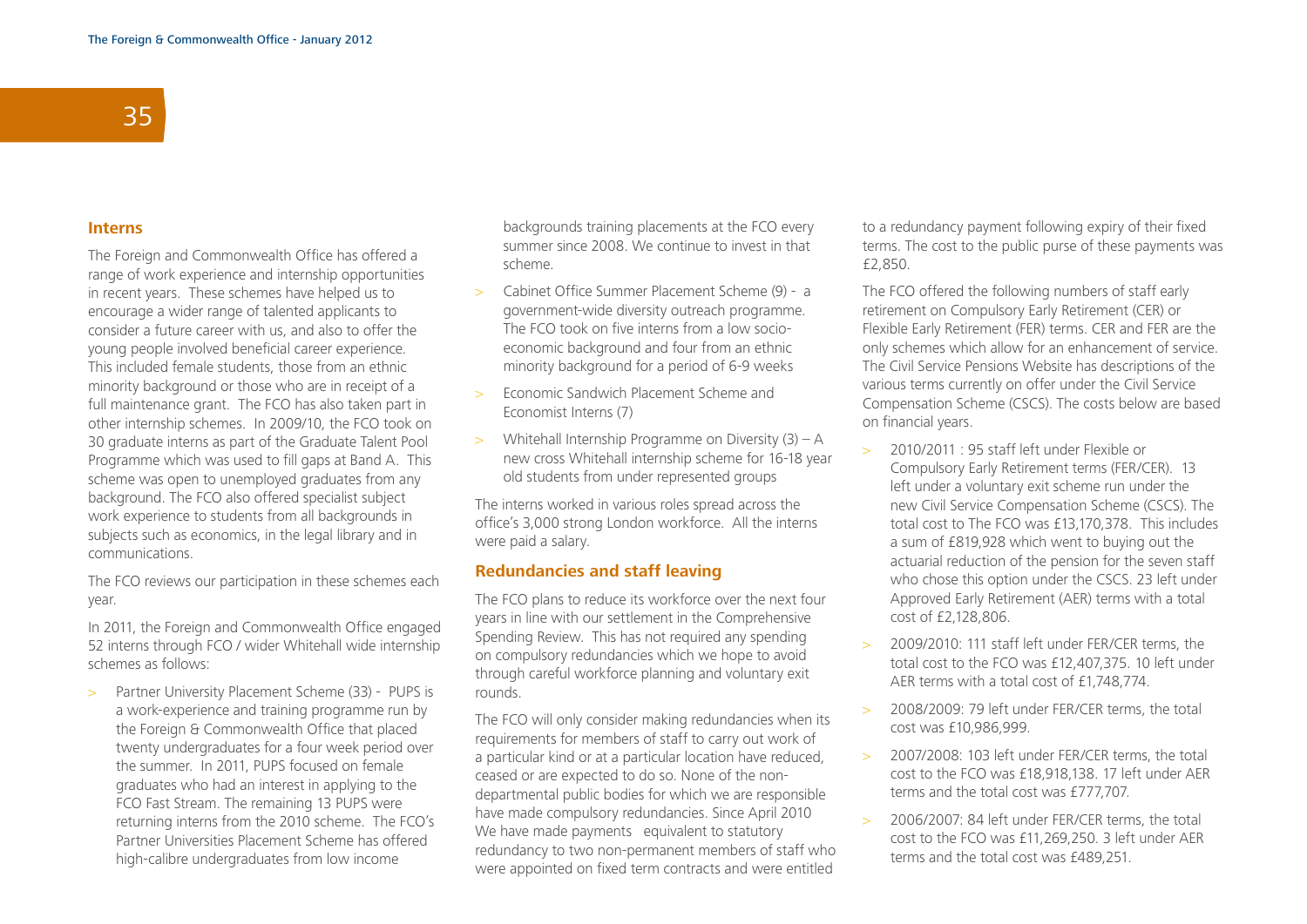## Interns

The Foreign and Commonwealth Office has offered a range of work experience and internship opportunities in recent years. These schemes have helped us to encourage a wider range of talented applicants to consider a future career with us, and also to offer the young people involved beneficial career experience. This included female students, those from an ethnic minority background or those who are in receipt of a full maintenance grant. The FCO has also taken part in other internship schemes. In 2009/10, the FCO took on 30 graduate interns as part of the Graduate Talent Pool Programme which was used to fill gaps at Band A. This scheme was open to unemployed graduates from any background. The FCO also offered specialist subject work experience to students from all backgrounds in subjects such as economics, in the legal library and in communications.

The FCO reviews our participation in these schemes each year.

In 2011, the Foreign and Commonwealth Office engaged 52 interns through FCO / wider Whitehall wide internship schemes as follows:

- Partner University Placement Scheme (33) - PUPS is a work-experience and training programme run by the Foreign & Commonwealth Office that placed twenty undergraduates for a four week period over the summer. In 2011, PUPS focused on female graduates who had an interest in applying to the FCO Fast Stream. The remaining 13 PUPS were returning interns from the 2010 scheme. The FCO's Partner Universities Placement Scheme has offered high-calibre undergraduates from low income backgrounds training placements at the FCO every summer since 2008. We continue to invest in that scheme.
- Cabinet Office Summer Placement Scheme (9) - a government-wide diversity outreach programme. The FCO took on five interns from a low socio-economic background and four from an ethnic minority background for a period of 6-9 weeks
- Economic Sandwich Placement Scheme and Economist Interns (7)
- Whitehall Internship Programme on Diversity (3) – A new cross Whitehall internship scheme for 16-18 year old students from under represented groups

The interns worked in various roles spread across the office's 3,000 strong London workforce. All the interns were paid a salary.

## Redundancies and staff leaving

The FCO plans to reduce its workforce over the next four years in line with our settlement in the Comprehensive Spending Review. This has not required any spending on compulsory redundancies which we hope to avoid through careful workforce planning and voluntary exit rounds.

The FCO will only consider making redundancies when its requirements for members of staff to carry out work of a particular kind or at a particular location have reduced, ceased or are expected to do so. None of the non-departmental public bodies for which we are responsible have made compulsory redundancies. Since April 2010 We have made payments equivalent to statutory redundancy to two non-permanent members of staff who were appointed on fixed term contracts and were entitled to a redundancy payment following expiry of their fixed terms. The cost to the public purse of these payments was £2,850.

The FCO offered the following numbers of staff early retirement on Compulsory Early Retirement (CER) or Flexible Early Retirement (FER) terms. CER and FER are the only schemes which allow for an enhancement of service. The Civil Service Pensions Website has descriptions of the various terms currently on offer under the Civil Service Compensation Scheme (CSCS). The costs below are based on financial years.

- 2010/2011 : 95 staff left under Flexible or Compulsory Early Retirement terms (FER/CER). 13 left under a voluntary exit scheme run under the new Civil Service Compensation Scheme (CSCS). The total cost to The FCO was £13,170,378. This includes a sum of £819,928 which went to buying out the actuarial reduction of the pension for the seven staff who chose this option under the CSCS. 23 left under Approved Early Retirement (AER) terms with a total cost of £2,128,806.
- 2009/2010: 111 staff left under FER/CER terms, the total cost to the FCO was £12,407,375. 10 left under AER terms with a total cost of £1,748,774.
- 2008/2009: 79 left under FER/CER terms, the total cost was £10,986,999.
- 2007/2008: 103 left under FER/CER terms, the total cost to the FCO was £18,918,138. 17 left under AER terms and the total cost was £777,707.
- 2006/2007: 84 left under FER/CER terms, the total cost to the FCO was £11,269,250. 3 left under AER terms and the total cost was £489,251.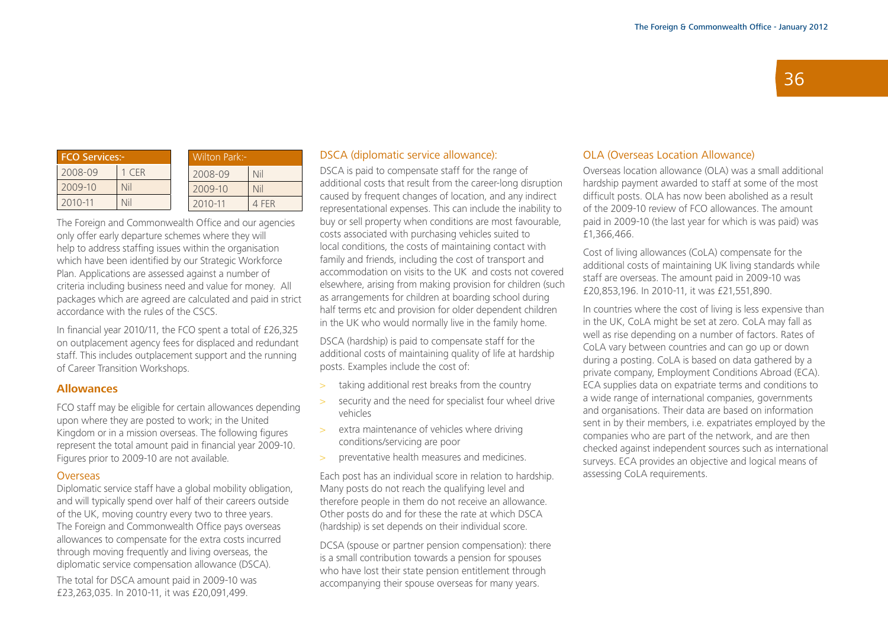| FCO Services:- | |
|---|---|
| 2008-09 | 1 CER |
| 2009-10 | Nil |
| 2010-11 | Nil |

| Wilton Park:- | |
|---|---|
| 2008-09 | Nil |
| 2009-10 | Nil |
| 2010-11 | 4 FER |

The Foreign and Commonwealth Office and our agencies only offer early departure schemes where they will help to address staffing issues within the organisation which have been identified by our Strategic Workforce Plan. Applications are assessed against a number of criteria including business need and value for money. All packages which are agreed are calculated and paid in strict accordance with the rules of the CSCS.

In financial year 2010/11, the FCO spent a total of £26,325 on outplacement agency fees for displaced and redundant staff. This includes outplacement support and the running of Career Transition Workshops.

## Allowances

FCO staff may be eligible for certain allowances depending upon where they are posted to work; in the United Kingdom or in a mission overseas. The following figures represent the total amount paid in financial year 2009-10. Figures prior to 2009-10 are not available.

### Overseas

Diplomatic service staff have a global mobility obligation, and will typically spend over half of their careers outside of the UK, moving country every two to three years. The Foreign and Commonwealth Office pays overseas allowances to compensate for the extra costs incurred through moving frequently and living overseas, the diplomatic service compensation allowance (DSCA).

The total for DSCA amount paid in 2009-10 was £23,263,035. In 2010-11, it was £20,091,499.

### DSCA (diplomatic service allowance):

DSCA is paid to compensate staff for the range of additional costs that result from the career-long disruption caused by frequent changes of location, and any indirect representational expenses. This can include the inability to buy or sell property when conditions are most favourable, costs associated with purchasing vehicles suited to local conditions, the costs of maintaining contact with family and friends, including the cost of transport and accommodation on visits to the UK and costs not covered elsewhere, arising from making provision for children (such as arrangements for children at boarding school during half terms etc and provision for older dependent children in the UK who would normally live in the family home.

DSCA (hardship) is paid to compensate staff for the additional costs of maintaining quality of life at hardship posts. Examples include the cost of:

- taking additional rest breaks from the country
- security and the need for specialist four wheel drive vehicles
- extra maintenance of vehicles where driving conditions/servicing are poor
- preventative health measures and medicines.

Each post has an individual score in relation to hardship. Many posts do not reach the qualifying level and therefore people in them do not receive an allowance. Other posts do and for these the rate at which DSCA (hardship) is set depends on their individual score.

DCSA (spouse or partner pension compensation): there is a small contribution towards a pension for spouses who have lost their state pension entitlement through accompanying their spouse overseas for many years.

### OLA (Overseas Location Allowance)

Overseas location allowance (OLA) was a small additional hardship payment awarded to staff at some of the most difficult posts. OLA has now been abolished as a result of the 2009-10 review of FCO allowances. The amount paid in 2009-10 (the last year for which is was paid) was £1,366,466.

Cost of living allowances (CoLA) compensate for the additional costs of maintaining UK living standards while staff are overseas. The amount paid in 2009-10 was £20,853,196. In 2010-11, it was £21,551,890.

In countries where the cost of living is less expensive than in the UK, CoLA might be set at zero. CoLA may fall as well as rise depending on a number of factors. Rates of CoLA vary between countries and can go up or down during a posting. CoLA is based on data gathered by a private company, Employment Conditions Abroad (ECA). ECA supplies data on expatriate terms and conditions to a wide range of international companies, governments and organisations. Their data are based on information sent in by their members, i.e. expatriates employed by the companies who are part of the network, and are then checked against independent sources such as international surveys. ECA provides an objective and logical means of assessing CoLA requirements.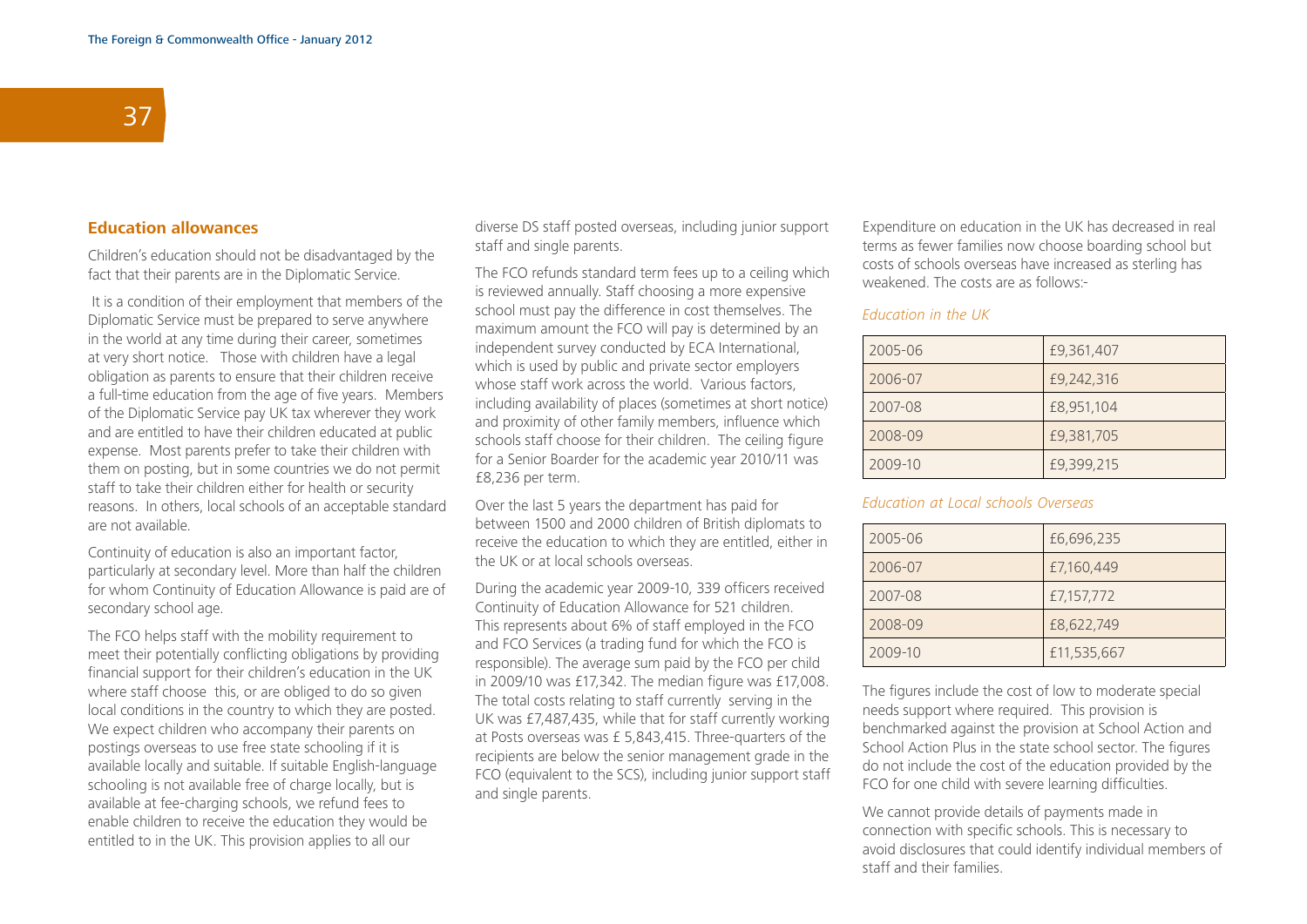## Education allowances

Children's education should not be disadvantaged by the fact that their parents are in the Diplomatic Service.

It is a condition of their employment that members of the Diplomatic Service must be prepared to serve anywhere in the world at any time during their career, sometimes at very short notice. Those with children have a legal obligation as parents to ensure that their children receive a full-time education from the age of five years. Members of the Diplomatic Service pay UK tax wherever they work and are entitled to have their children educated at public expense. Most parents prefer to take their children with them on posting, but in some countries we do not permit staff to take their children either for health or security reasons. In others, local schools of an acceptable standard are not available.

Continuity of education is also an important factor, particularly at secondary level. More than half the children for whom Continuity of Education Allowance is paid are of secondary school age.

The FCO helps staff with the mobility requirement to meet their potentially conflicting obligations by providing financial support for their children's education in the UK where staff choose this, or are obliged to do so given local conditions in the country to which they are posted. We expect children who accompany their parents on postings overseas to use free state schooling if it is available locally and suitable. If suitable English-language schooling is not available free of charge locally, but is available at fee-charging schools, we refund fees to enable children to receive the education they would be entitled to in the UK. This provision applies to all our diverse DS staff posted overseas, including junior support staff and single parents.

The FCO refunds standard term fees up to a ceiling which is reviewed annually. Staff choosing a more expensive school must pay the difference in cost themselves. The maximum amount the FCO will pay is determined by an independent survey conducted by ECA International, which is used by public and private sector employers whose staff work across the world. Various factors, including availability of places (sometimes at short notice) and proximity of other family members, influence which schools staff choose for their children. The ceiling figure for a Senior Boarder for the academic year 2010/11 was £8,236 per term.

Over the last 5 years the department has paid for between 1500 and 2000 children of British diplomats to receive the education to which they are entitled, either in the UK or at local schools overseas.

During the academic year 2009-10, 339 officers received Continuity of Education Allowance for 521 children. This represents about 6% of staff employed in the FCO and FCO Services (a trading fund for which the FCO is responsible). The average sum paid by the FCO per child in 2009/10 was £17,342. The median figure was £17,008. The total costs relating to staff currently serving in the UK was £7,487,435, while that for staff currently working at Posts overseas was £ 5,843,415. Three-quarters of the recipients are below the senior management grade in the FCO (equivalent to the SCS), including junior support staff and single parents.

Expenditure on education in the UK has decreased in real terms as fewer families now choose boarding school but costs of schools overseas have increased as sterling has weakened. The costs are as follows:-

*Education in the UK*

| | |
|---|---|
| 2005-06 | £9,361,407 |
| 2006-07 | £9,242,316 |
| 2007-08 | £8,951,104 |
| 2008-09 | £9,381,705 |
| 2009-10 | £9,399,215 |

*Education at Local schools Overseas*

| | |
|---|---|
| 2005-06 | £6,696,235 |
| 2006-07 | £7,160,449 |
| 2007-08 | £7,157,772 |
| 2008-09 | £8,622,749 |
| 2009-10 | £11,535,667 |

The figures include the cost of low to moderate special needs support where required. This provision is benchmarked against the provision at School Action and School Action Plus in the state school sector. The figures do not include the cost of the education provided by the FCO for one child with severe learning difficulties.

We cannot provide details of payments made in connection with specific schools. This is necessary to avoid disclosures that could identify individual members of staff and their families.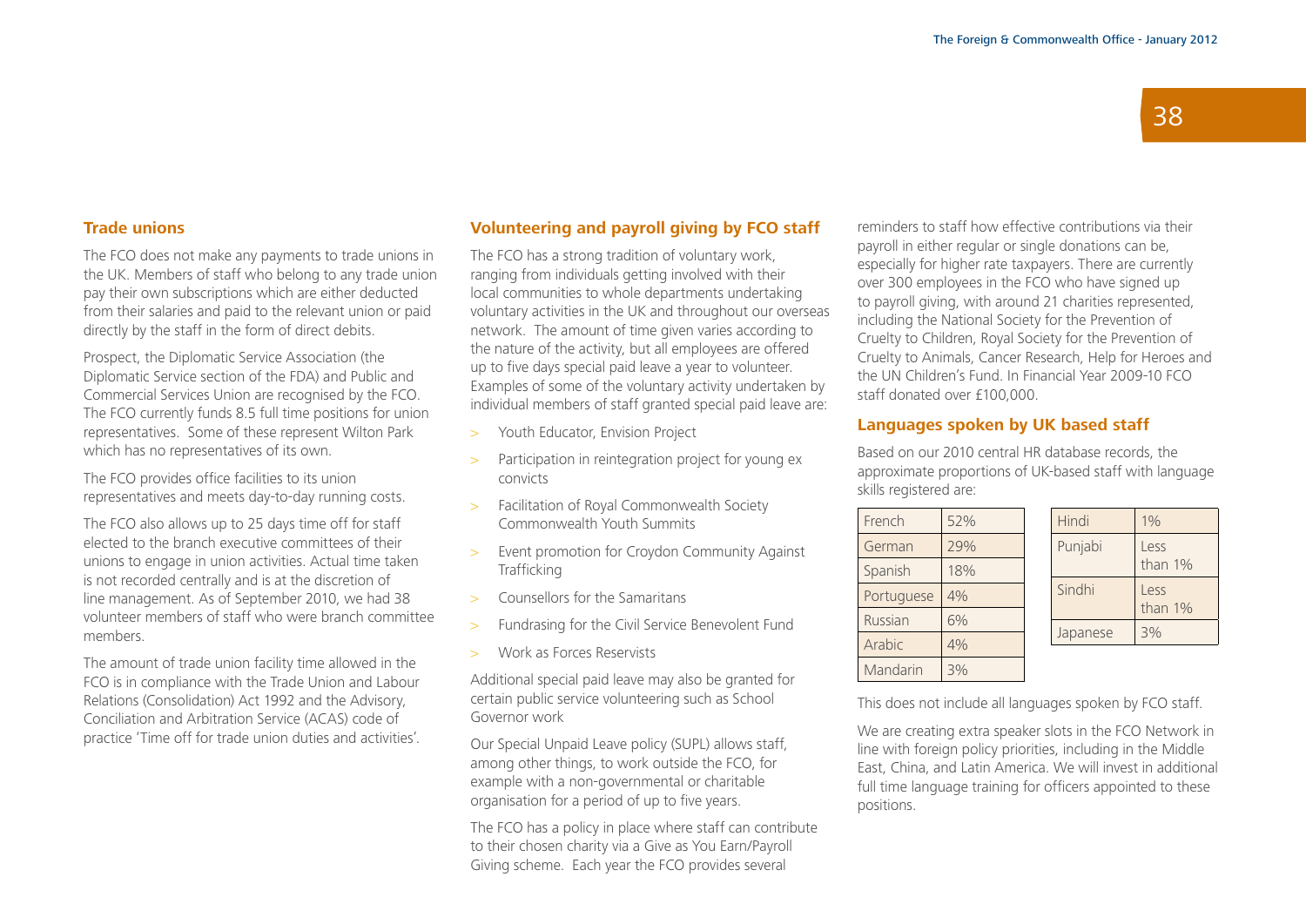## Trade unions

The FCO does not make any payments to trade unions in the UK. Members of staff who belong to any trade union pay their own subscriptions which are either deducted from their salaries and paid to the relevant union or paid directly by the staff in the form of direct debits.

Prospect, the Diplomatic Service Association (the Diplomatic Service section of the FDA) and Public and Commercial Services Union are recognised by the FCO. The FCO currently funds 8.5 full time positions for union representatives. Some of these represent Wilton Park which has no representatives of its own.

The FCO provides office facilities to its union representatives and meets day-to-day running costs.

The FCO also allows up to 25 days time off for staff elected to the branch executive committees of their unions to engage in union activities. Actual time taken is not recorded centrally and is at the discretion of line management. As of September 2010, we had 38 volunteer members of staff who were branch committee members.

The amount of trade union facility time allowed in the FCO is in compliance with the Trade Union and Labour Relations (Consolidation) Act 1992 and the Advisory, Conciliation and Arbitration Service (ACAS) code of practice 'Time off for trade union duties and activities'.

## Volunteering and payroll giving by FCO staff

The FCO has a strong tradition of voluntary work, ranging from individuals getting involved with their local communities to whole departments undertaking voluntary activities in the UK and throughout our overseas network. The amount of time given varies according to the nature of the activity, but all employees are offered up to five days special paid leave a year to volunteer. Examples of some of the voluntary activity undertaken by individual members of staff granted special paid leave are:

- Youth Educator, Envision Project
- Participation in reintegration project for young ex convicts
- Facilitation of Royal Commonwealth Society Commonwealth Youth Summits
- Event promotion for Croydon Community Against Trafficking
- Counsellors for the Samaritans
- Fundrasing for the Civil Service Benevolent Fund
- Work as Forces Reservists

Additional special paid leave may also be granted for certain public service volunteering such as School Governor work

Our Special Unpaid Leave policy (SUPL) allows staff, among other things, to work outside the FCO, for example with a non-governmental or charitable organisation for a period of up to five years.

The FCO has a policy in place where staff can contribute to their chosen charity via a Give as You Earn/Payroll Giving scheme. Each year the FCO provides several reminders to staff how effective contributions via their payroll in either regular or single donations can be, especially for higher rate taxpayers. There are currently over 300 employees in the FCO who have signed up to payroll giving, with around 21 charities represented, including the National Society for the Prevention of Cruelty to Children, Royal Society for the Prevention of Cruelty to Animals, Cancer Research, Help for Heroes and the UN Children's Fund. In Financial Year 2009-10 FCO staff donated over £100,000.

## Languages spoken by UK based staff

Based on our 2010 central HR database records, the approximate proportions of UK-based staff with language skills registered are:

| Language | % |
|---|---|
| French | 52% |
| German | 29% |
| Spanish | 18% |
| Portuguese | 4% |
| Russian | 6% |
| Arabic | 4% |
| Mandarin | 3% |

| Language | % |
|---|---|
| Hindi | 1% |
| Punjabi | Less than 1% |
| Sindhi | Less than 1% |
| Japanese | 3% |

This does not include all languages spoken by FCO staff.

We are creating extra speaker slots in the FCO Network in line with foreign policy priorities, including in the Middle East, China, and Latin America. We will invest in additional full time language training for officers appointed to these positions.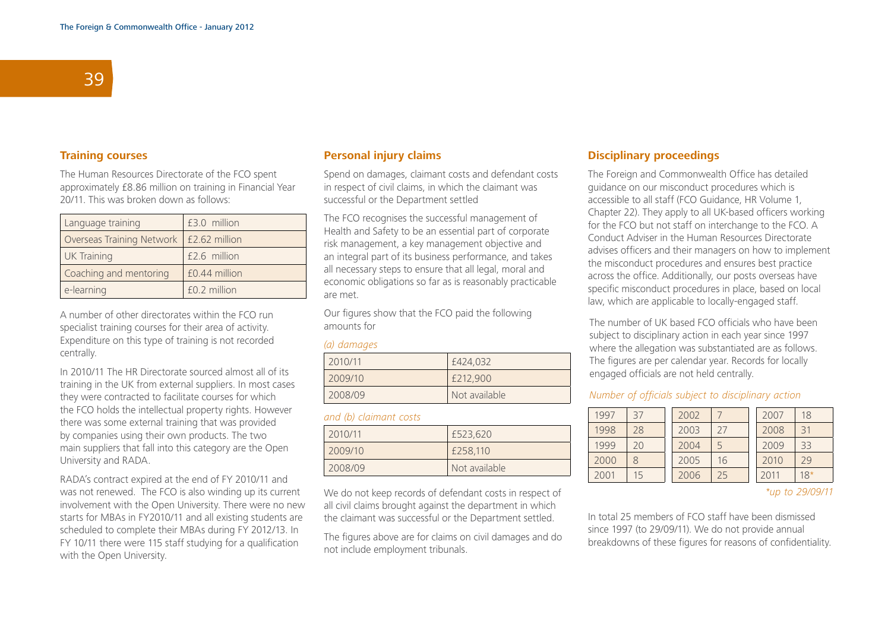## Training courses

The Human Resources Directorate of the FCO spent approximately £8.86 million on training in Financial Year 20/11. This was broken down as follows:

| | |
|---|---|
| Language training | £3.0 million |
| Overseas Training Network | £2.62 million |
| UK Training | £2.6 million |
| Coaching and mentoring | £0.44 million |
| e-learning | £0.2 million |

A number of other directorates within the FCO run specialist training courses for their area of activity. Expenditure on this type of training is not recorded centrally.

In 2010/11 The HR Directorate sourced almost all of its training in the UK from external suppliers. In most cases they were contracted to facilitate courses for which the FCO holds the intellectual property rights. However there was some external training that was provided by companies using their own products. The two main suppliers that fall into this category are the Open University and RADA.

RADA's contract expired at the end of FY 2010/11 and was not renewed. The FCO is also winding up its current involvement with the Open University. There were no new starts for MBAs in FY2010/11 and all existing students are scheduled to complete their MBAs during FY 2012/13. In FY 10/11 there were 115 staff studying for a qualification with the Open University.

## Personal injury claims

Spend on damages, claimant costs and defendant costs in respect of civil claims, in which the claimant was successful or the Department settled

The FCO recognises the successful management of Health and Safety to be an essential part of corporate risk management, a key management objective and an integral part of its business performance, and takes all necessary steps to ensure that all legal, moral and economic obligations so far as is reasonably practicable are met.

Our figures show that the FCO paid the following amounts for

*(a) damages*

| | |
|---|---|
| 2010/11 | £424,032 |
| 2009/10 | £212,900 |
| 2008/09 | Not available |

*and (b) claimant costs*

| | |
|---|---|
| 2010/11 | £523,620 |
| 2009/10 | £258,110 |
| 2008/09 | Not available |

We do not keep records of defendant costs in respect of all civil claims brought against the department in which the claimant was successful or the Department settled.

The figures above are for claims on civil damages and do not include employment tribunals.

## Disciplinary proceedings

The Foreign and Commonwealth Office has detailed guidance on our misconduct procedures which is accessible to all staff (FCO Guidance, HR Volume 1, Chapter 22). They apply to all UK-based officers working for the FCO but not staff on interchange to the FCO. A Conduct Adviser in the Human Resources Directorate advises officers and their managers on how to implement the misconduct procedures and ensures best practice across the office. Additionally, our posts overseas have specific misconduct procedures in place, based on local law, which are applicable to locally-engaged staff.

The number of UK based FCO officials who have been subject to disciplinary action in each year since 1997 where the allegation was substantiated are as follows. The figures are per calendar year. Records for locally engaged officials are not held centrally.

*Number of officials subject to disciplinary action*

| | | | | | |
|---|---|---|---|---|---|
| 1997 | 37 | 2002 | 7 | 2007 | 18 |
| 1998 | 28 | 2003 | 27 | 2008 | 31 |
| 1999 | 20 | 2004 | 5 | 2009 | 33 |
| 2000 | 8 | 2005 | 16 | 2010 | 29 |
| 2001 | 15 | 2006 | 25 | 2011 | 18* |

*\*up to 29/09/11*

In total 25 members of FCO staff have been dismissed since 1997 (to 29/09/11). We do not provide annual breakdowns of these figures for reasons of confidentiality.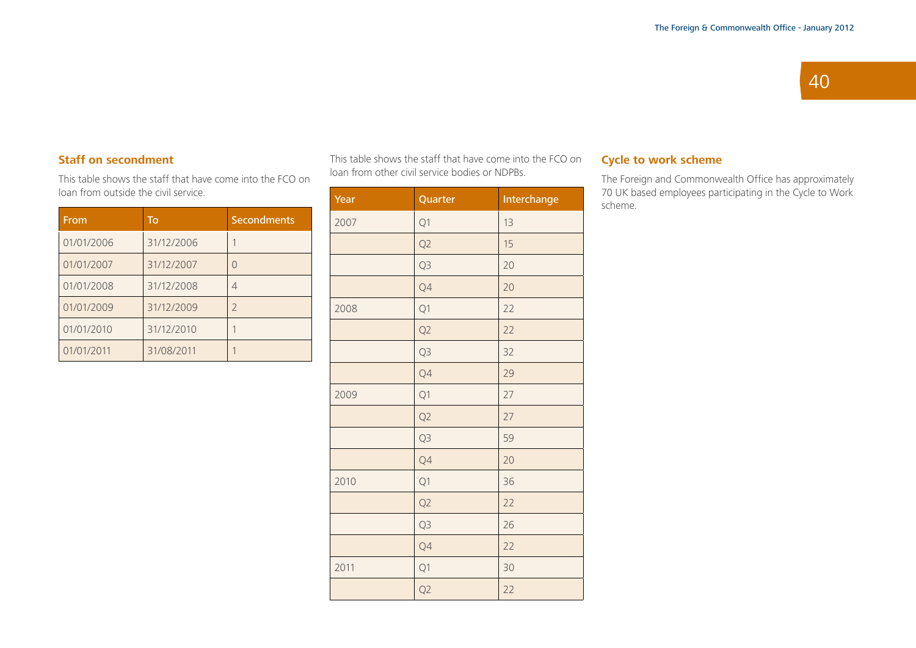## Staff on secondment

This table shows the staff that have come into the FCO on loan from outside the civil service.

| From | To | Secondments |
|---|---|---|
| 01/01/2006 | 31/12/2006 | 1 |
| 01/01/2007 | 31/12/2007 | 0 |
| 01/01/2008 | 31/12/2008 | 4 |
| 01/01/2009 | 31/12/2009 | 2 |
| 01/01/2010 | 31/12/2010 | 1 |
| 01/01/2011 | 31/08/2011 | 1 |

This table shows the staff that have come into the FCO on loan from other civil service bodies or NDPBs.

| Year | Quarter | Interchange |
|---|---|---|
| 2007 | Q1 | 13 |
| | Q2 | 15 |
| | Q3 | 20 |
| | Q4 | 20 |
| 2008 | Q1 | 22 |
| | Q2 | 22 |
| | Q3 | 32 |
| | Q4 | 29 |
| 2009 | Q1 | 27 |
| | Q2 | 27 |
| | Q3 | 59 |
| | Q4 | 20 |
| 2010 | Q1 | 36 |
| | Q2 | 22 |
| | Q3 | 26 |
| | Q4 | 22 |
| 2011 | Q1 | 30 |
| | Q2 | 22 |

## Cycle to work scheme

The Foreign and Commonwealth Office has approximately 70 UK based employees participating in the Cycle to Work scheme.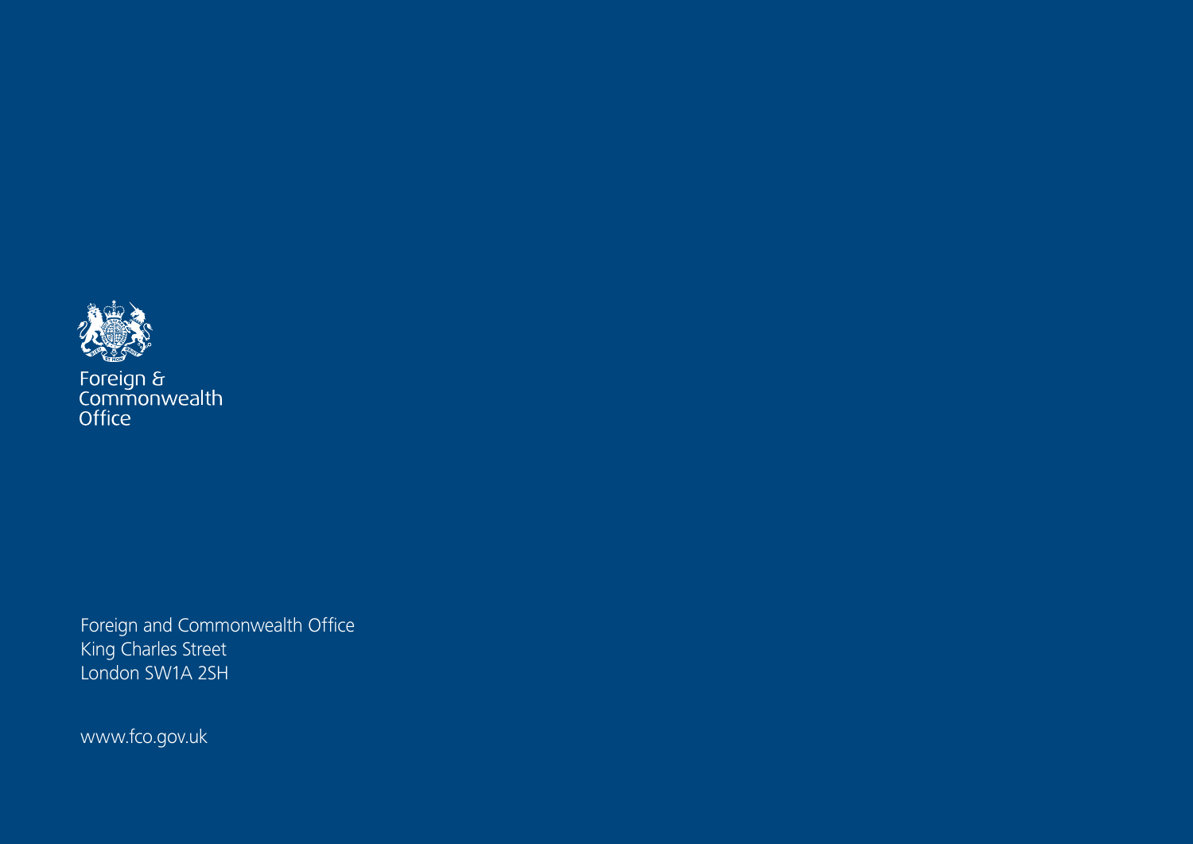Foreign &
Commonwealth
Office

Foreign and Commonwealth Office
King Charles Street
London SW1A 2SH

www.fco.gov.uk